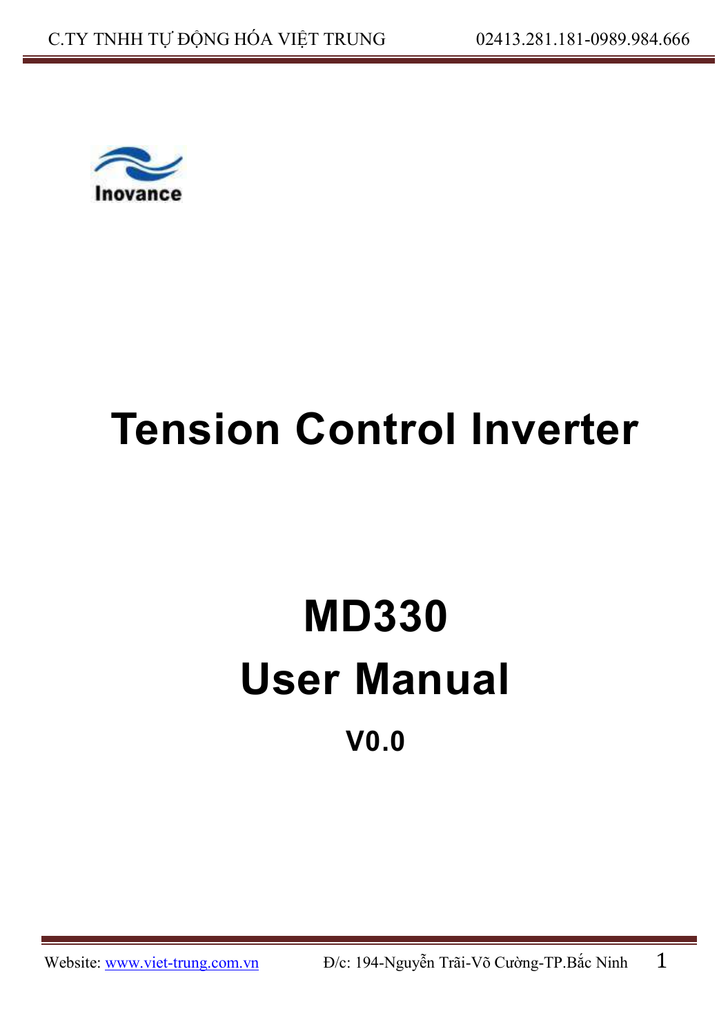Inovance

# Tension Control Inverter

# MD330
# User Manual

**V0.0**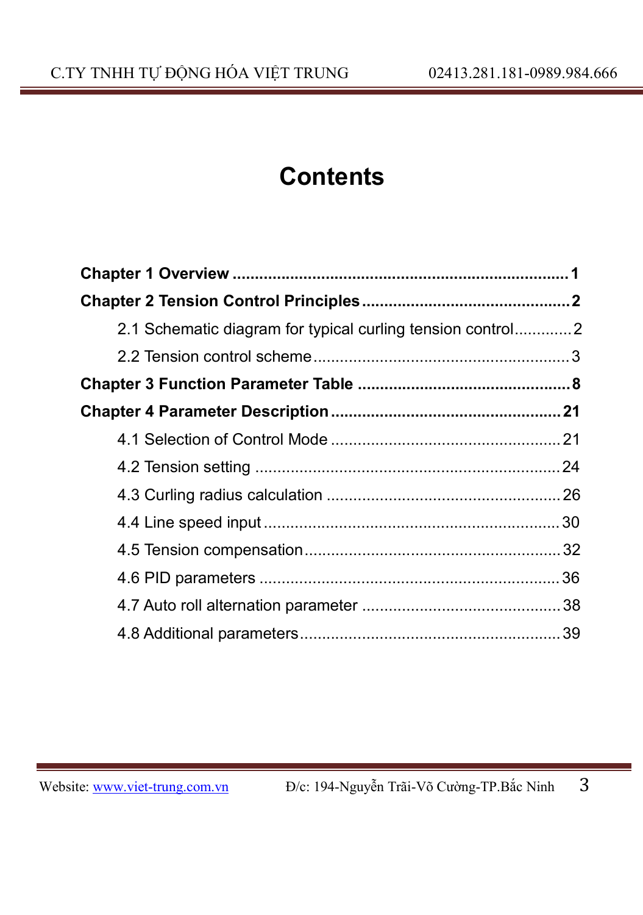# Contents

**Chapter 1 Overview ........................................................................ 1**

**Chapter 2 Tension Control Principles .............................................. 2**

2.1 Schematic diagram for typical curling tension control............. 2

2.2 Tension control scheme ........................................................ 3

**Chapter 3 Function Parameter Table ................................................ 8**

**Chapter 4 Parameter Description .................................................... 21**

4.1 Selection of Control Mode .................................................... 21

4.2 Tension setting ..................................................................... 24

4.3 Curling radius calculation ..................................................... 26

4.4 Line speed input ................................................................... 30

4.5 Tension compensation .......................................................... 32

4.6 PID parameters .................................................................... 36

4.7 Auto roll alternation parameter ............................................. 38

4.8 Additional parameters ........................................................... 39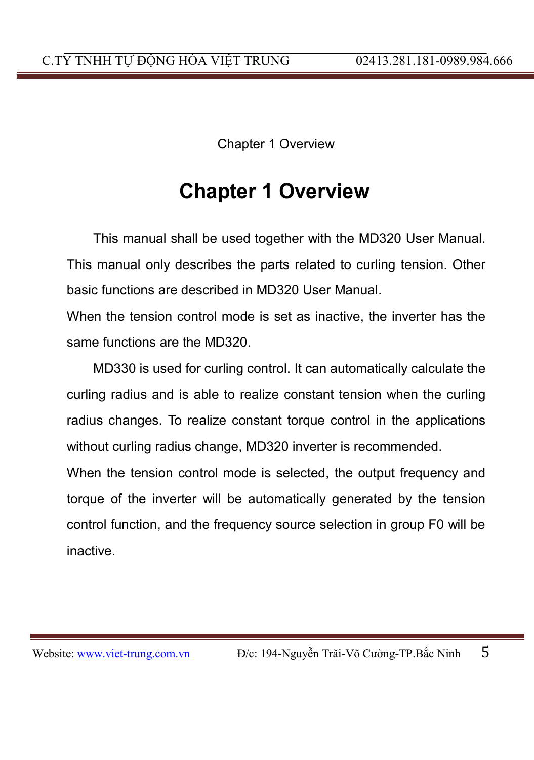# Chapter 1 Overview

This manual shall be used together with the MD320 User Manual. This manual only describes the parts related to curling tension. Other basic functions are described in MD320 User Manual.

When the tension control mode is set as inactive, the inverter has the same functions are the MD320.

MD330 is used for curling control. It can automatically calculate the curling radius and is able to realize constant tension when the curling radius changes. To realize constant torque control in the applications without curling radius change, MD320 inverter is recommended.

When the tension control mode is selected, the output frequency and torque of the inverter will be automatically generated by the tension control function, and the frequency source selection in group F0 will be inactive.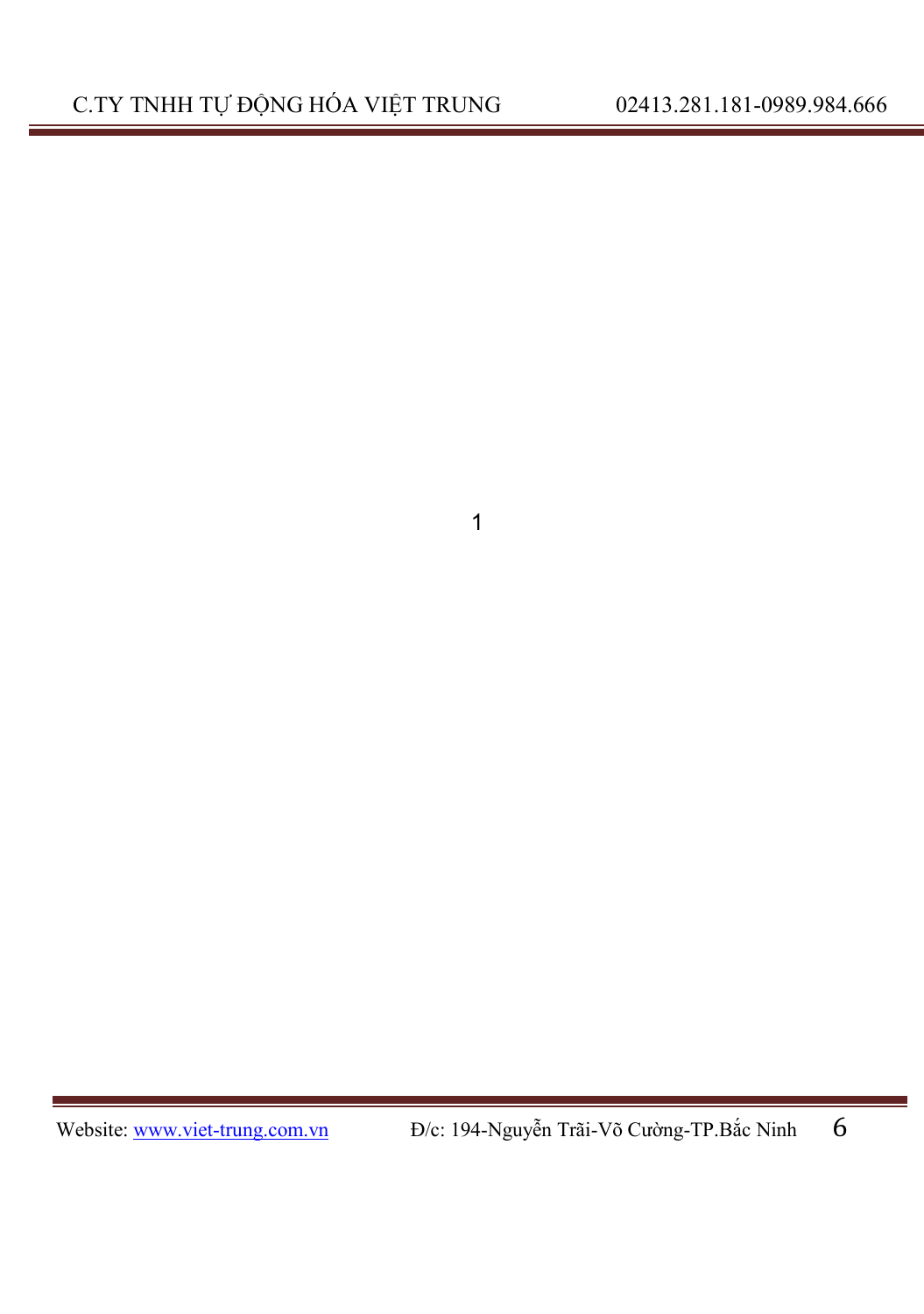1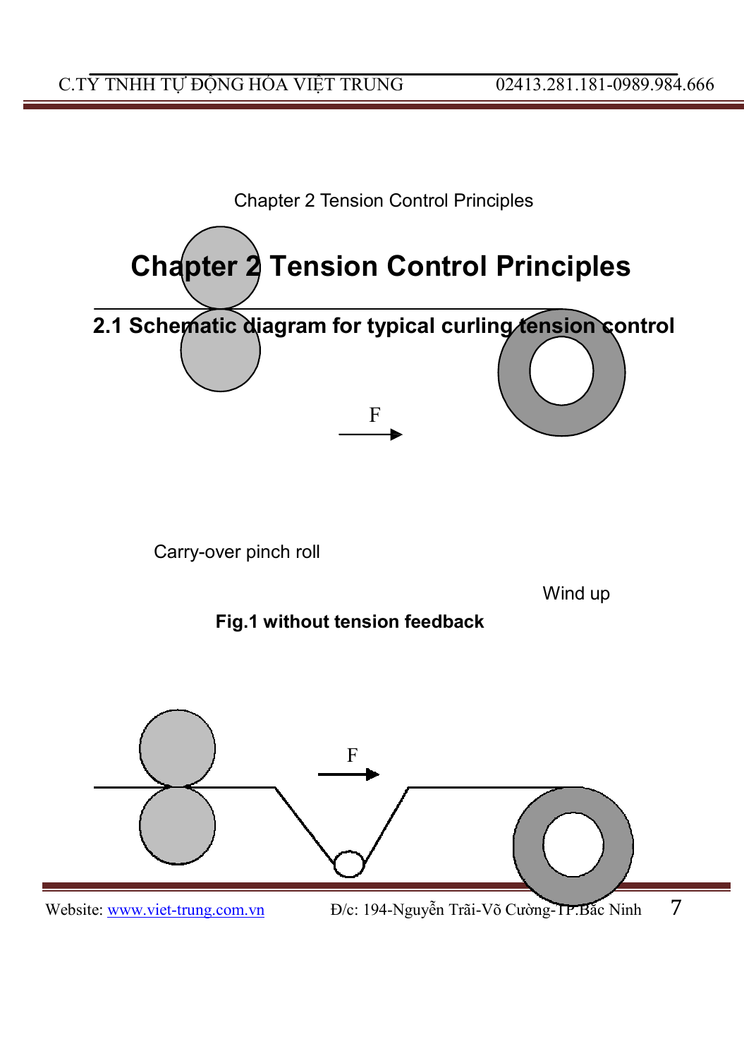Chapter 2 Tension Control Principles

# Chapter 2 Tension Control Principles

## 2.1 Schematic diagram for typical curling tension control

F

Carry-over pinch roll

Wind up

**Fig.1 without tension feedback**

F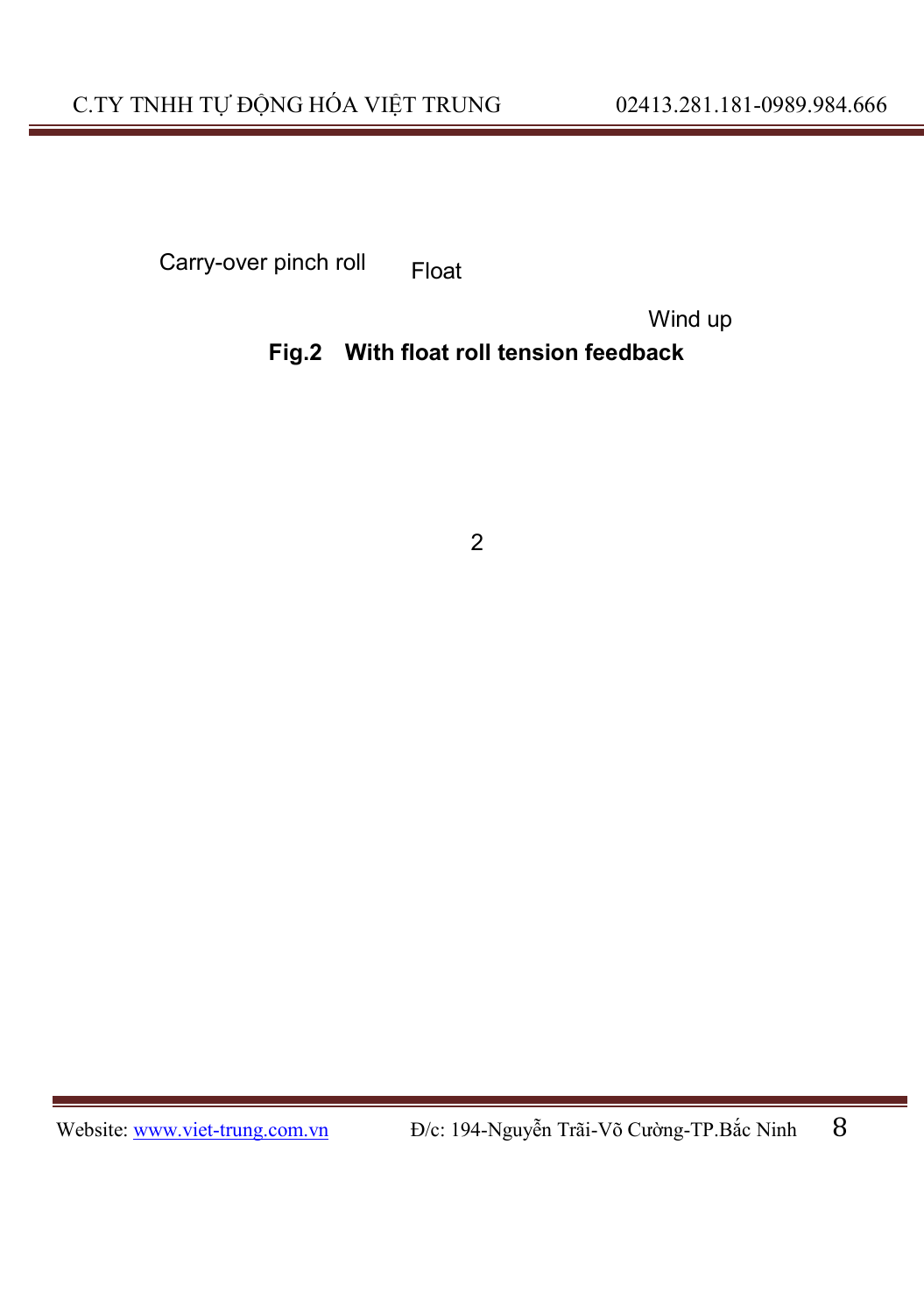Carry-over pinch roll

Float

Wind up

**Fig.2 With float roll tension feedback**

2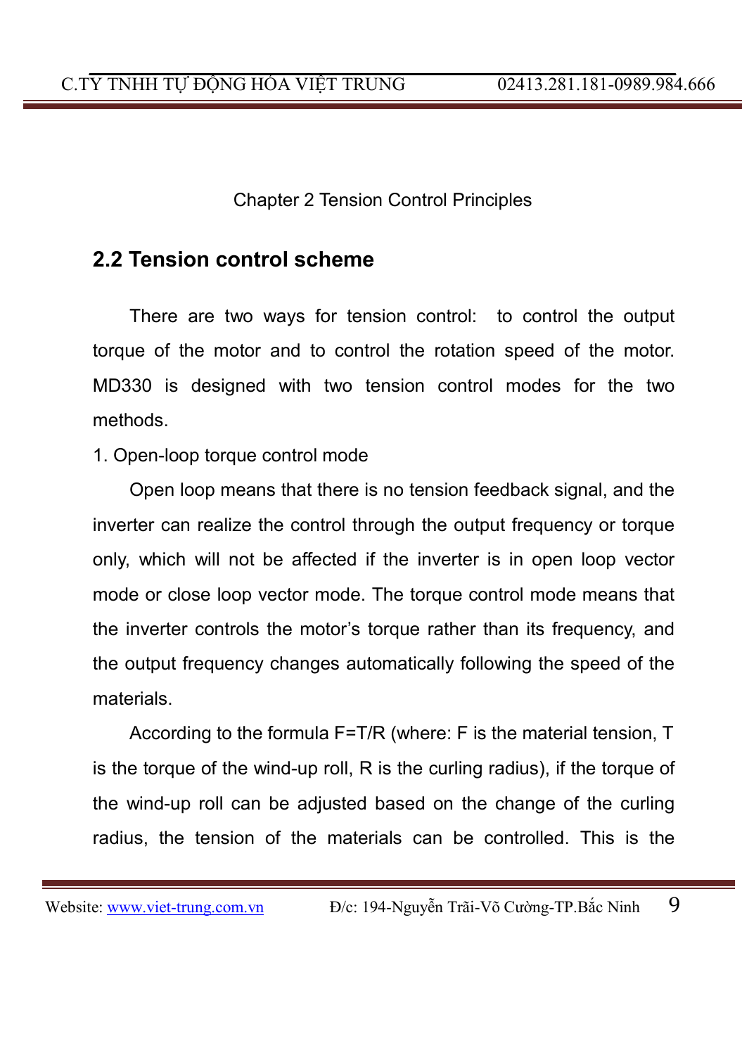Chapter 2 Tension Control Principles

## 2.2 Tension control scheme

There are two ways for tension control: to control the output torque of the motor and to control the rotation speed of the motor. MD330 is designed with two tension control modes for the two methods.

1. Open-loop torque control mode

Open loop means that there is no tension feedback signal, and the inverter can realize the control through the output frequency or torque only, which will not be affected if the inverter is in open loop vector mode or close loop vector mode. The torque control mode means that the inverter controls the motor's torque rather than its frequency, and the output frequency changes automatically following the speed of the materials.

According to the formula $F=T/R$ (where: F is the material tension, T is the torque of the wind-up roll, R is the curling radius), if the torque of the wind-up roll can be adjusted based on the change of the curling radius, the tension of the materials can be controlled. This is the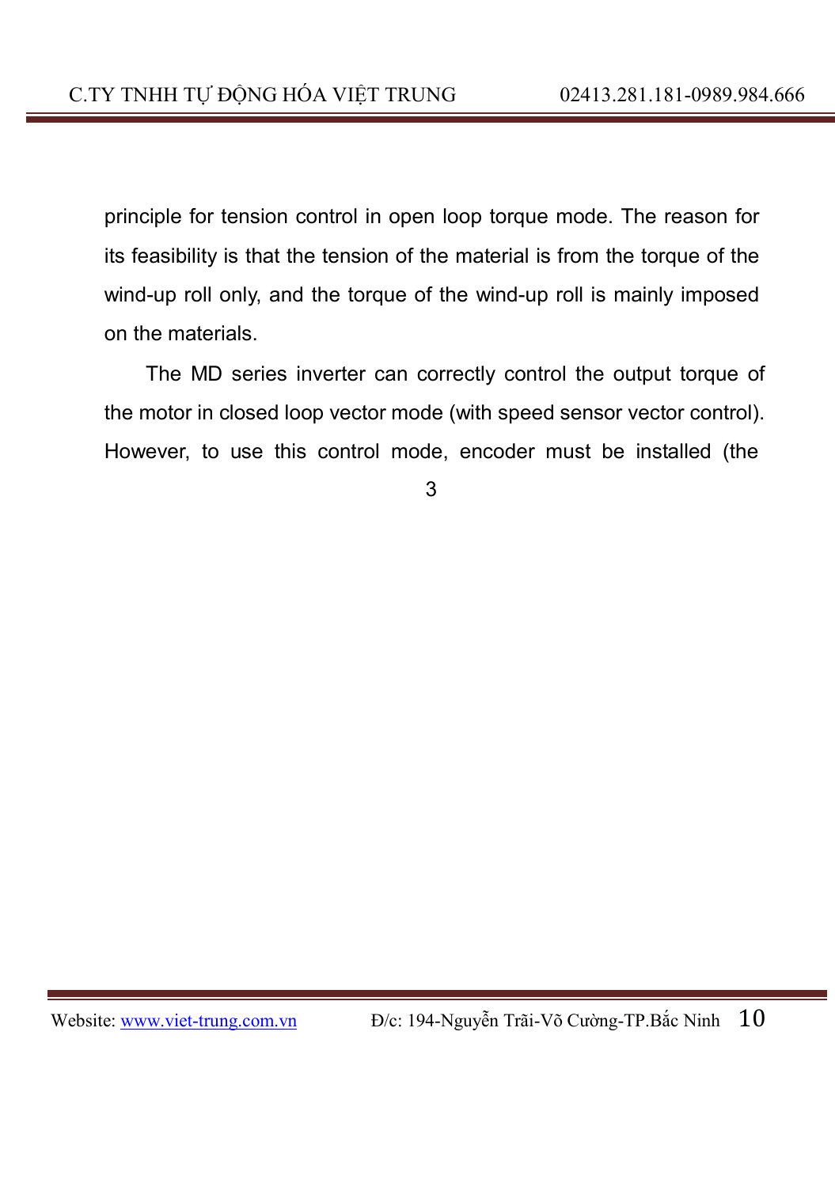principle for tension control in open loop torque mode. The reason for its feasibility is that the tension of the material is from the torque of the wind-up roll only, and the torque of the wind-up roll is mainly imposed on the materials.

The MD series inverter can correctly control the output torque of the motor in closed loop vector mode (with speed sensor vector control). However, to use this control mode, encoder must be installed (the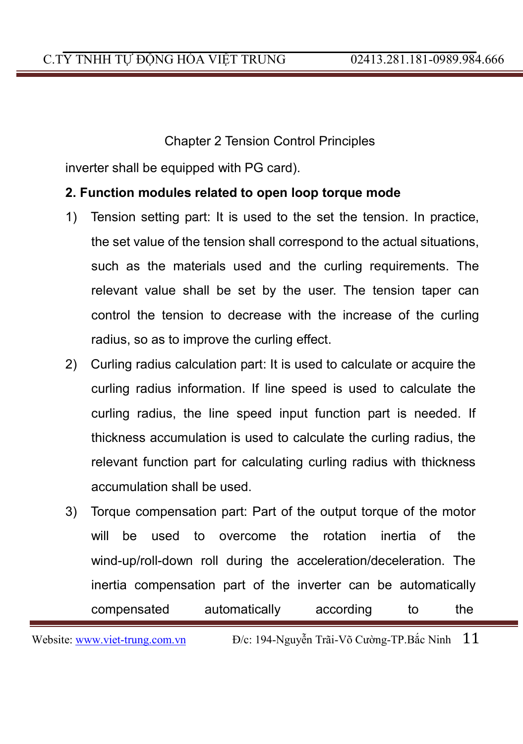inverter shall be equipped with PG card).

**2. Function modules related to open loop torque mode**

1) Tension setting part: It is used to the set the tension. In practice, the set value of the tension shall correspond to the actual situations, such as the materials used and the curling requirements. The relevant value shall be set by the user. The tension taper can control the tension to decrease with the increase of the curling radius, so as to improve the curling effect.

2) Curling radius calculation part: It is used to calculate or acquire the curling radius information. If line speed is used to calculate the curling radius, the line speed input function part is needed. If thickness accumulation is used to calculate the curling radius, the relevant function part for calculating curling radius with thickness accumulation shall be used.

3) Torque compensation part: Part of the output torque of the motor will be used to overcome the rotation inertia of the wind-up/roll-down roll during the acceleration/deceleration. The inertia compensation part of the inverter can be automatically compensated automatically according to the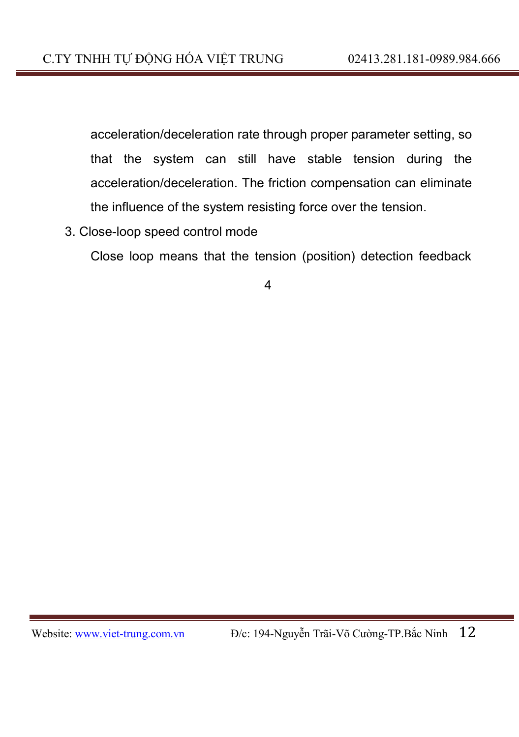acceleration/deceleration rate through proper parameter setting, so that the system can still have stable tension during the acceleration/deceleration. The friction compensation can eliminate the influence of the system resisting force over the tension.

3. Close-loop speed control mode

   Close loop means that the tension (position) detection feedback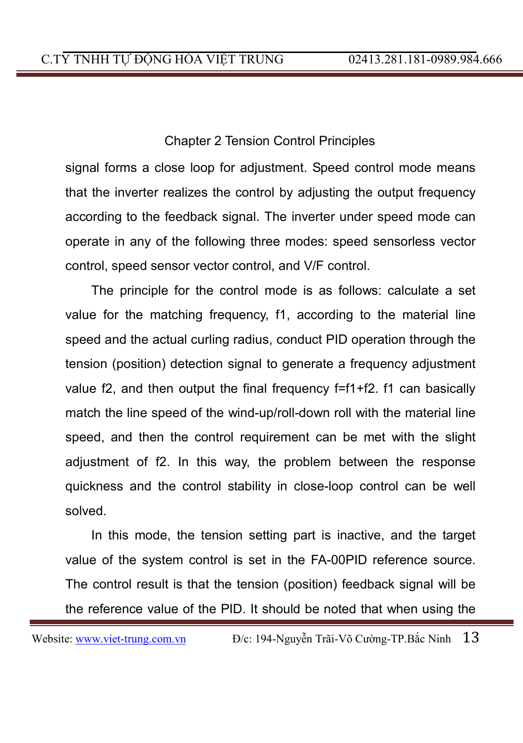signal forms a close loop for adjustment. Speed control mode means that the inverter realizes the control by adjusting the output frequency according to the feedback signal. The inverter under speed mode can operate in any of the following three modes: speed sensorless vector control, speed sensor vector control, and V/F control.

The principle for the control mode is as follows: calculate a set value for the matching frequency, $f1$, according to the material line speed and the actual curling radius, conduct PID operation through the tension (position) detection signal to generate a frequency adjustment value $f2$, and then output the final frequency $f=f1+f2$. $f1$ can basically match the line speed of the wind-up/roll-down roll with the material line speed, and then the control requirement can be met with the slight adjustment of $f2$. In this way, the problem between the response quickness and the control stability in close-loop control can be well solved.

In this mode, the tension setting part is inactive, and the target value of the system control is set in the FA-00PID reference source. The control result is that the tension (position) feedback signal will be the reference value of the PID. It should be noted that when using the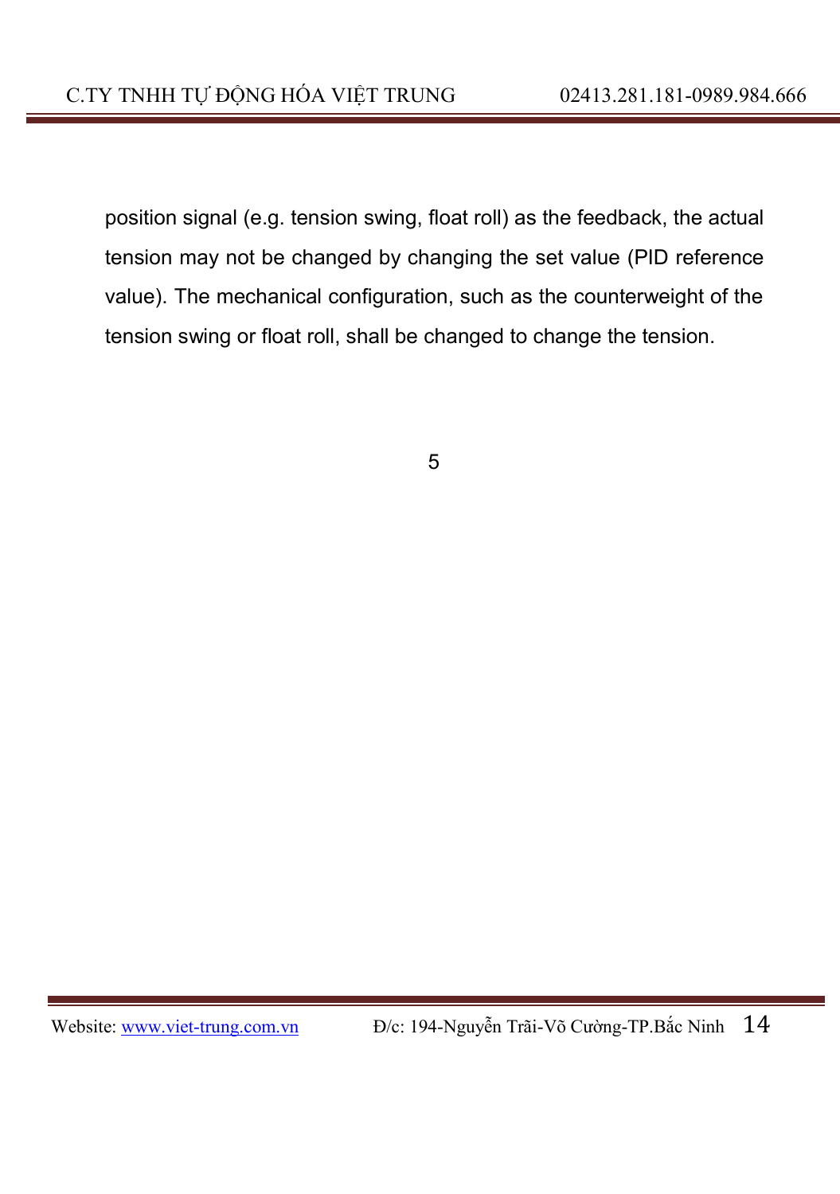position signal (e.g. tension swing, float roll) as the feedback, the actual tension may not be changed by changing the set value (PID reference value). The mechanical configuration, such as the counterweight of the tension swing or float roll, shall be changed to change the tension.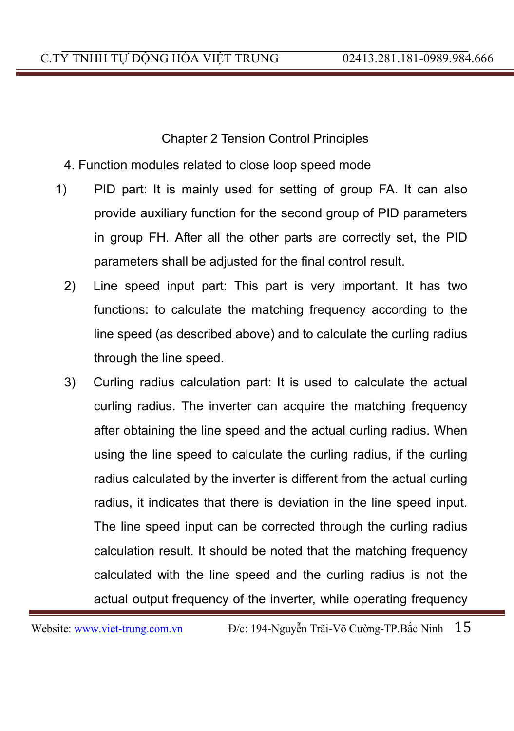Chapter 2 Tension Control Principles

4. Function modules related to close loop speed mode

1) PID part: It is mainly used for setting of group FA. It can also provide auxiliary function for the second group of PID parameters in group FH. After all the other parts are correctly set, the PID parameters shall be adjusted for the final control result.

2) Line speed input part: This part is very important. It has two functions: to calculate the matching frequency according to the line speed (as described above) and to calculate the curling radius through the line speed.

3) Curling radius calculation part: It is used to calculate the actual curling radius. The inverter can acquire the matching frequency after obtaining the line speed and the actual curling radius. When using the line speed to calculate the curling radius, if the curling radius calculated by the inverter is different from the actual curling radius, it indicates that there is deviation in the line speed input. The line speed input can be corrected through the curling radius calculation result. It should be noted that the matching frequency calculated with the line speed and the curling radius is not the actual output frequency of the inverter, while operating frequency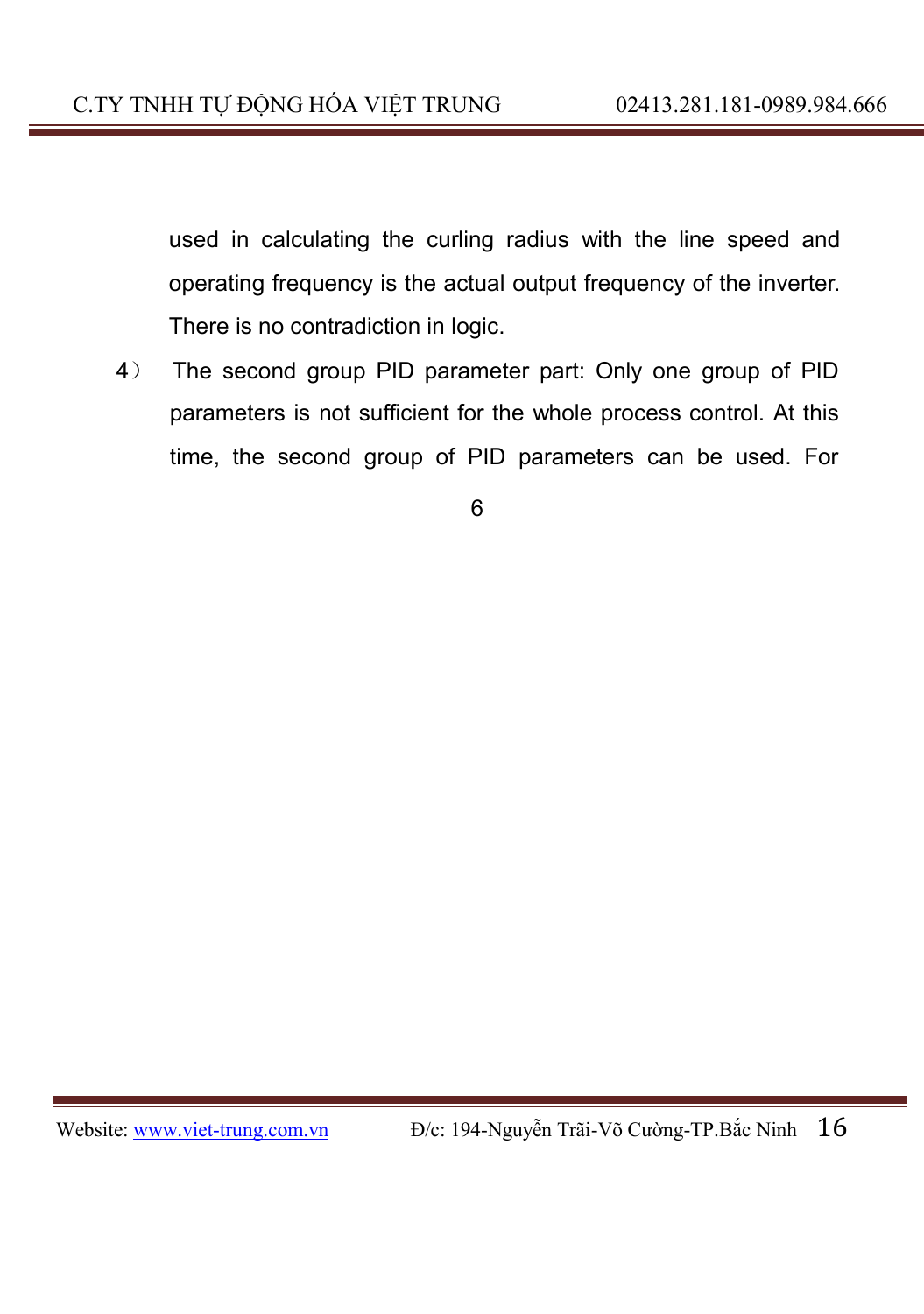used in calculating the curling radius with the line speed and operating frequency is the actual output frequency of the inverter. There is no contradiction in logic.

4） The second group PID parameter part: Only one group of PID parameters is not sufficient for the whole process control. At this time, the second group of PID parameters can be used. For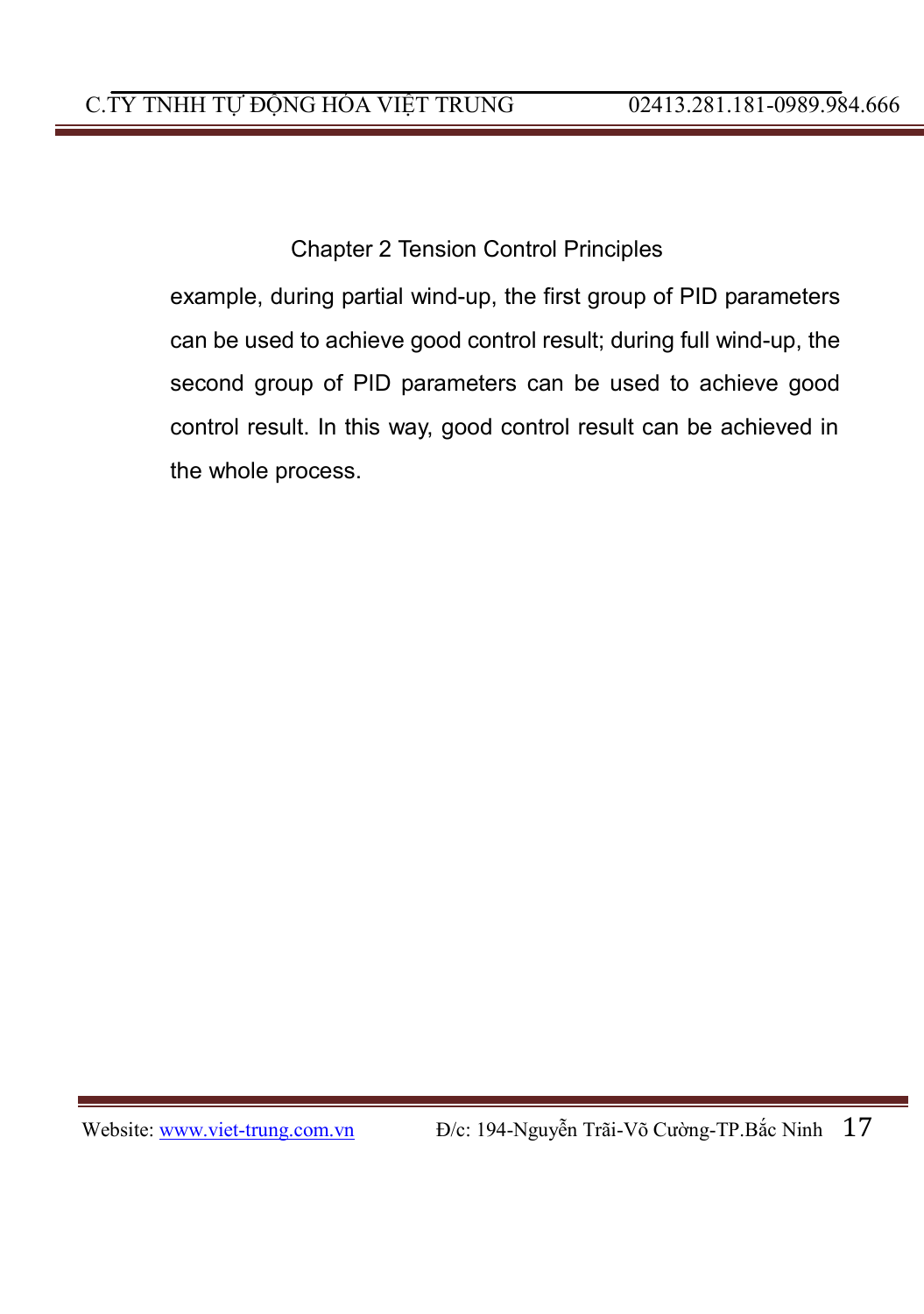example, during partial wind-up, the first group of PID parameters can be used to achieve good control result; during full wind-up, the second group of PID parameters can be used to achieve good control result. In this way, good control result can be achieved in the whole process.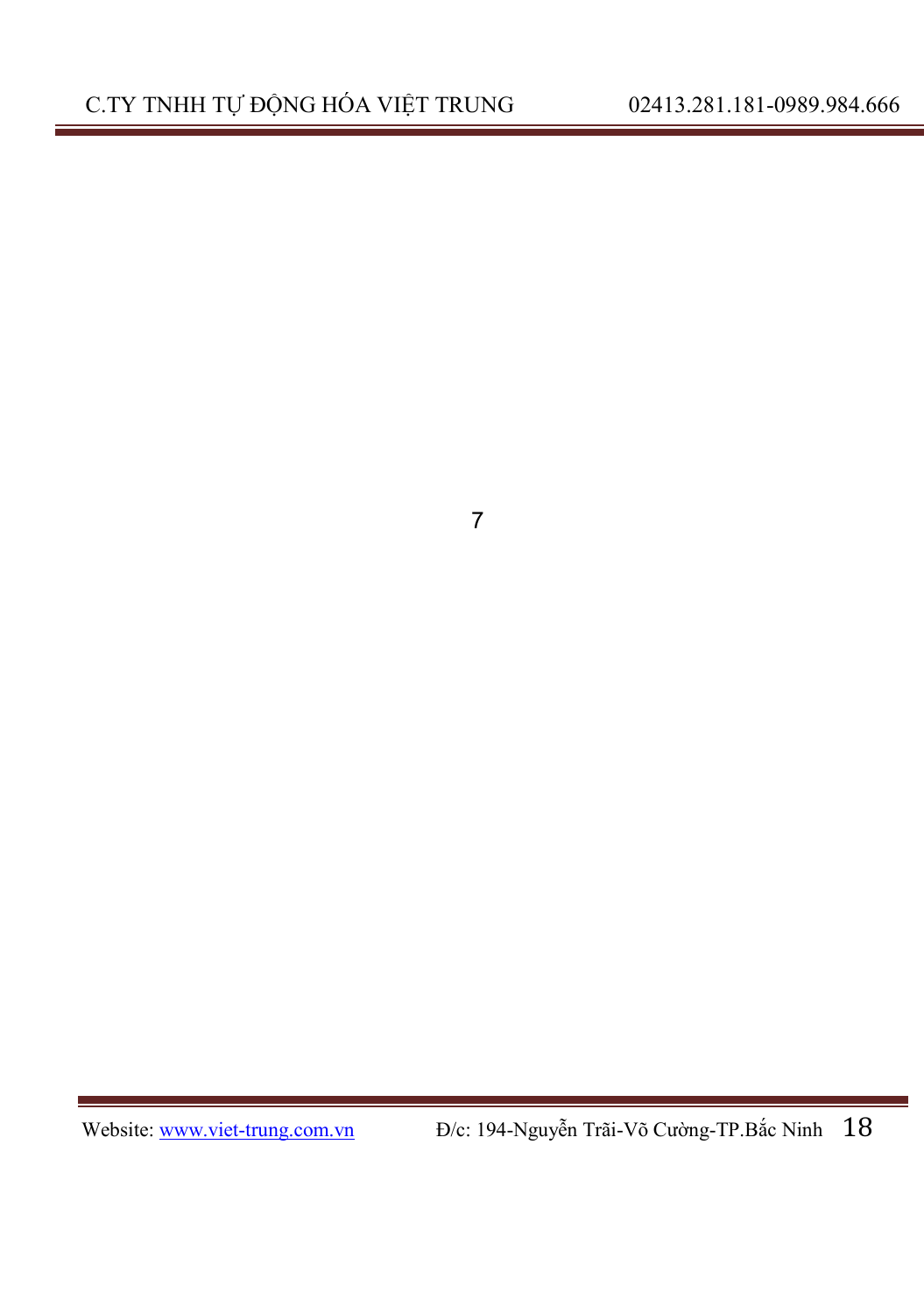7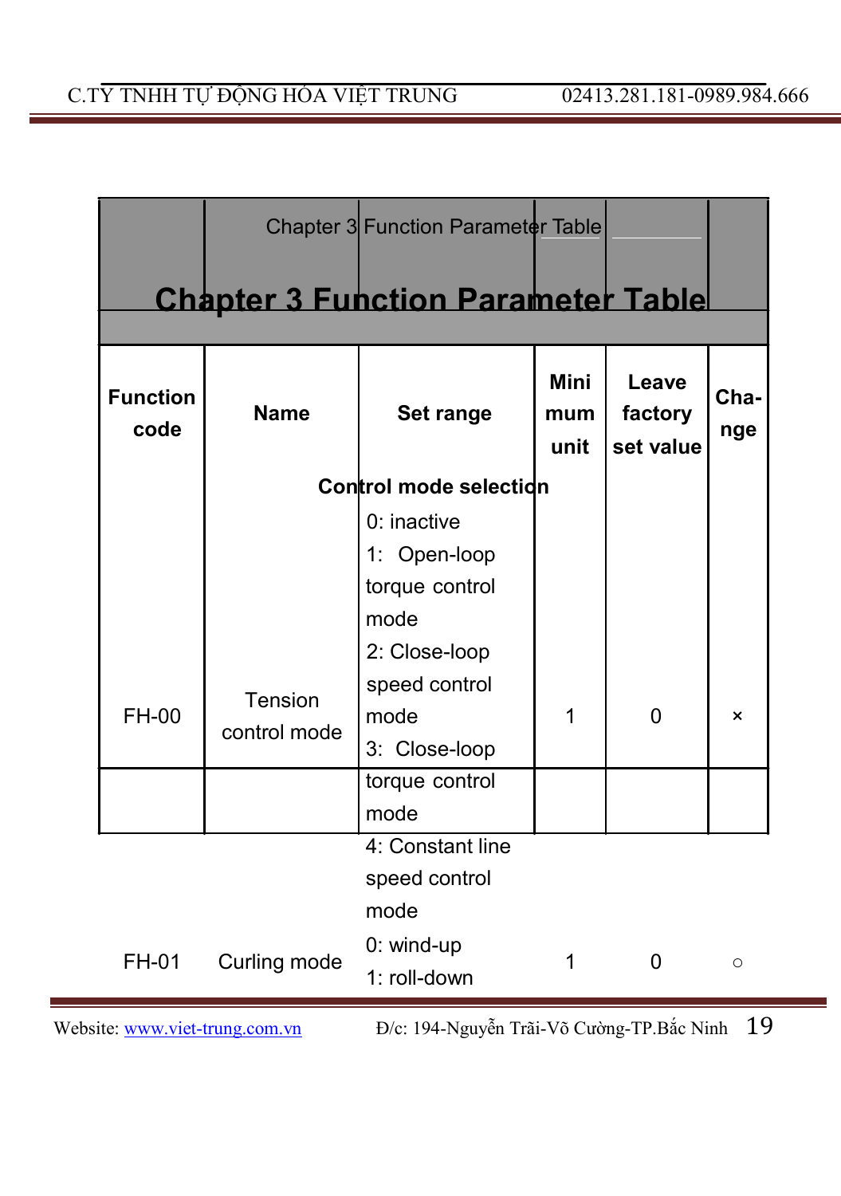# Chapter 3 Function Parameter Table

| Function code | Name | Set range | Minimum unit | Leave factory set value | Change |
|---|---|---|---|---|---|
| **Control mode selection** | | | | | |
| FH-00 | Tension control mode | 0: inactive<br>1: Open-loop torque control mode<br>2: Close-loop speed control mode<br>3: Close-loop torque control mode<br>4: Constant line speed control mode | 1 | 0 | × |
| FH-01 | Curling mode | 0: wind-up<br>1: roll-down | 1 | 0 | ○ |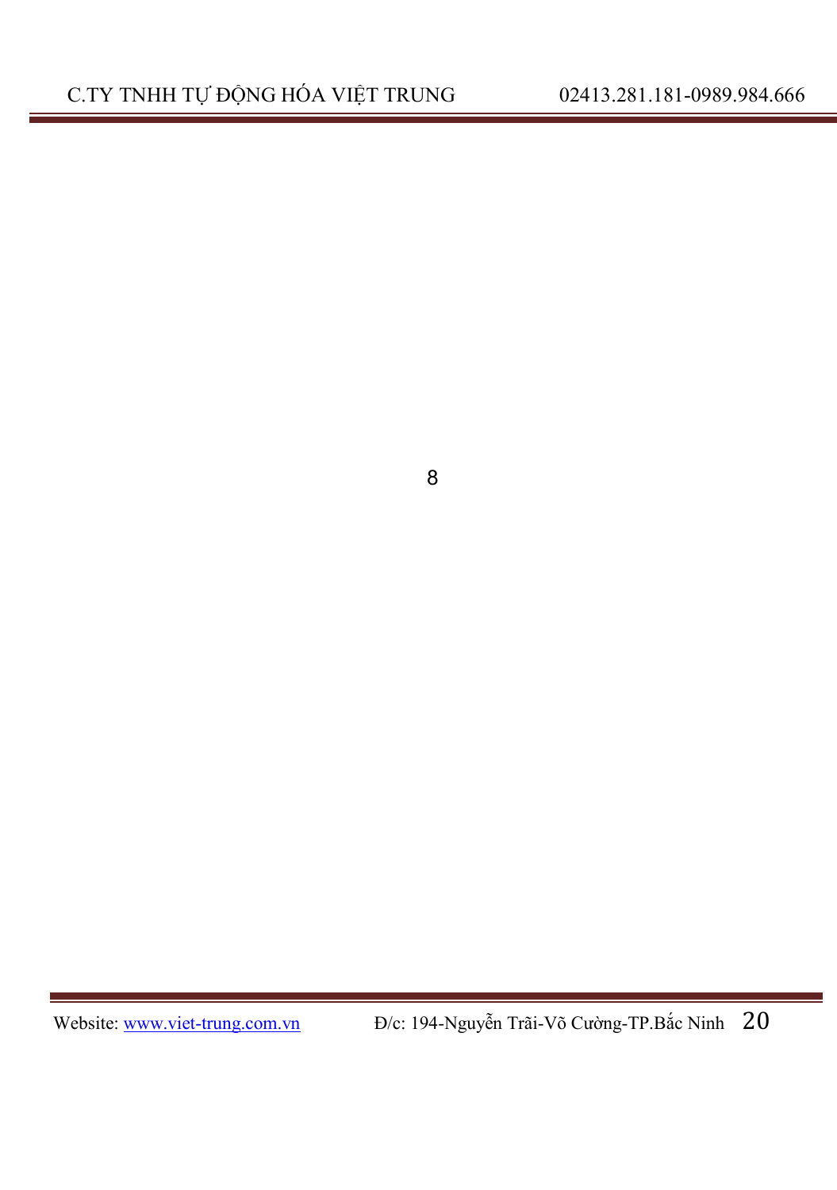8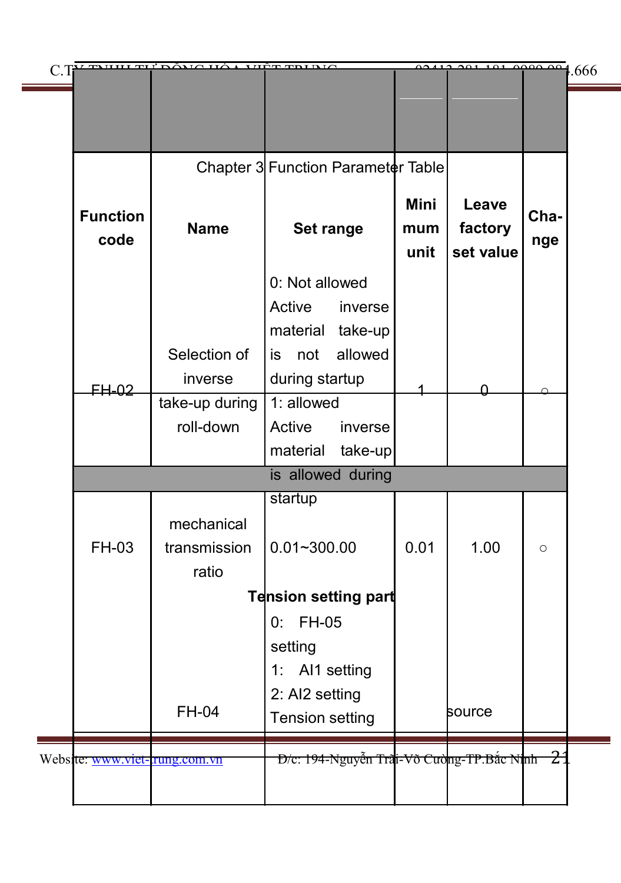Chapter 3 Function Parameter Table

| Function code | Name | Set range | Minimum unit | Leave factory set value | Change |
|---|---|---|---|---|---|
| FH-02 | Selection of inverse take-up during roll-down | 0: Not allowed<br>Active inverse material take-up is not allowed during startup<br>1: allowed<br>Active inverse material take-up is allowed during startup | 1 | 0 | ○ |
| FH-03 | mechanical transmission ratio | 0.01~300.00 | 0.01 | 1.00 | ○ |
| **Tension setting part** | | | | | |
| FH-04 | Tension setting source | 0: FH-05 setting<br>1: AI1 setting<br>2: AI2 setting | | | |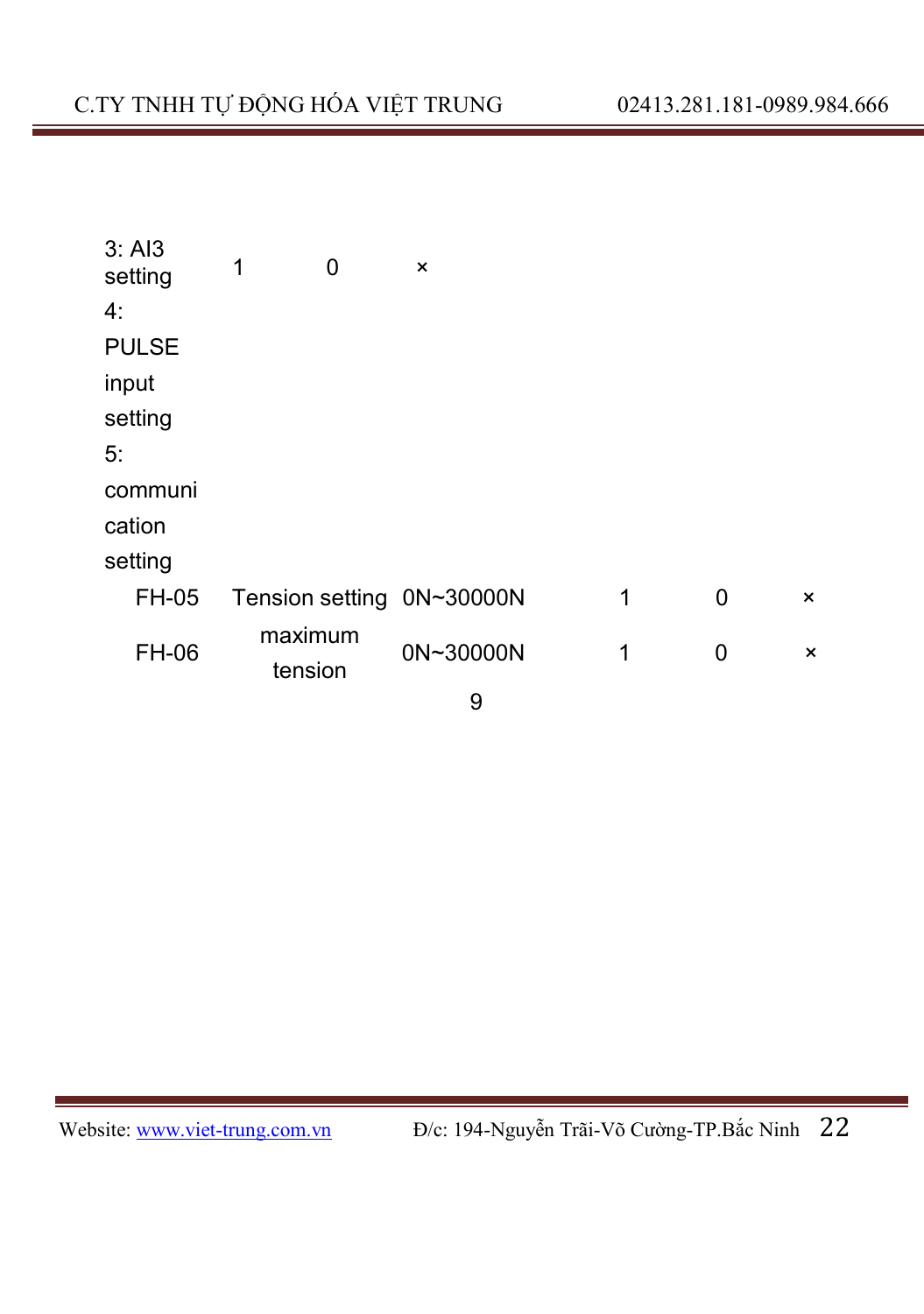| | | | | | |
|---|---|---|---|---|---|
| | | 3: AI3 setting<br>4: PULSE input setting<br>5: communication setting | 1 | 0 | × |
| FH-05 | Tension setting | 0N~30000N | 1 | 0 | × |
| FH-06 | maximum tension | 0N~30000N | 1 | 0 | × |

9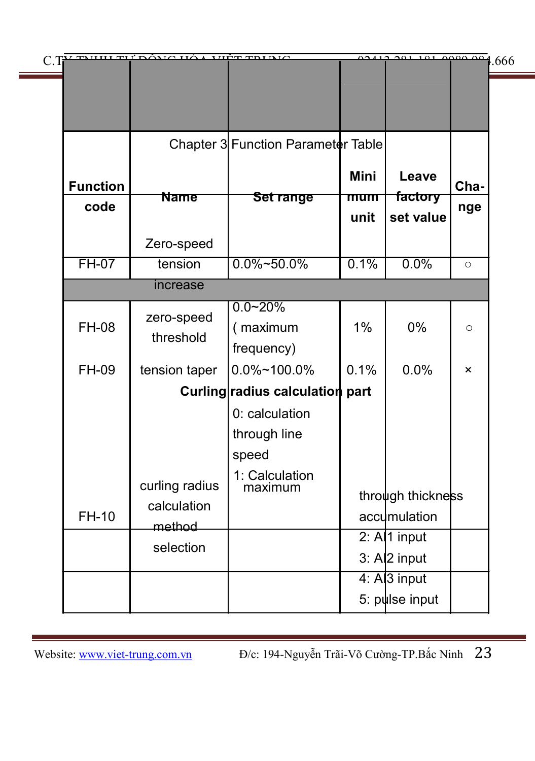Chapter 3 Function Parameter Table

| Function code | Name | Set range | Minimum unit | Leave factory set value | Change |
|---|---|---|---|---|---|
| FH-07 | Zero-speed tension increase | 0.0%~50.0% | 0.1% | 0.0% | ○ |
| FH-08 | zero-speed threshold | 0.0~20% ( maximum frequency) | 1% | 0% | ○ |
| FH-09 | tension taper | 0.0%~100.0% | 0.1% | 0.0% | × |
| | **Curling radius calculation part** | | | | |
| FH-10 | curling radius calculation method selection | 0: calculation through line speed<br>1: Calculation maximum through thickness accumulation<br>2: AI1 input<br>3: AI2 input<br>4: AI3 input<br>5: pulse input | | | |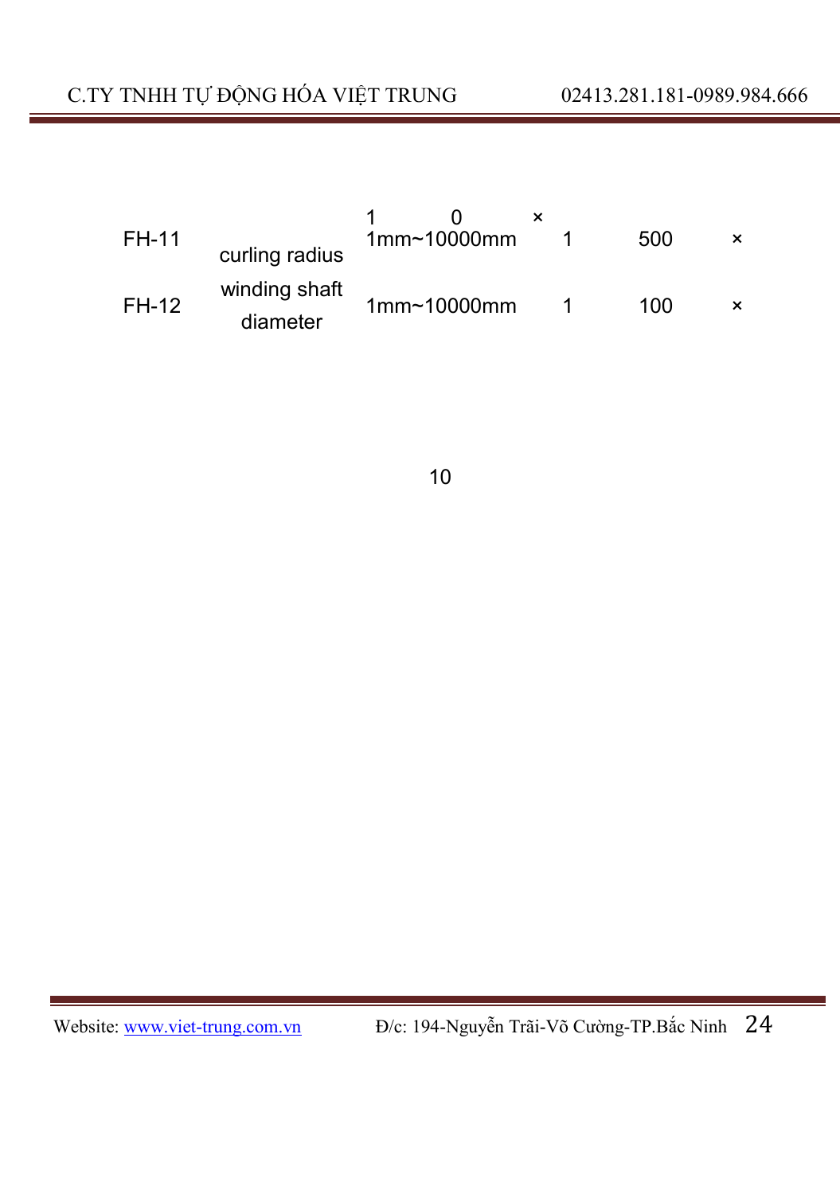| | | | | | |
|---|---|---|---|---|---|
| FH-11 | curling radius | 1 0 × 1mm~10000mm | 1 | 500 | × |
| FH-12 | winding shaft diameter | 1mm~10000mm | 1 | 100 | × |

10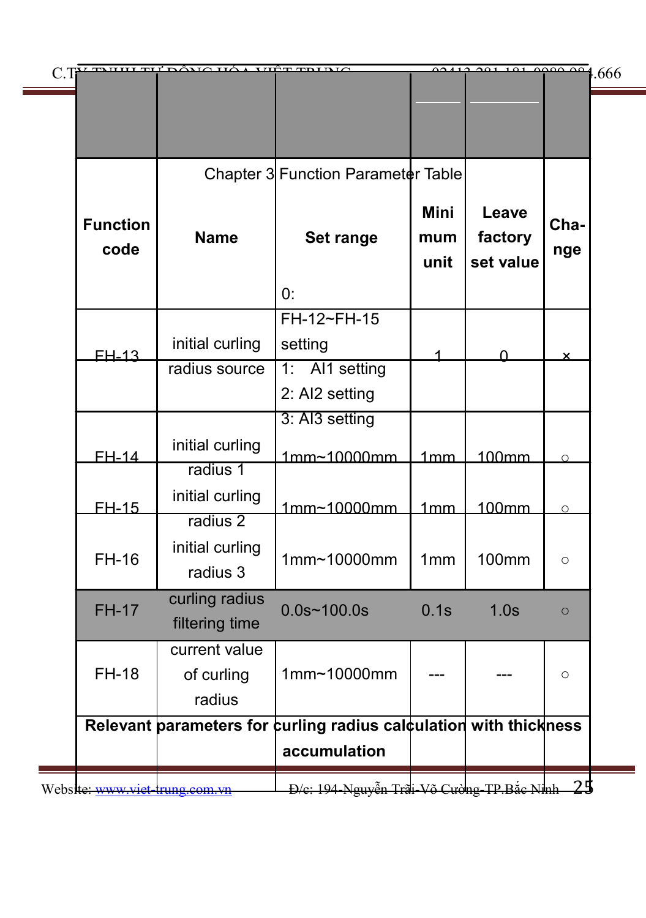Chapter 3 Function Parameter Table

| Function code | Name | Set range | Minimum unit | Leave factory set value | Change |
|---|---|---|---|---|---|
| FH-13 | initial curling radius source | 0: FH-12~FH-15 setting<br>1: AI1 setting<br>2: AI2 setting<br>3: AI3 setting | 1 | 0 | × |
| FH-14 | initial curling radius 1 | 1mm~10000mm | 1mm | 100mm | ○ |
| FH-15 | initial curling radius 2 | 1mm~10000mm | 1mm | 100mm | ○ |
| FH-16 | initial curling radius 3 | 1mm~10000mm | 1mm | 100mm | ○ |
| FH-17 | curling radius filtering time | 0.0s~100.0s | 0.1s | 1.0s | ○ |
| FH-18 | current value of curling radius | 1mm~10000mm | --- | --- | ○ |
| **Relevant parameters for curling radius calculation with thickness accumulation** | | | | | |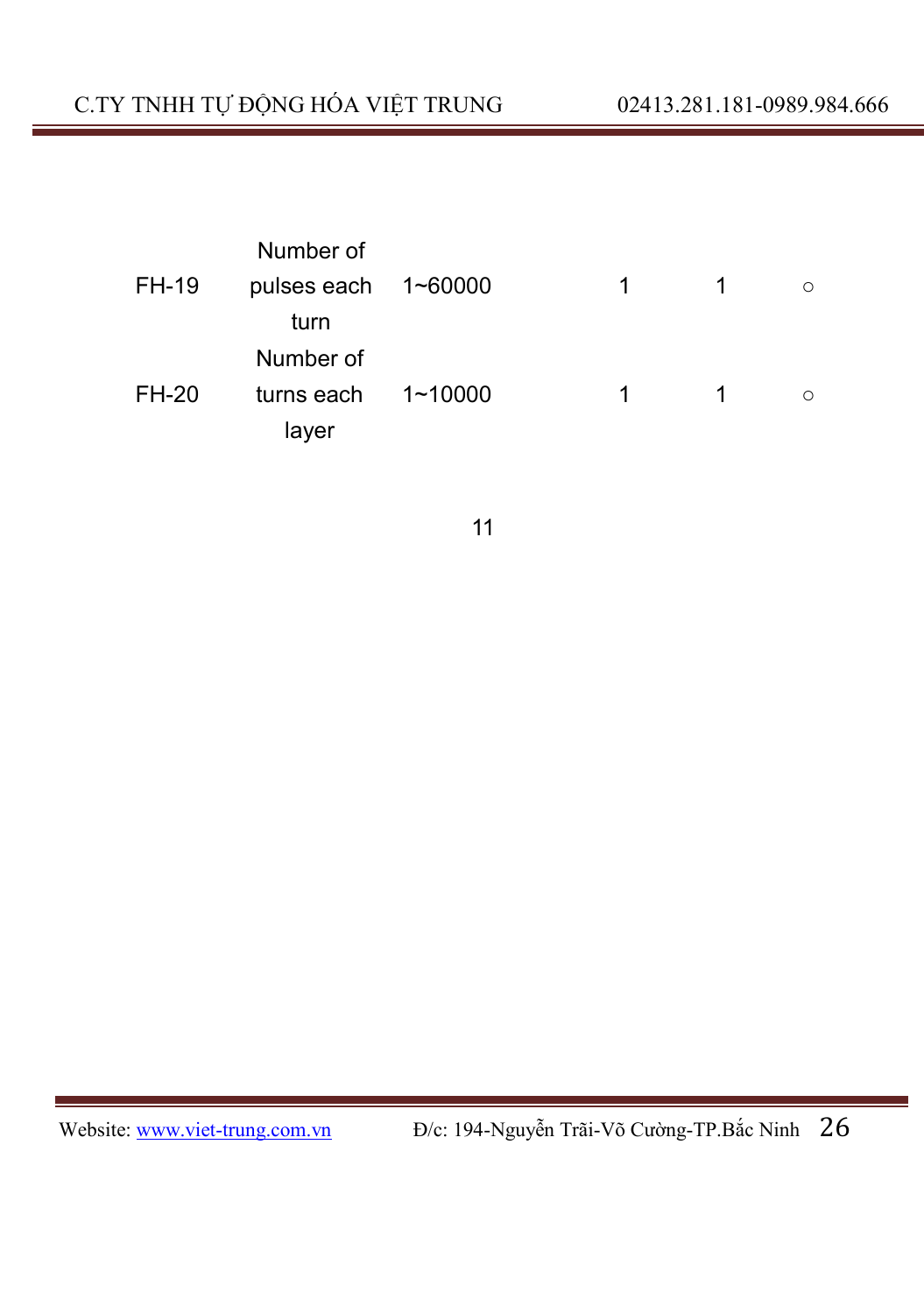| | | | | | |
|---|---|---|---|---|---|
| FH-19 | Number of pulses each turn | 1~60000 | 1 | 1 | ○ |
| FH-20 | Number of turns each layer | 1~10000 | 1 | 1 | ○ |

11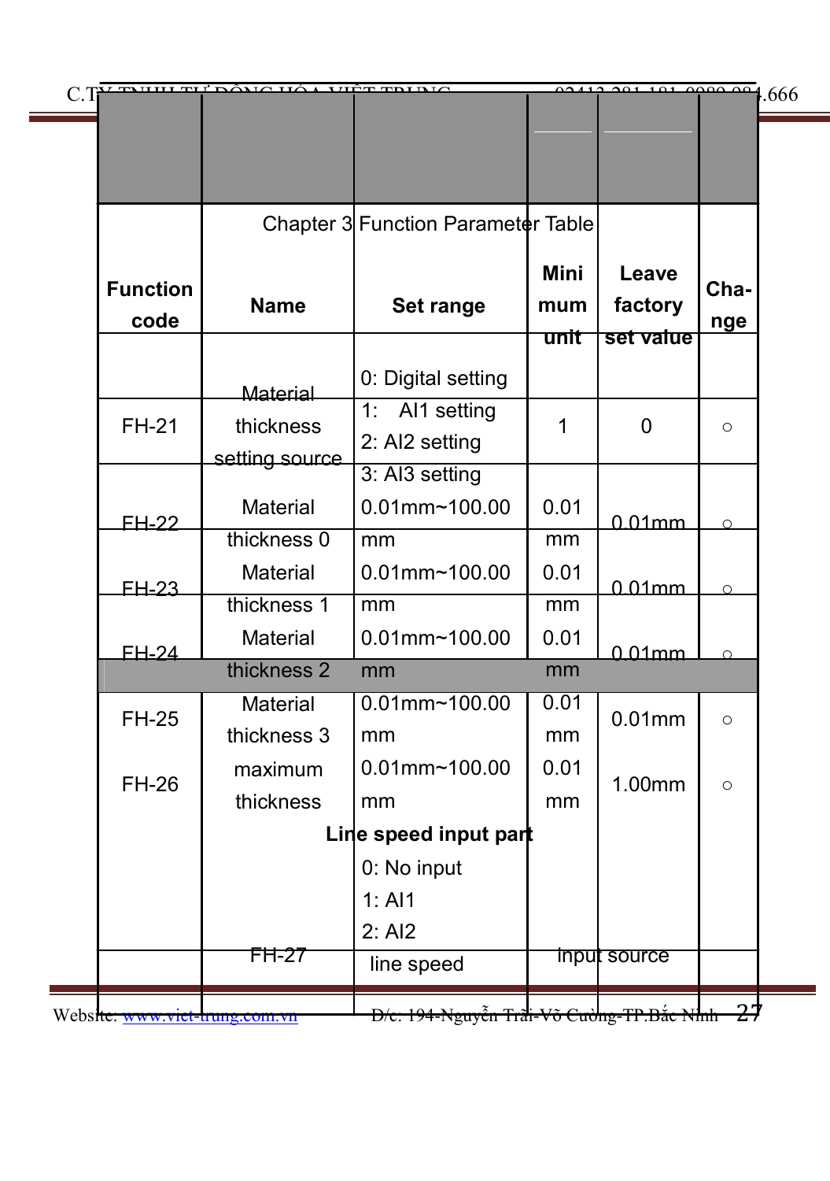Chapter 3 Function Parameter Table

| Function code | Name | Set range | Minimum unit | Leave factory set value | Change |
|---|---|---|---|---|---|
| FH-21 | Material thickness setting source | 0: Digital setting<br>1: AI1 setting<br>2: AI2 setting<br>3: AI3 setting | 1 | 0 | ○ |
| FH-22 | Material thickness 0 | 0.01mm~100.00 mm | 0.01 mm | 0.01mm | ○ |
| FH-23 | Material thickness 1 | 0.01mm~100.00 mm | 0.01 mm | 0.01mm | ○ |
| FH-24 | Material thickness 2 | 0.01mm~100.00 mm | 0.01 mm | 0.01mm | ○ |
| FH-25 | Material thickness 3 | 0.01mm~100.00 mm | 0.01 mm | 0.01mm | ○ |
| FH-26 | maximum thickness | 0.01mm~100.00 mm | 0.01 mm | 1.00mm | ○ |
| **Line speed input part** | | | | | |
| FH-27 | line speed input source | 0: No input<br>1: AI1<br>2: AI2 | | | |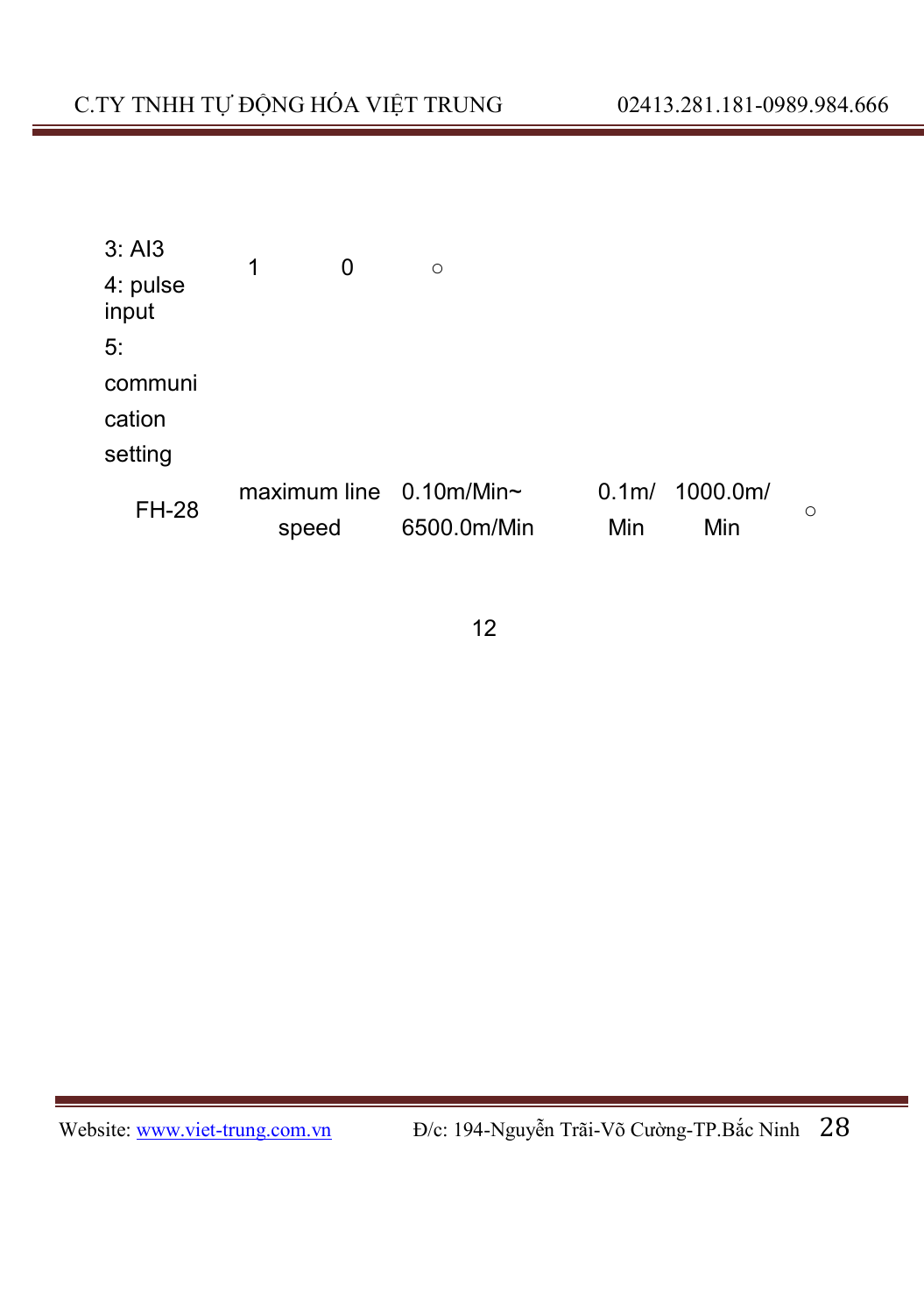| | | | | | |
|---|---|---|---|---|---|
| | 3: AI3<br>4: pulse input<br>5: communication setting | 1 | 0 | ○ | |
| FH-28 | maximum line speed | 0.10m/Min~ 6500.0m/Min | 0.1m/Min | 1000.0m/Min | ○ |

12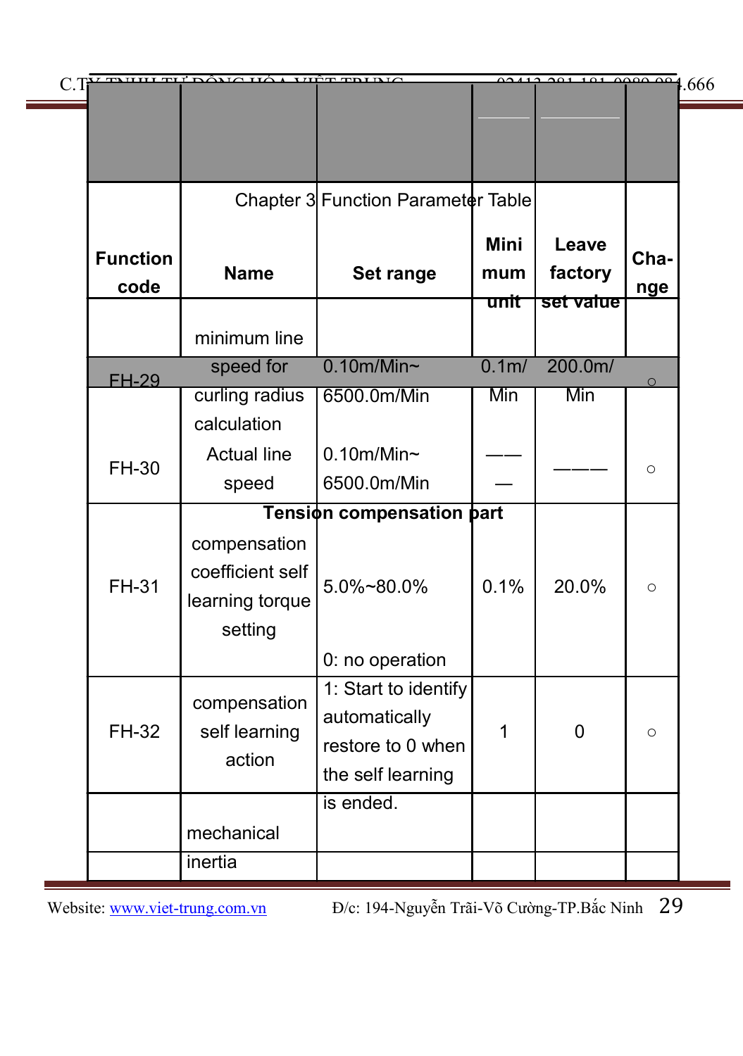Chapter 3 Function Parameter Table

| Function code | Name | Set range | Minimum unit | Leave factory set value | Change |
|---|---|---|---|---|---|
| FH-29 | minimum line speed for curling radius calculation | 0.10m/Min~ 6500.0m/Min | 0.1m/Min | 200.0m/Min | ○ |
| FH-30 | Actual line speed | 0.10m/Min~ 6500.0m/Min | ——— | ——— | ○ |
| **Tension compensation part** | | | | | |
| FH-31 | compensation coefficient self learning torque setting | 5.0%~80.0% | 0.1% | 20.0% | ○ |
| FH-32 | compensation self learning action | 0: no operation<br>1: Start to identify automatically restore to 0 when the self learning is ended. | 1 | 0 | ○ |
| | mechanical inertia | | | | |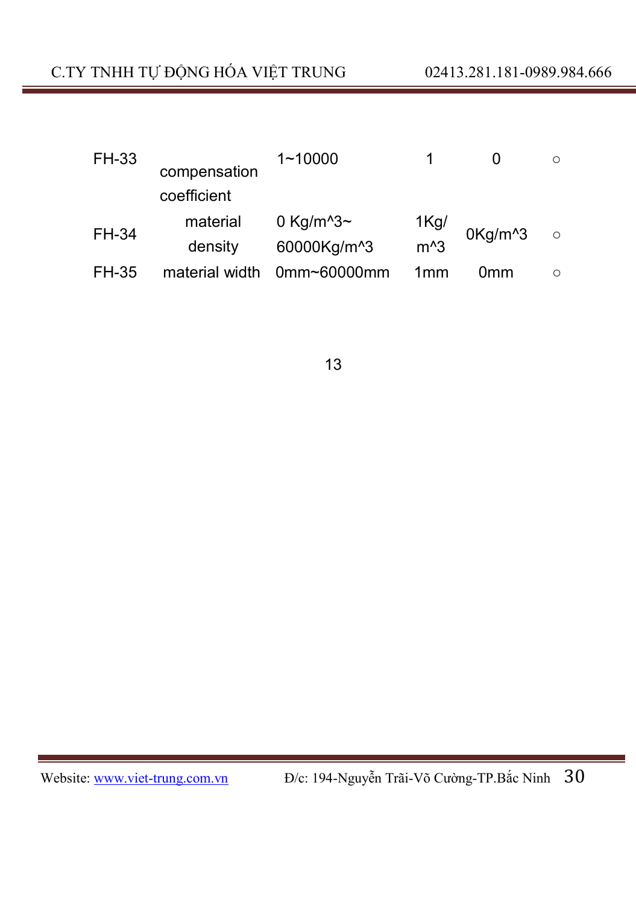| | | | | | |
|---|---|---|---|---|---|
| FH-33 | compensation coefficient | 1~10000 | 1 | 0 | ○ |
| FH-34 | material density | 0 Kg/m^3~ 60000Kg/m^3 | 1Kg/ m^3 | 0Kg/m^3 | ○ |
| FH-35 | material width | 0mm~60000mm | 1mm | 0mm | ○ |

13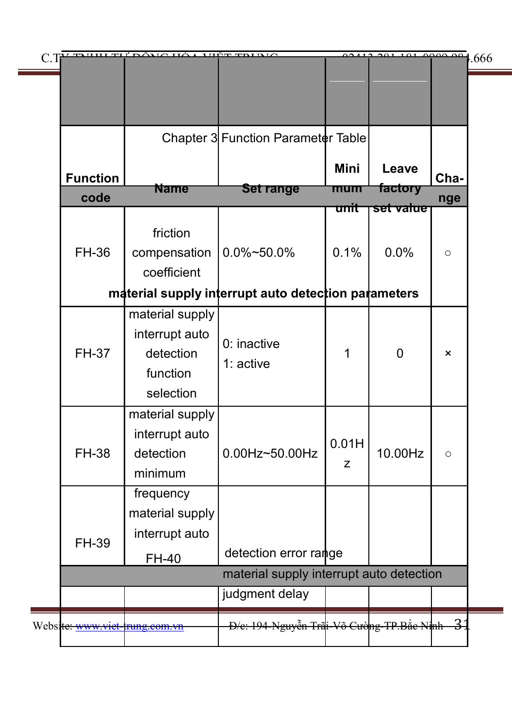Chapter 3 Function Parameter Table

| Function code | Name | Set range | Minimum unit | Leave factory set value | Change |
|---|---|---|---|---|---|
| FH-36 | friction compensation coefficient | 0.0%~50.0% | 0.1% | 0.0% | ○ |
| material supply interrupt auto detection parameters | | | | | |
| FH-37 | material supply interrupt auto detection function selection | 0: inactive<br>1: active | 1 | 0 | × |
| FH-38 | material supply interrupt auto detection minimum frequency | 0.00Hz~50.00Hz | 0.01Hz | 10.00Hz | ○ |
| FH-39 | material supply interrupt auto detection error range | | | | |
| FH-40 | material supply interrupt auto detection judgment delay | | | | |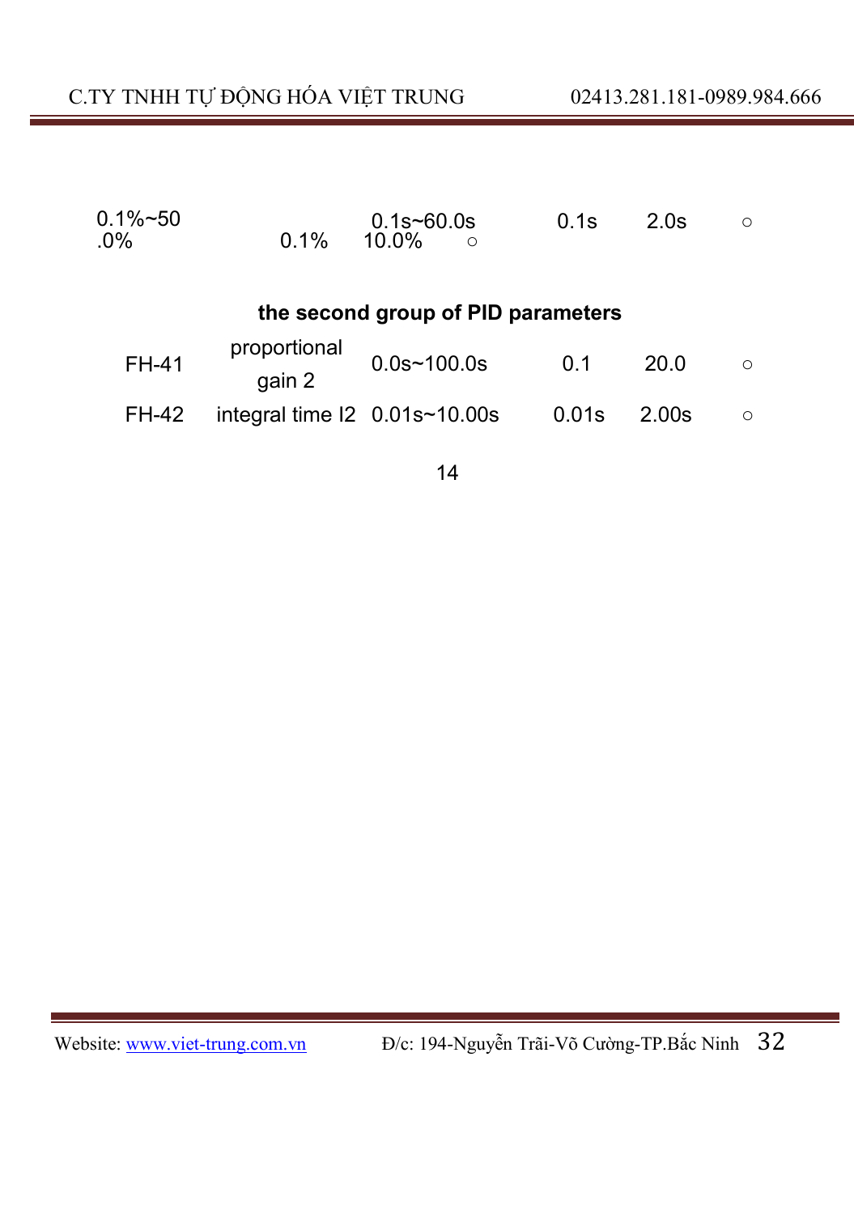| | | | | | |
|---|---|---|---|---|---|
| 0.1%~50 .0% | 0.1% | 0.1s~60.0s 10.0% ○ | 0.1s | 2.0s | ○ |

**the second group of PID parameters**

| | | | | | |
|---|---|---|---|---|---|
| FH-41 | proportional gain 2 | 0.0s~100.0s | 0.1 | 20.0 | ○ |
| FH-42 | integral time I2 | 0.01s~10.00s | 0.01s | 2.00s | ○ |

14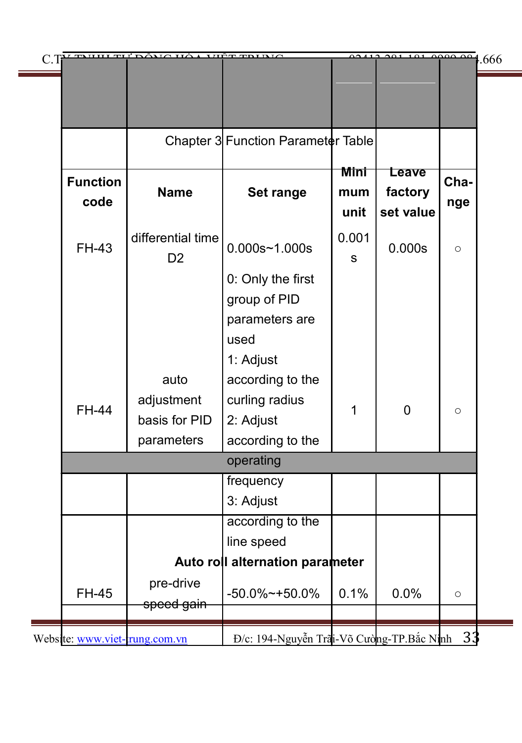Chapter 3 Function Parameter Table

| Function code | Name | Set range | Minimum unit | Leave factory set value | Change |
|---|---|---|---|---|---|
| FH-43 | differential time D2 | 0.000s~1.000s | 0.001s | 0.000s | ○ |
| FH-44 | auto adjustment basis for PID parameters | 0: Only the first group of PID parameters are used<br>1: Adjust according to the curling radius<br>2: Adjust according to the operating frequency<br>3: Adjust according to the line speed | 1 | 0 | ○ |
| **Auto roll alternation parameter** | | | | | |
| FH-45 | pre-drive speed gain | -50.0%~+50.0% | 0.1% | 0.0% | ○ |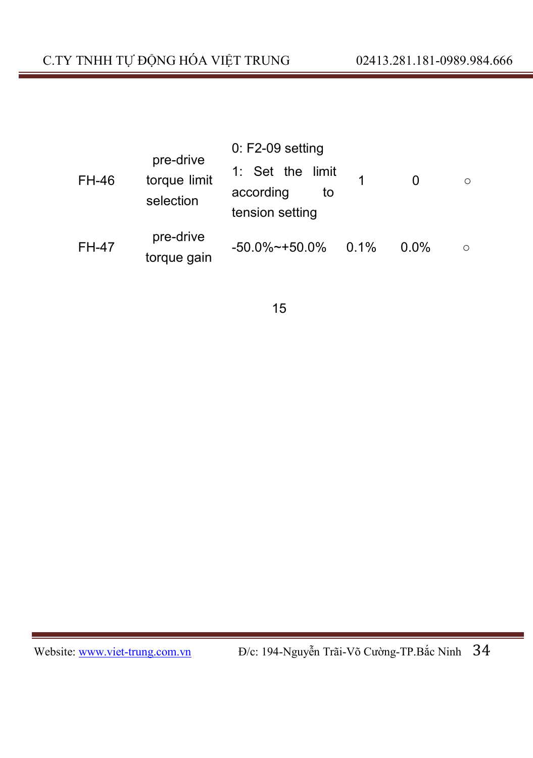| | | | | | |
|---|---|---|---|---|---|
| FH-46 | pre-drive torque limit selection | 0: F2-09 setting<br>1: Set the limit according to tension setting | 1 | 0 | ○ |
| FH-47 | pre-drive torque gain | -50.0%~+50.0% | 0.1% | 0.0% | ○ |

15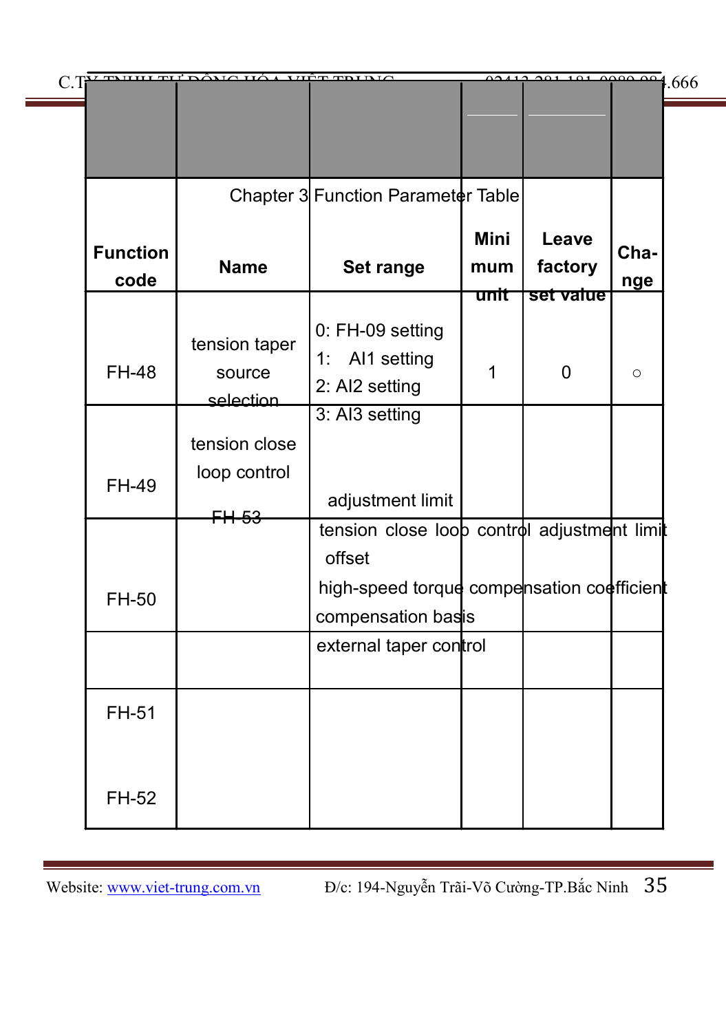Chapter 3 Function Parameter Table

| Function code | Name | Set range | Minimum unit | Leave factory set value | Change |
|---|---|---|---|---|---|
| FH-48 | tension taper source selection | 0: FH-09 setting<br>1: AI1 setting<br>2: AI2 setting<br>3: AI3 setting | 1 | 0 | ○ |
| FH-49 | tension close loop control adjustment limit | | | | |
| FH-50 | tension close loop control adjustment limit offset | | | | |
| | high-speed torque compensation coefficient compensation basis | | | | |
| FH-51 | external taper control | | | | |
| FH-52 | | | | | |
| FH-53 | | | | | |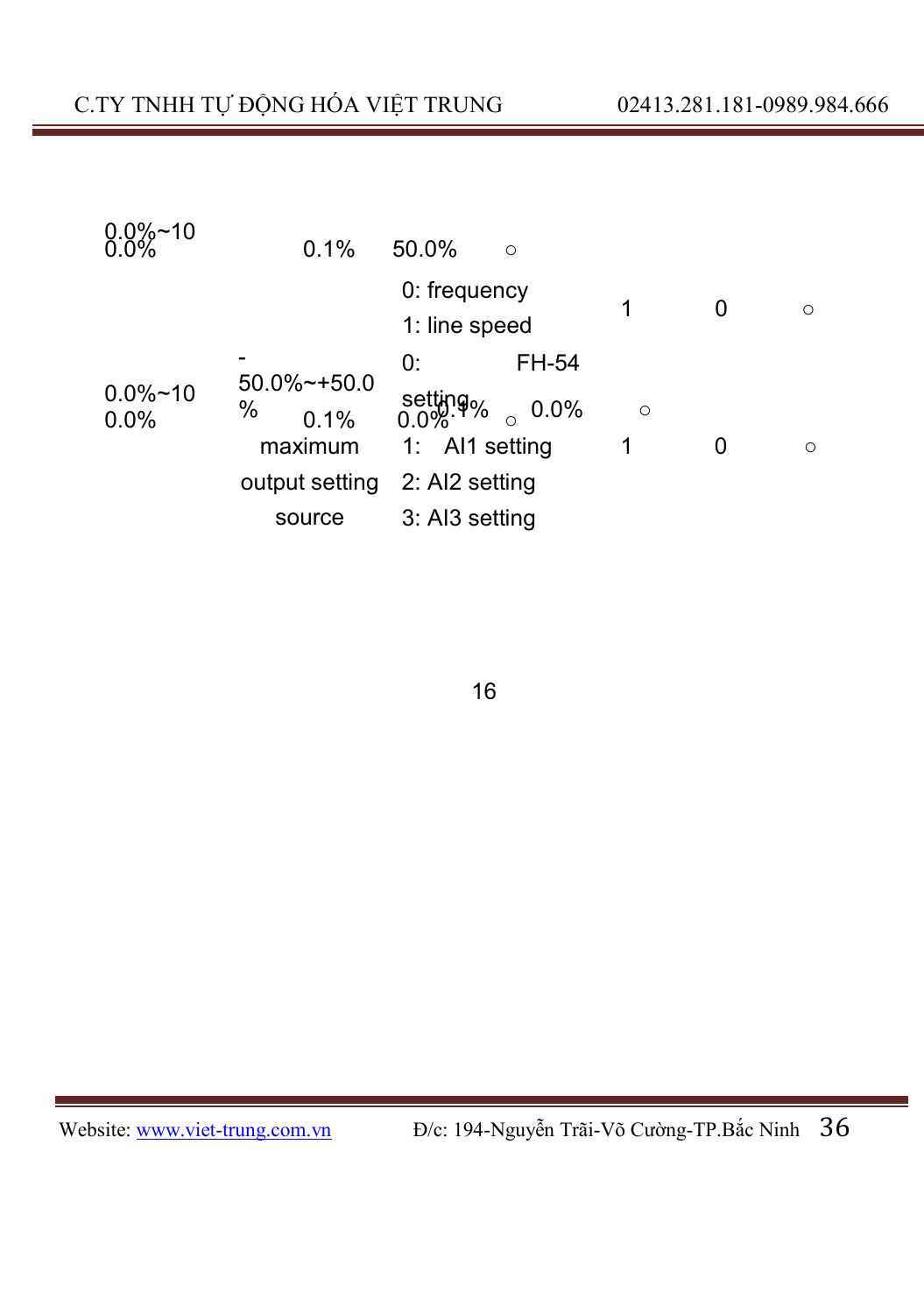| | | | | | |
|---|---|---|---|---|---|
| 0.0%~100.0% | 0.1% | 50.0% | ○ | | |
| | | 0: frequency<br>1: line speed | 1 | 0 | ○ |
| 0.0%~100.0% | -50.0%~+50.0% 0.1% | 0: FH-54 setting<br>0.0% 0.1% ○ 0.0% | | | ○ |
| | maximum output setting source | 1: AI1 setting<br>2: AI2 setting<br>3: AI3 setting | 1 | 0 | ○ |

16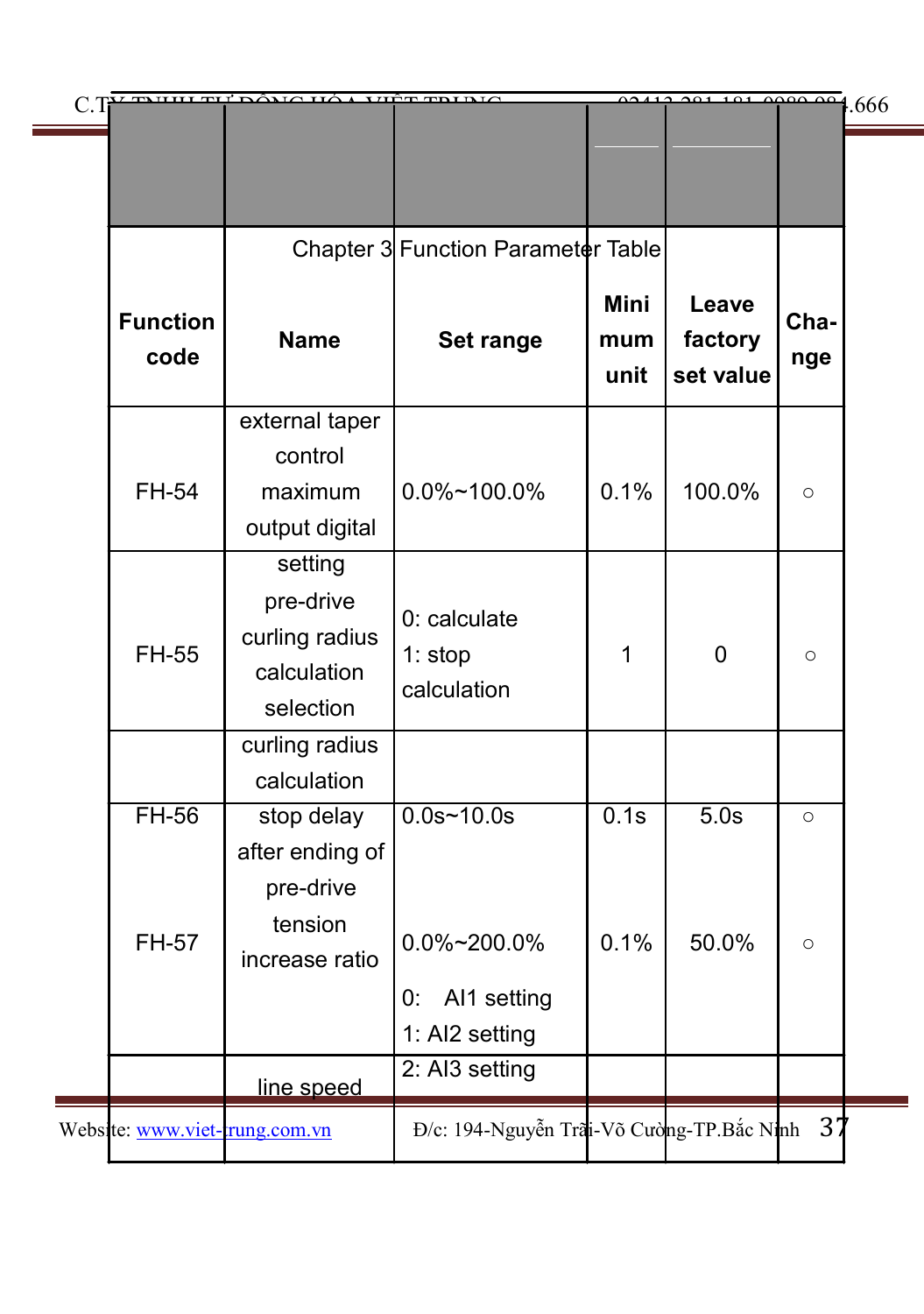Chapter 3 Function Parameter Table

| Function code | Name | Set range | Minimum unit | Leave factory set value | Change |
|---|---|---|---|---|---|
| FH-54 | external taper control maximum output digital | 0.0%~100.0% | 0.1% | 100.0% | ○ |
| FH-55 | setting pre-drive curling radius calculation selection | 0: calculate<br>1: stop calculation | 1 | 0 | ○ |
| FH-56 | curling radius calculation stop delay | 0.0s~10.0s | 0.1s | 5.0s | ○ |
| FH-57 | after ending of pre-drive tension increase ratio | 0.0%~200.0% | 0.1% | 50.0% | ○ |
| | line speed | 0: AI1 setting<br>1: AI2 setting<br>2: AI3 setting | | | |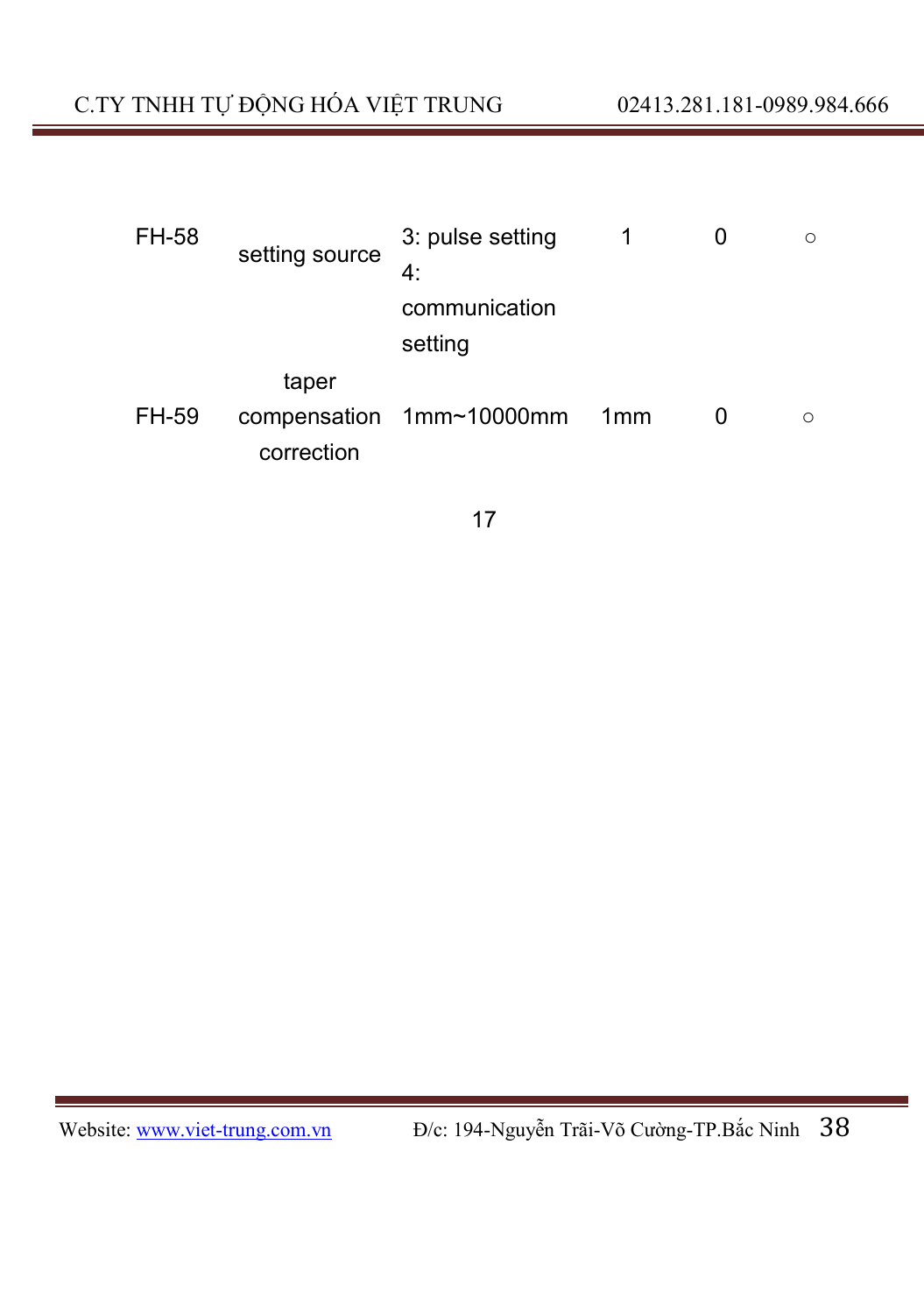| FH-58 | setting source | 3: pulse setting<br>4: communication setting | 1 | 0 | ○ |
|---|---|---|---|---|---|
| FH-59 | taper compensation correction | 1mm~10000mm | 1mm | 0 | ○ |

17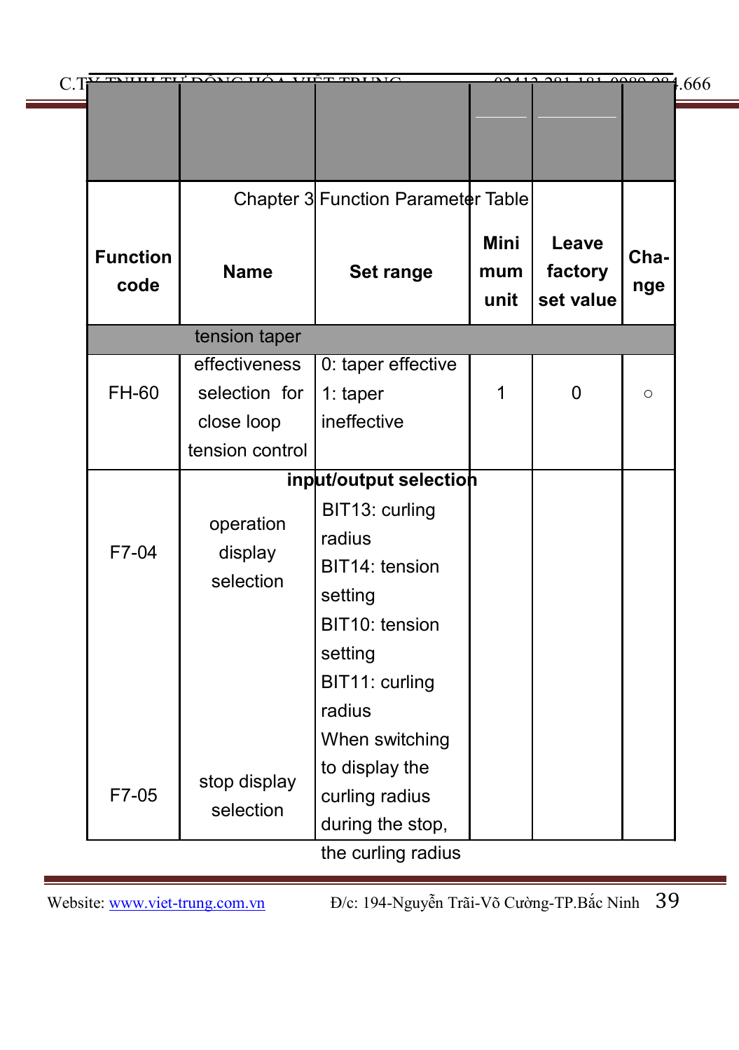Chapter 3 Function Parameter Table

| Function code | Name | Set range | Mini mum unit | Leave factory set value | Cha-nge |
|---|---|---|---|---|---|
| FH-60 | tension taper effectiveness selection for close loop tension control | 0: taper effective<br>1: taper ineffective | 1 | 0 | ○ |
| | | **input/output selection** | | | |
| F7-04 | operation display selection | BIT13: curling radius<br>BIT14: tension setting | | | |
| F7-05 | stop display selection | BIT10: tension setting<br>BIT11: curling radius<br>When switching to display the curling radius during the stop, the curling radius | | | |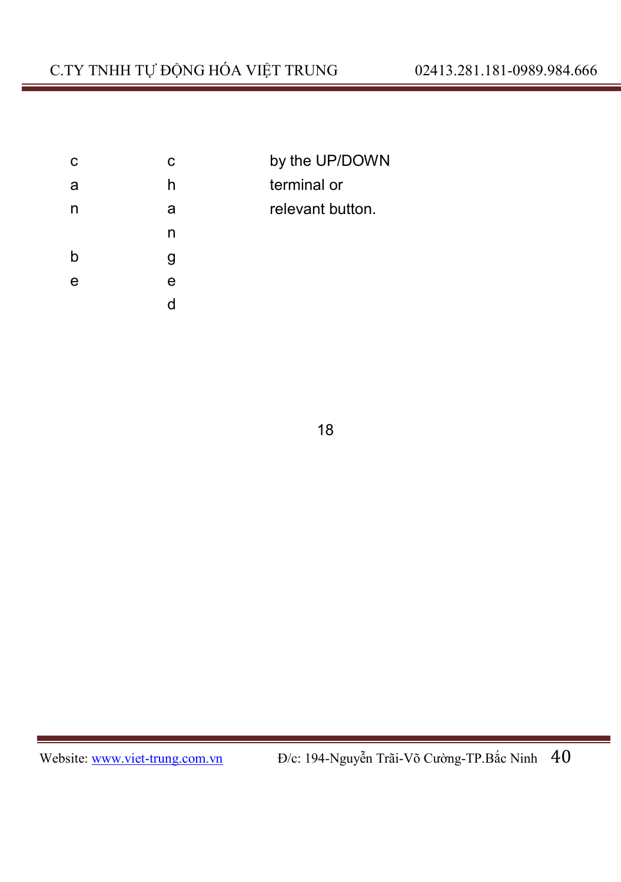| can be | changed | by the UP/DOWN terminal or relevant button. |
|---|---|---|

18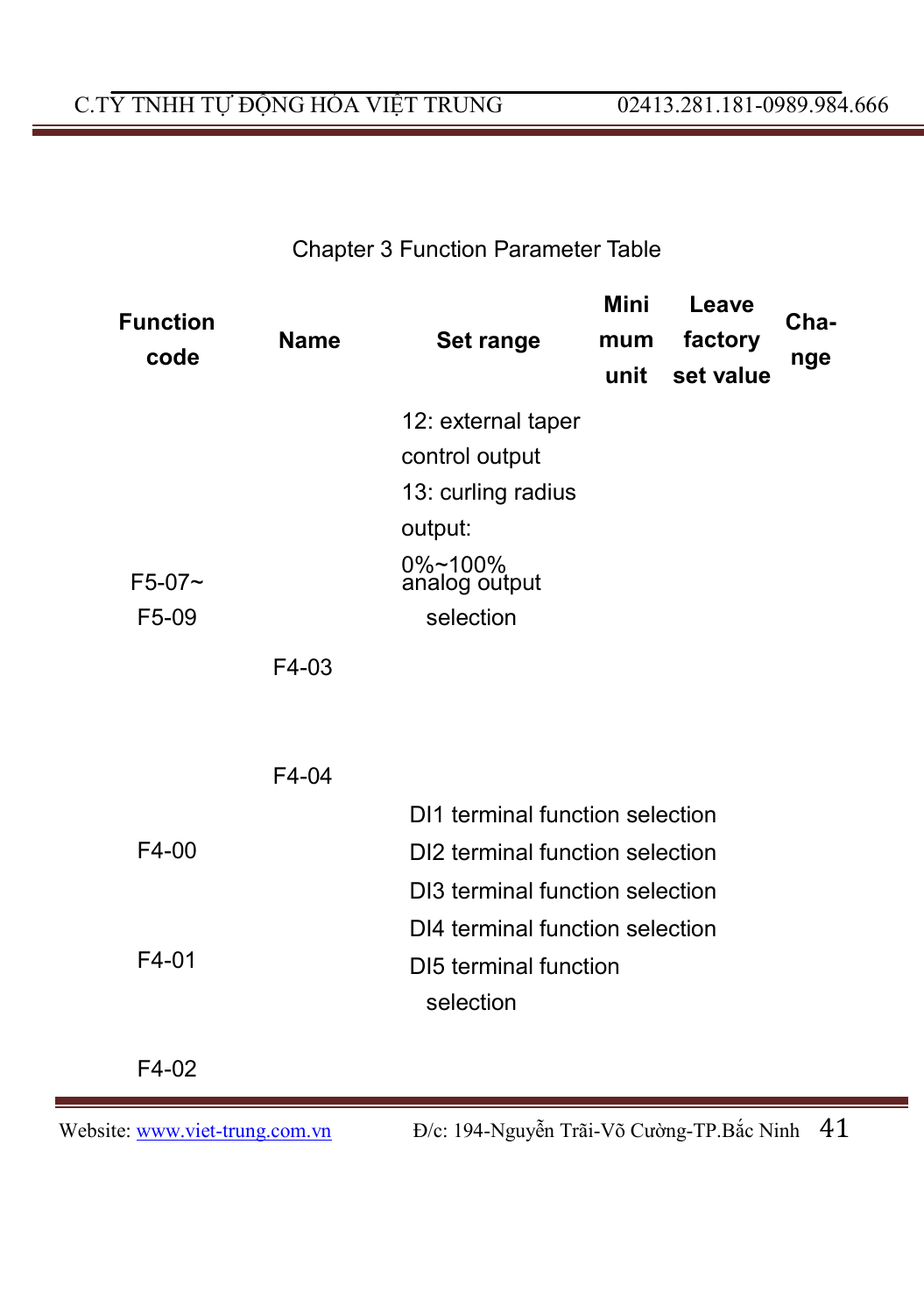Chapter 3 Function Parameter Table

| Function code | Name | Set range | Minimum unit | Leave factory set value | Change |
|---|---|---|---|---|---|
| | | 12: external taper control output<br>13: curling radius output:<br>0%~100% | | | |
| F5-07~<br>F5-09 | | analog output selection | | | |
| | F4-03 | | | | |
| | F4-04 | | | | |
| F4-00 | | DI1 terminal function selection<br>DI2 terminal function selection<br>DI3 terminal function selection<br>DI4 terminal function selection | | | |
| F4-01 | | DI5 terminal function selection | | | |
| F4-02 | | | | | |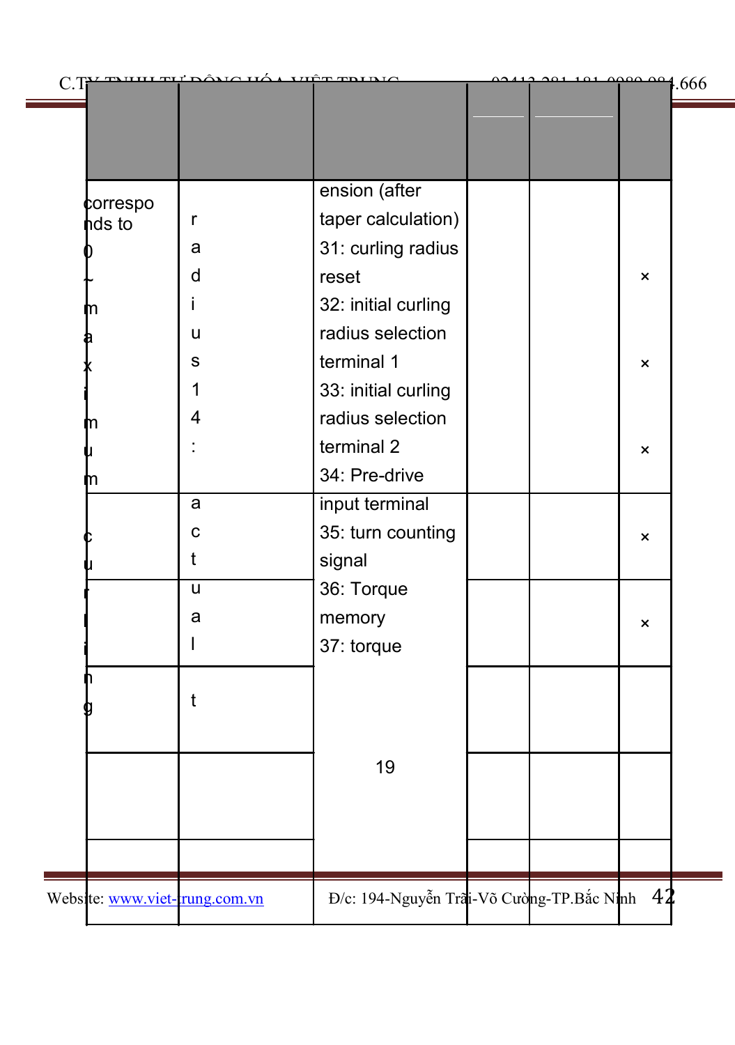|  |  |  |  |  |  |
|---|---|---|---|---|---|
| corresponds to 0 ~ maximum curling | radius 14: actual t | ension (after taper calculation)<br>31: curling radius reset<br>32: initial curling radius selection terminal 1<br>33: initial curling radius selection terminal 2<br>34: Pre-drive input terminal<br>35: turn counting signal<br>36: Torque memory<br>37: torque<br><br>19 |  |  | ×<br>×<br>×<br>×<br>× |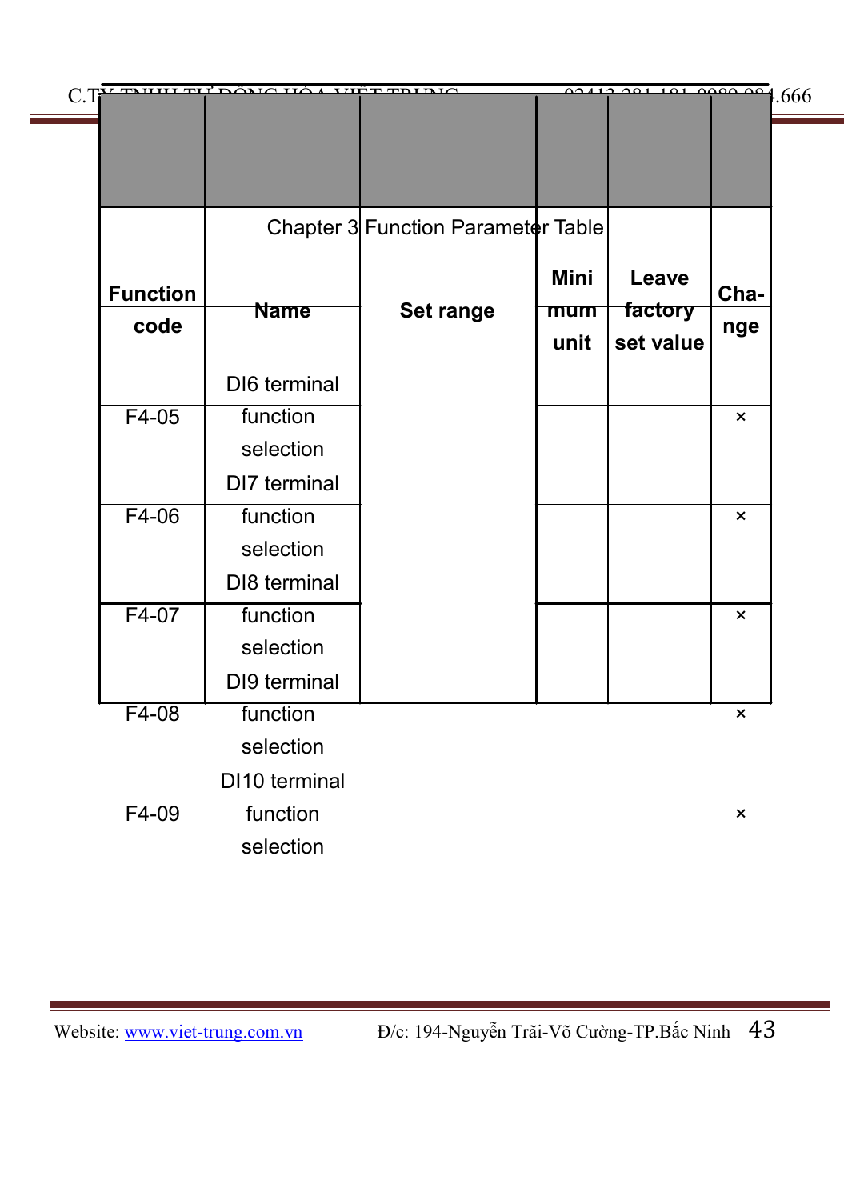Chapter 3 Function Parameter Table

| Function code | Name | Set range | Minimum unit | Leave factory set value | Change |
|---|---|---|---|---|---|
| F4-05 | DI6 terminal function selection | | | | × |
| F4-06 | DI7 terminal function selection | | | | × |
| F4-07 | DI8 terminal function selection | | | | × |
| F4-08 | DI9 terminal function selection | | | | × |
| F4-09 | DI10 terminal function selection | | | | × |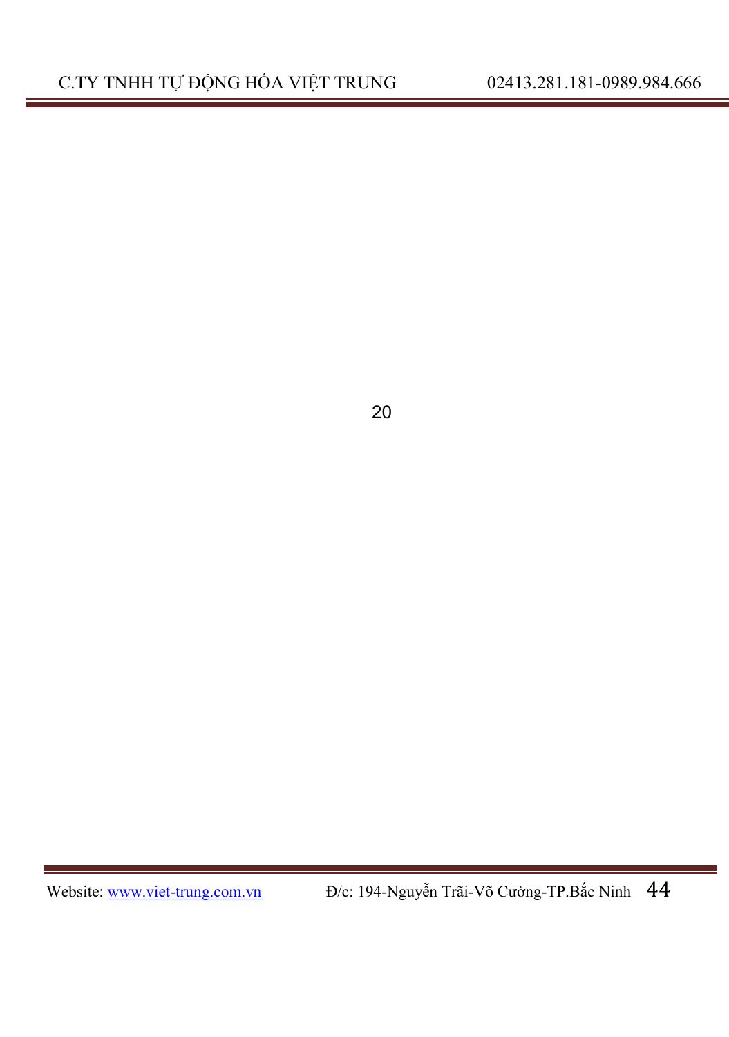20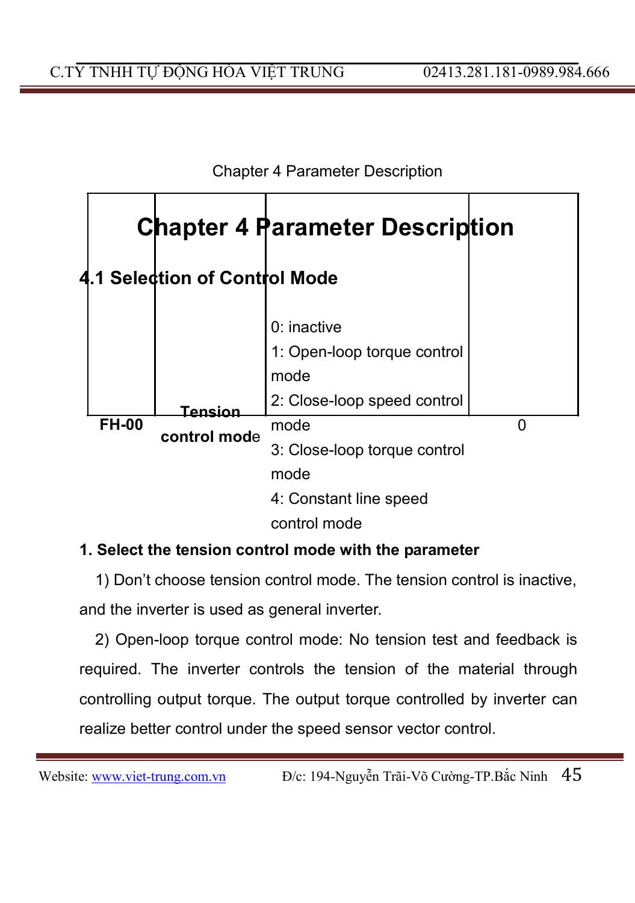# Chapter 4 Parameter Description

## 4.1 Selection of Control Mode

| | | | |
|---|---|---|---|
| **FH-00** | **Tension control mode** | 0: inactive<br>1: Open-loop torque control mode<br>2: Close-loop speed control mode<br>3: Close-loop torque control mode<br>4: Constant line speed control mode | 0 |

**1. Select the tension control mode with the parameter**

1) Don't choose tension control mode. The tension control is inactive, and the inverter is used as general inverter.

2) Open-loop torque control mode: No tension test and feedback is required. The inverter controls the tension of the material through controlling output torque. The output torque controlled by inverter can realize better control under the speed sensor vector control.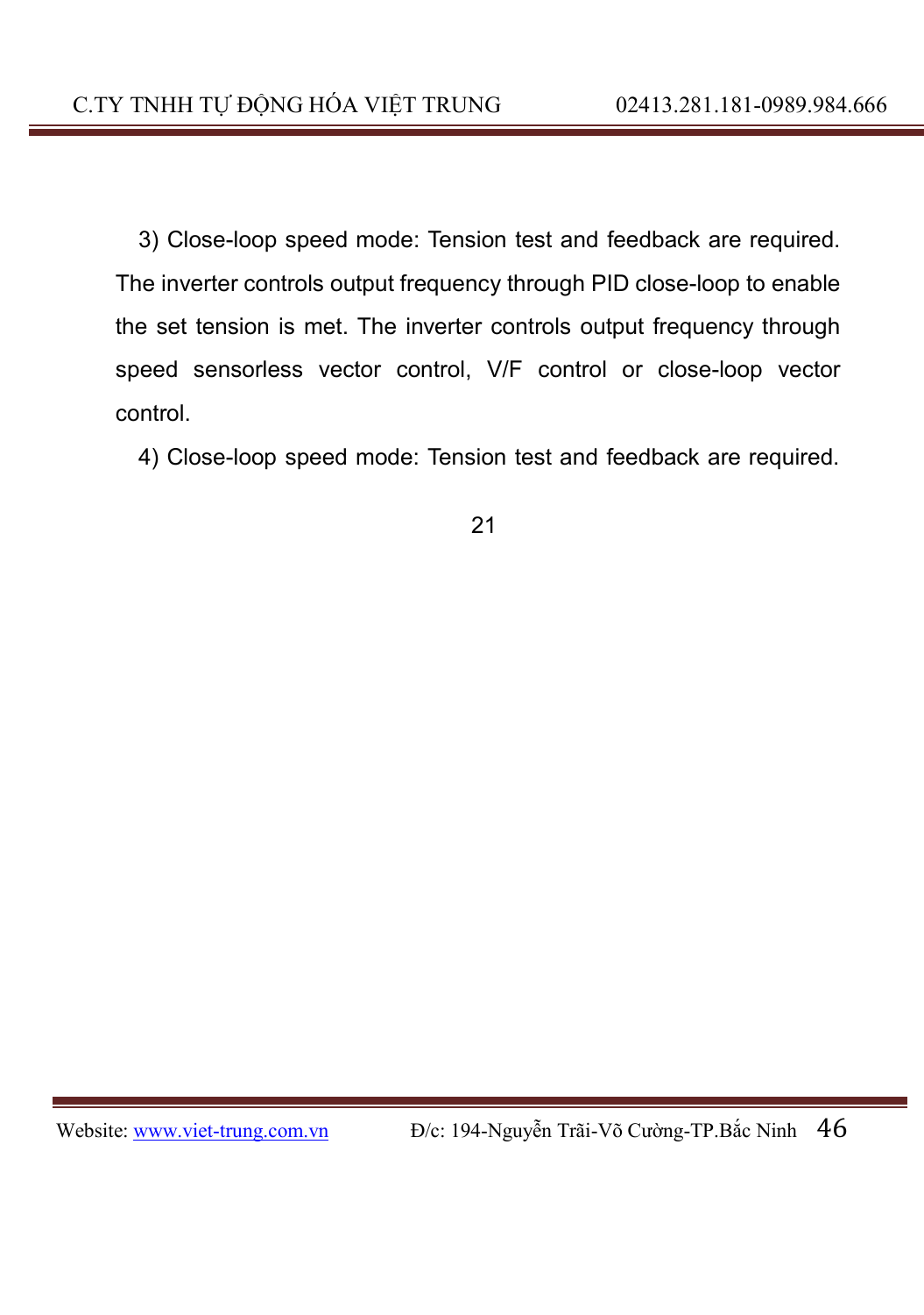3) Close-loop speed mode: Tension test and feedback are required. The inverter controls output frequency through PID close-loop to enable the set tension is met. The inverter controls output frequency through speed sensorless vector control, V/F control or close-loop vector control.

4) Close-loop speed mode: Tension test and feedback are required.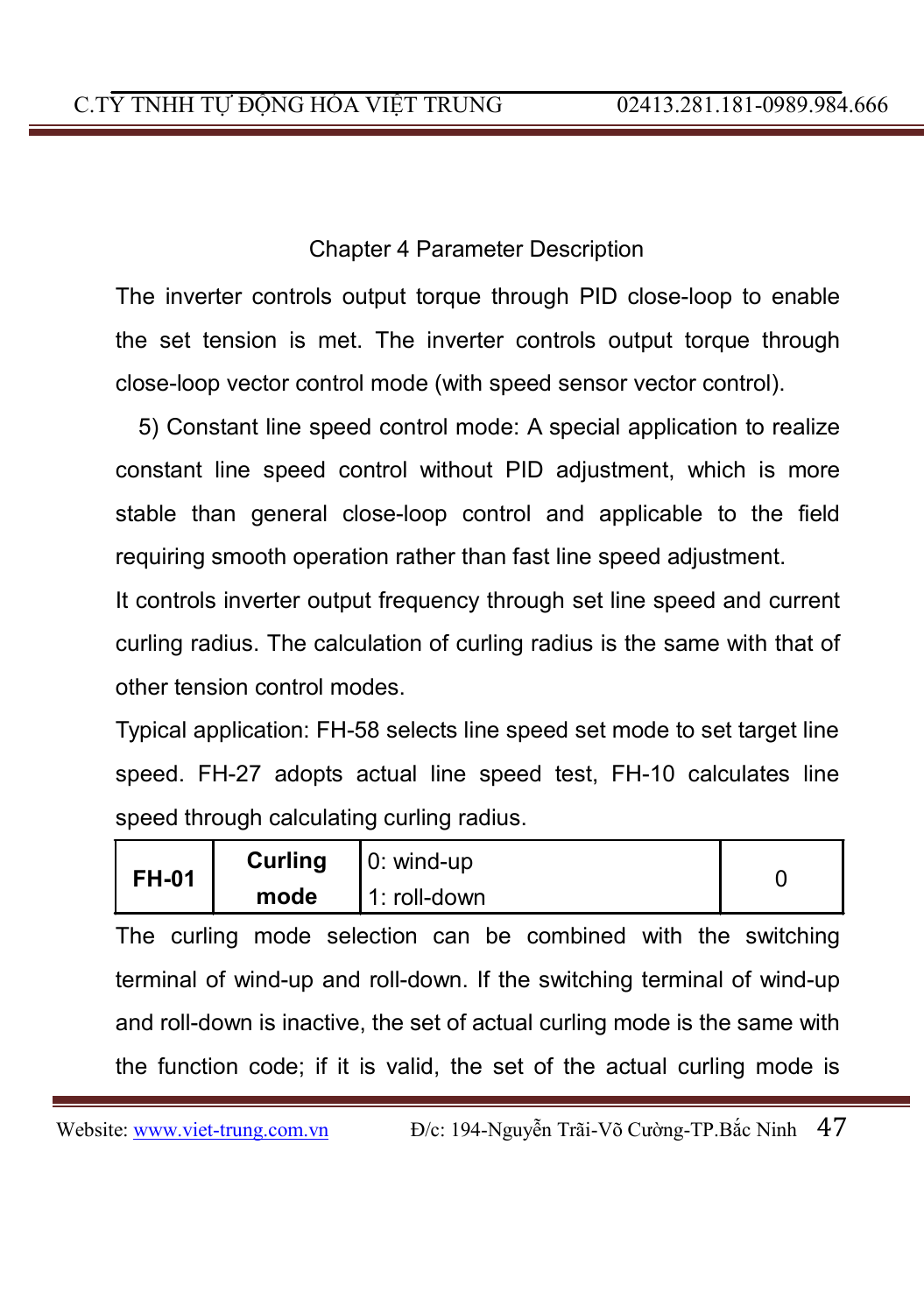The inverter controls output torque through PID close-loop to enable the set tension is met. The inverter controls output torque through close-loop vector control mode (with speed sensor vector control).

5) Constant line speed control mode: A special application to realize constant line speed control without PID adjustment, which is more stable than general close-loop control and applicable to the field requiring smooth operation rather than fast line speed adjustment.

It controls inverter output frequency through set line speed and current curling radius. The calculation of curling radius is the same with that of other tension control modes.

Typical application: FH-58 selects line speed set mode to set target line speed. FH-27 adopts actual line speed test, FH-10 calculates line speed through calculating curling radius.

| FH-01 | **Curling mode** | 0: wind-up<br>1: roll-down | 0 |
|---|---|---|---|

The curling mode selection can be combined with the switching terminal of wind-up and roll-down. If the switching terminal of wind-up and roll-down is inactive, the set of actual curling mode is the same with the function code; if it is valid, the set of the actual curling mode is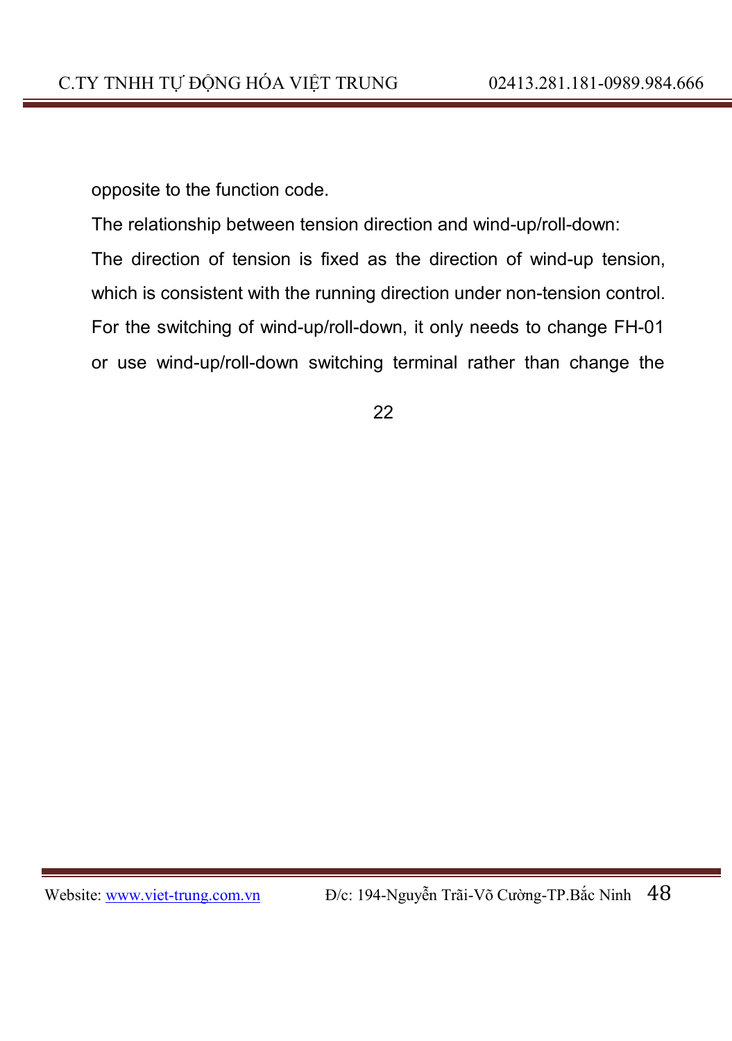opposite to the function code.

The relationship between tension direction and wind-up/roll-down:

The direction of tension is fixed as the direction of wind-up tension, which is consistent with the running direction under non-tension control. For the switching of wind-up/roll-down, it only needs to change FH-01 or use wind-up/roll-down switching terminal rather than change the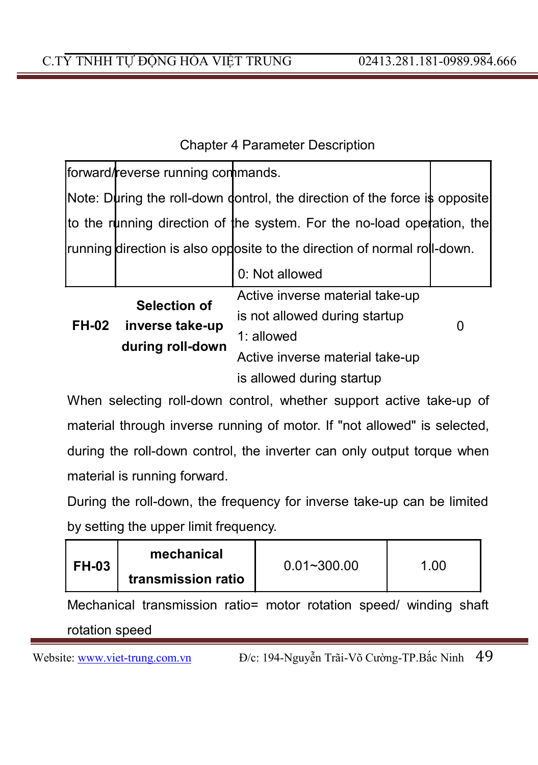Chapter 4 Parameter Description

| | | | |
|---|---|---|---|
| forward/reverse running commands.<br>Note: During the roll-down control, the direction of the force is opposite to the running direction of the system. For the no-load operation, the running direction is also opposite to the direction of normal roll-down. | | | |
| **FH-02** | **Selection of inverse take-up during roll-down** | 0: Not allowed<br>Active inverse material take-up is not allowed during startup<br>1: allowed<br>Active inverse material take-up is allowed during startup | 0 |

When selecting roll-down control, whether support active take-up of material through inverse running of motor. If "not allowed" is selected, during the roll-down control, the inverter can only output torque when material is running forward.

During the roll-down, the frequency for inverse take-up can be limited by setting the upper limit frequency.

| | | | |
|---|---|---|---|
| **FH-03** | **mechanical transmission ratio** | 0.01~300.00 | 1.00 |

Mechanical transmission ratio= motor rotation speed/ winding shaft rotation speed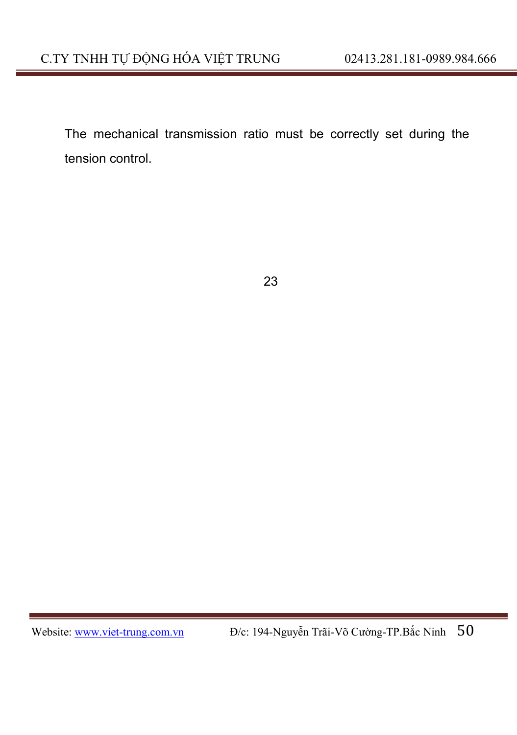The mechanical transmission ratio must be correctly set during the tension control.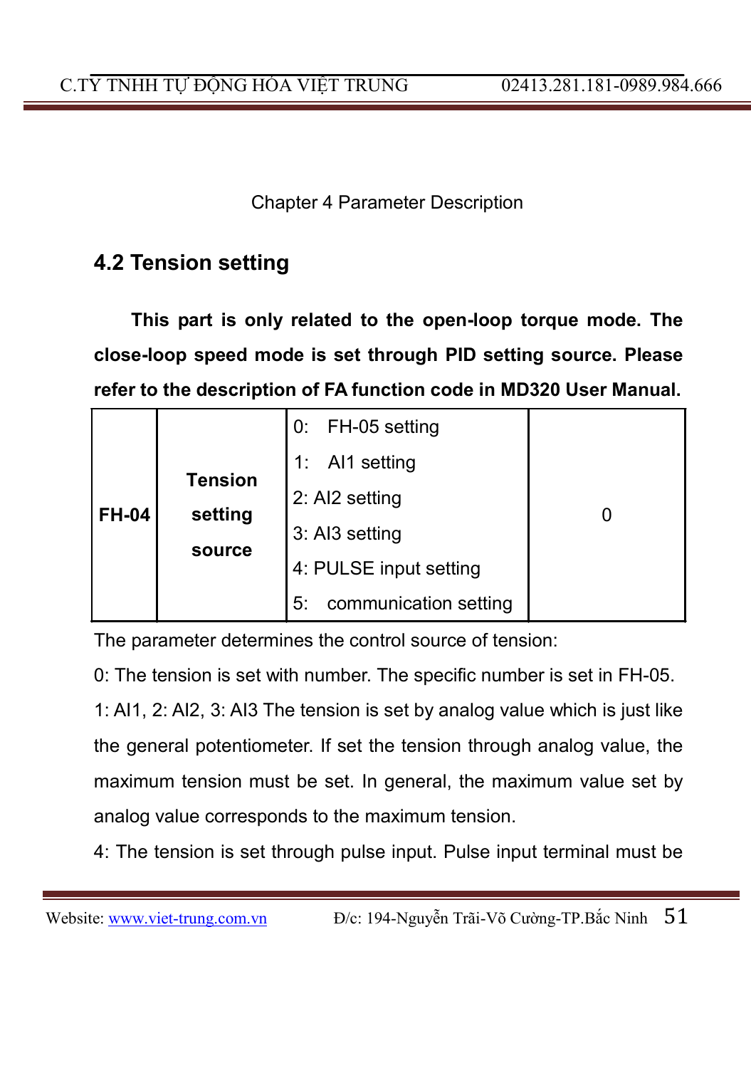Chapter 4 Parameter Description

## 4.2 Tension setting

**This part is only related to the open-loop torque mode. The close-loop speed mode is set through PID setting source. Please refer to the description of FA function code in MD320 User Manual.**

| | | | |
|---|---|---|---|
| **FH-04** | **Tension setting source** | 0: FH-05 setting<br>1: AI1 setting<br>2: AI2 setting<br>3: AI3 setting<br>4: PULSE input setting<br>5: communication setting | 0 |

The parameter determines the control source of tension:

0: The tension is set with number. The specific number is set in FH-05.

1: AI1, 2: AI2, 3: AI3 The tension is set by analog value which is just like the general potentiometer. If set the tension through analog value, the maximum tension must be set. In general, the maximum value set by analog value corresponds to the maximum tension.

4: The tension is set through pulse input. Pulse input terminal must be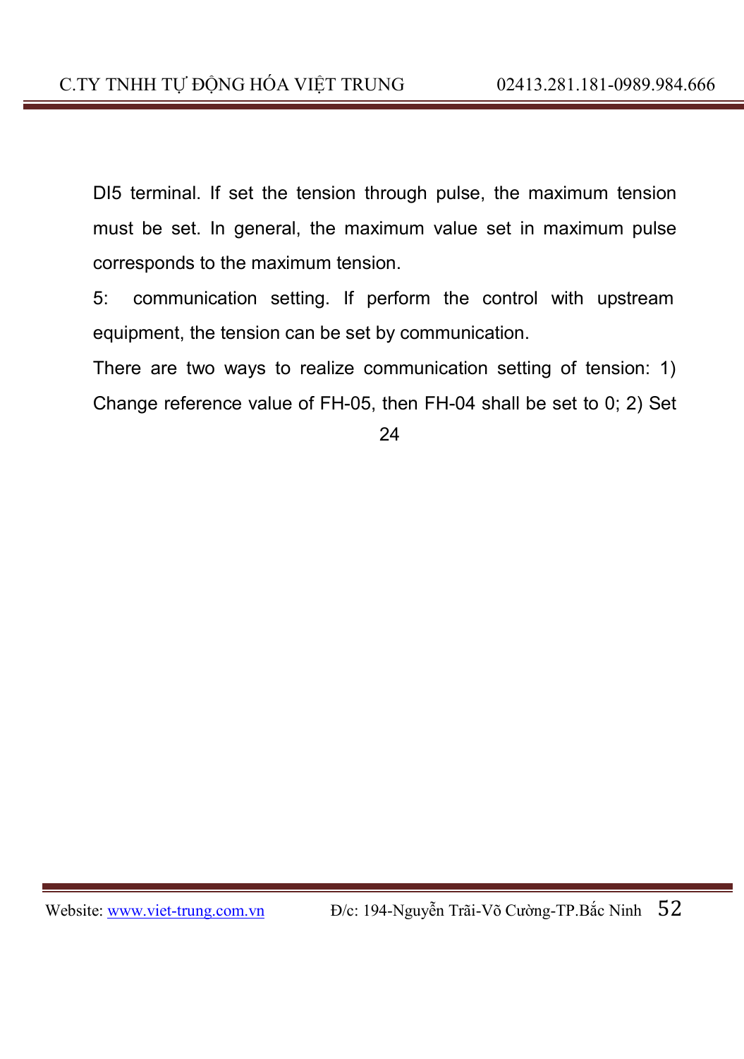DI5 terminal. If set the tension through pulse, the maximum tension must be set. In general, the maximum value set in maximum pulse corresponds to the maximum tension.

5: communication setting. If perform the control with upstream equipment, the tension can be set by communication.

There are two ways to realize communication setting of tension: 1) Change reference value of FH-05, then FH-04 shall be set to 0; 2) Set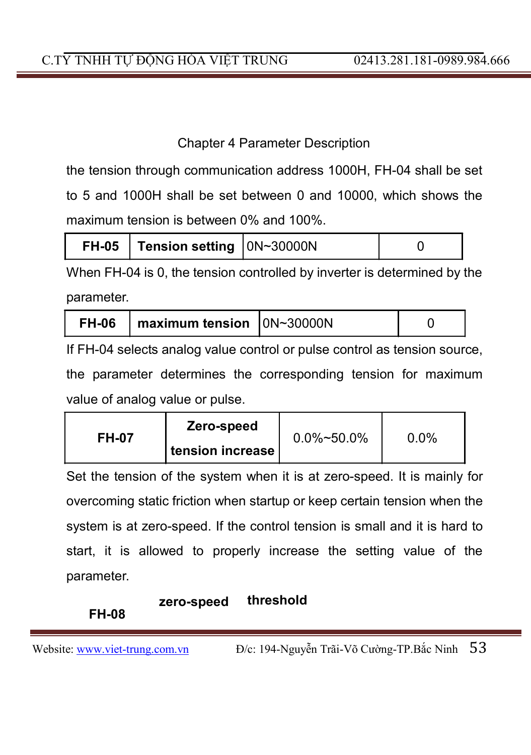Chapter 4 Parameter Description

the tension through communication address 1000H, FH-04 shall be set to 5 and 1000H shall be set between 0 and 10000, which shows the maximum tension is between 0% and 100%.

| **FH-05** | **Tension setting** | 0N~30000N | 0 |
|---|---|---|---|

When FH-04 is 0, the tension controlled by inverter is determined by the parameter.

| **FH-06** | **maximum tension** | 0N~30000N | 0 |
|---|---|---|---|

If FH-04 selects analog value control or pulse control as tension source, the parameter determines the corresponding tension for maximum value of analog value or pulse.

| **FH-07** | **Zero-speed tension increase** | 0.0%~50.0% | 0.0% |
|---|---|---|---|

Set the tension of the system when it is at zero-speed. It is mainly for overcoming static friction when startup or keep certain tension when the system is at zero-speed. If the control tension is small and it is hard to start, it is allowed to properly increase the setting value of the parameter.

**FH-08** **zero-speed threshold**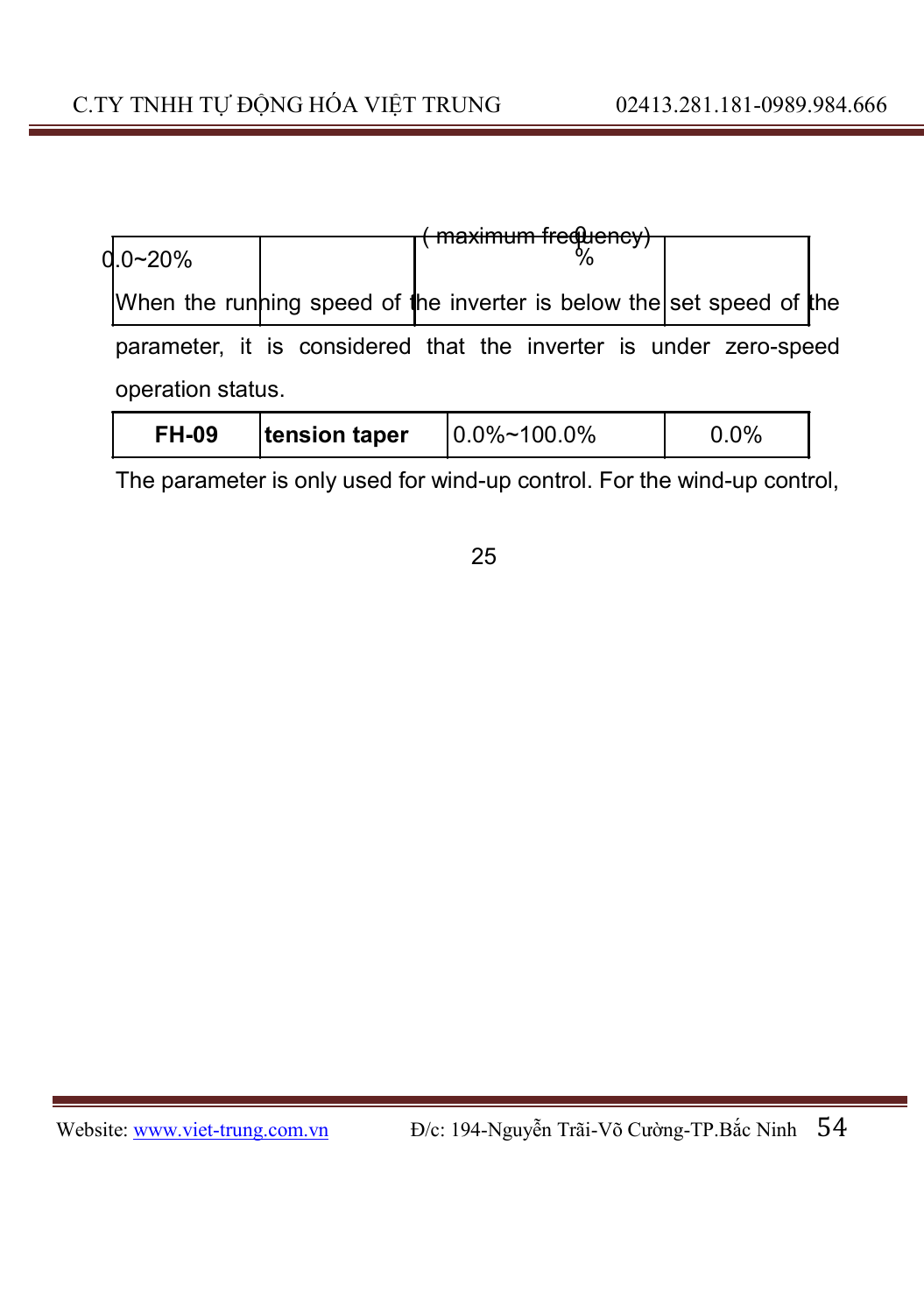| 0.0~20% | | ( maximum frequency) | 0 % | |
|---|---|---|---|---|

When the running speed of the inverter is below the set speed of the parameter, it is considered that the inverter is under zero-speed operation status.

| FH-09 | **tension taper** | 0.0%~100.0% | 0.0% |
|---|---|---|---|

The parameter is only used for wind-up control. For the wind-up control,

25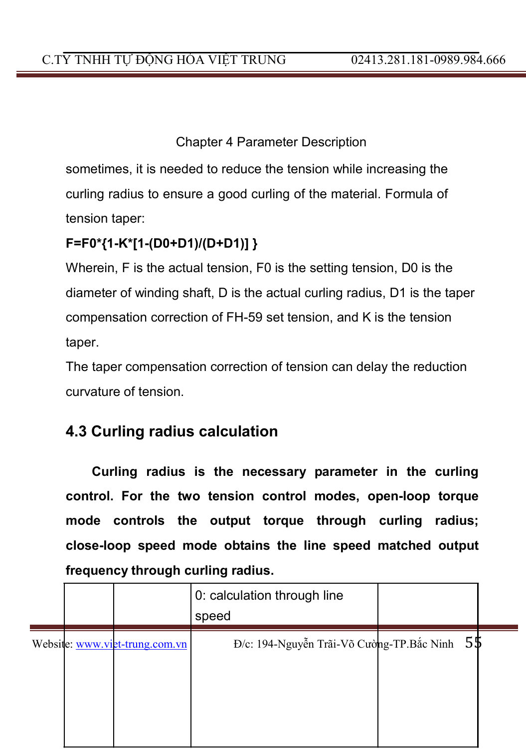sometimes, it is needed to reduce the tension while increasing the curling radius to ensure a good curling of the material. Formula of tension taper:

**F=F0*{1-K*[1-(D0+D1)/(D+D1)] }**

Wherein, F is the actual tension, F0 is the setting tension, D0 is the diameter of winding shaft, D is the actual curling radius, D1 is the taper compensation correction of FH-59 set tension, and K is the tension taper.

The taper compensation correction of tension can delay the reduction curvature of tension.

## 4.3 Curling radius calculation

**Curling radius is the necessary parameter in the curling control. For the two tension control modes, open-loop torque mode controls the output torque through curling radius; close-loop speed mode obtains the line speed matched output frequency through curling radius.**

| | | | |
|---|---|---|---|
| | | 0: calculation through line speed | |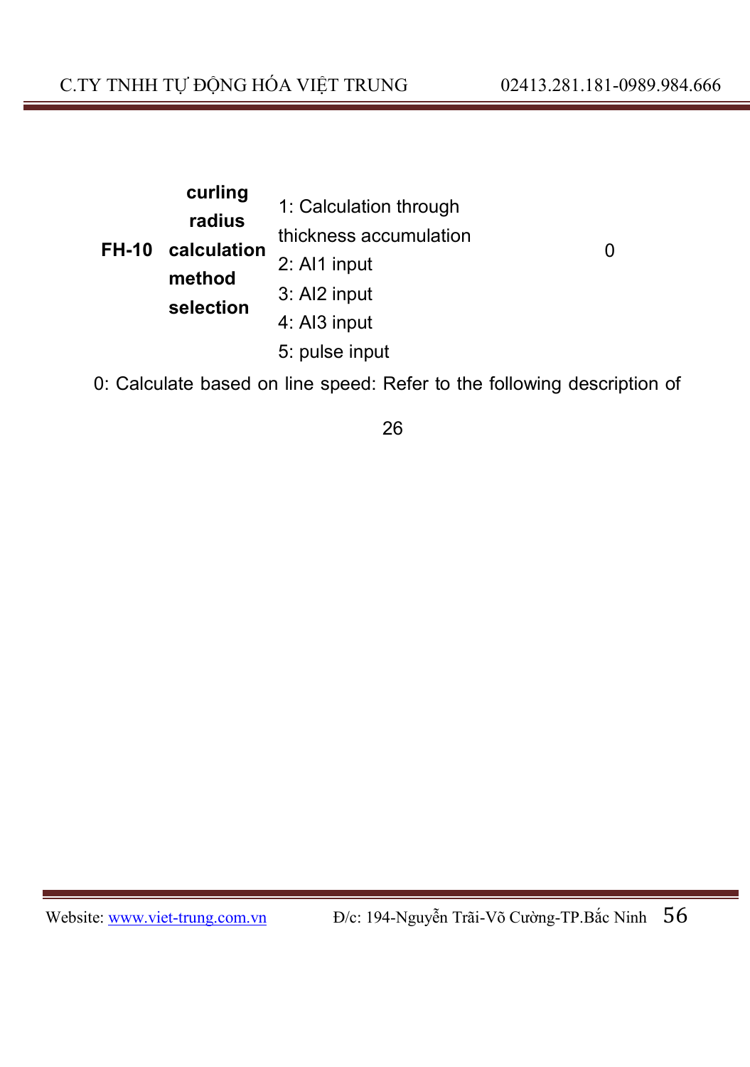| **FH-10** | **curling radius calculation method selection** | 1: Calculation through thickness accumulation<br>2: AI1 input<br>3: AI2 input<br>4: AI3 input<br>5: pulse input | 0 |
|---|---|---|---|

0: Calculate based on line speed: Refer to the following description of

26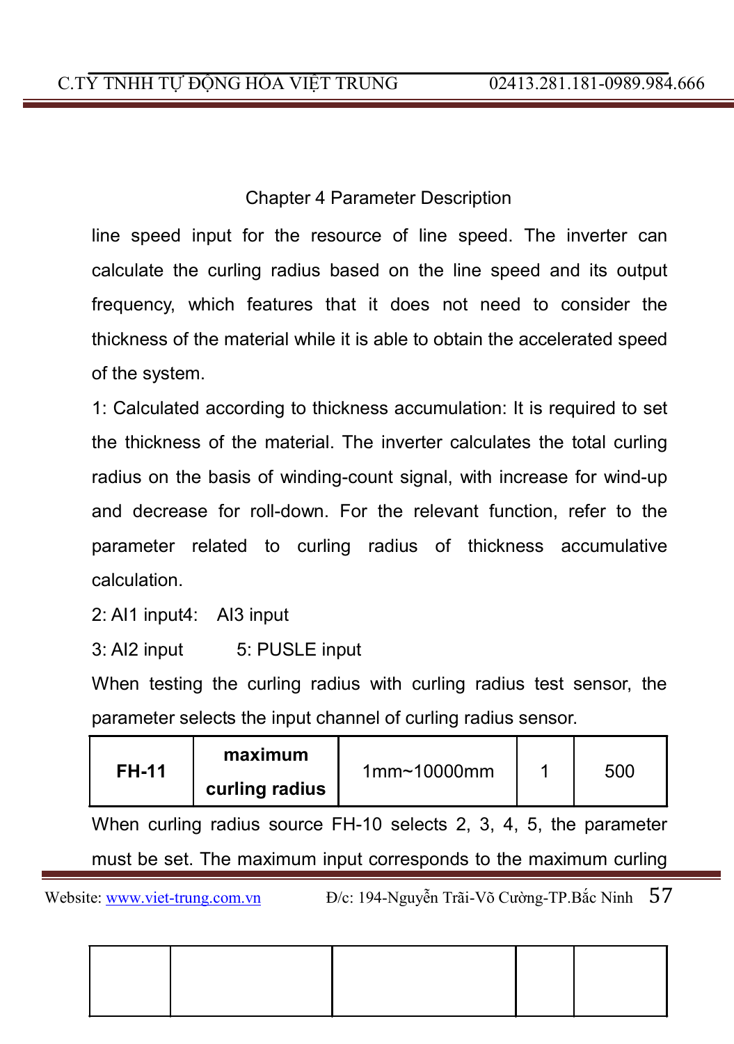line speed input for the resource of line speed. The inverter can calculate the curling radius based on the line speed and its output frequency, which features that it does not need to consider the thickness of the material while it is able to obtain the accelerated speed of the system.

1: Calculated according to thickness accumulation: It is required to set the thickness of the material. The inverter calculates the total curling radius on the basis of winding-count signal, with increase for wind-up and decrease for roll-down. For the relevant function, refer to the parameter related to curling radius of thickness accumulative calculation.

2: AI1 input4: AI3 input

3: AI2 input 5: PUSLE input

When testing the curling radius with curling radius test sensor, the parameter selects the input channel of curling radius sensor.

| **FH-11** | **maximum curling radius** | 1mm~10000mm | 1 | 500 |
|---|---|---|---|---|

When curling radius source FH-10 selects 2, 3, 4, 5, the parameter must be set. The maximum input corresponds to the maximum curling

| | | | | |
|---|---|---|---|---|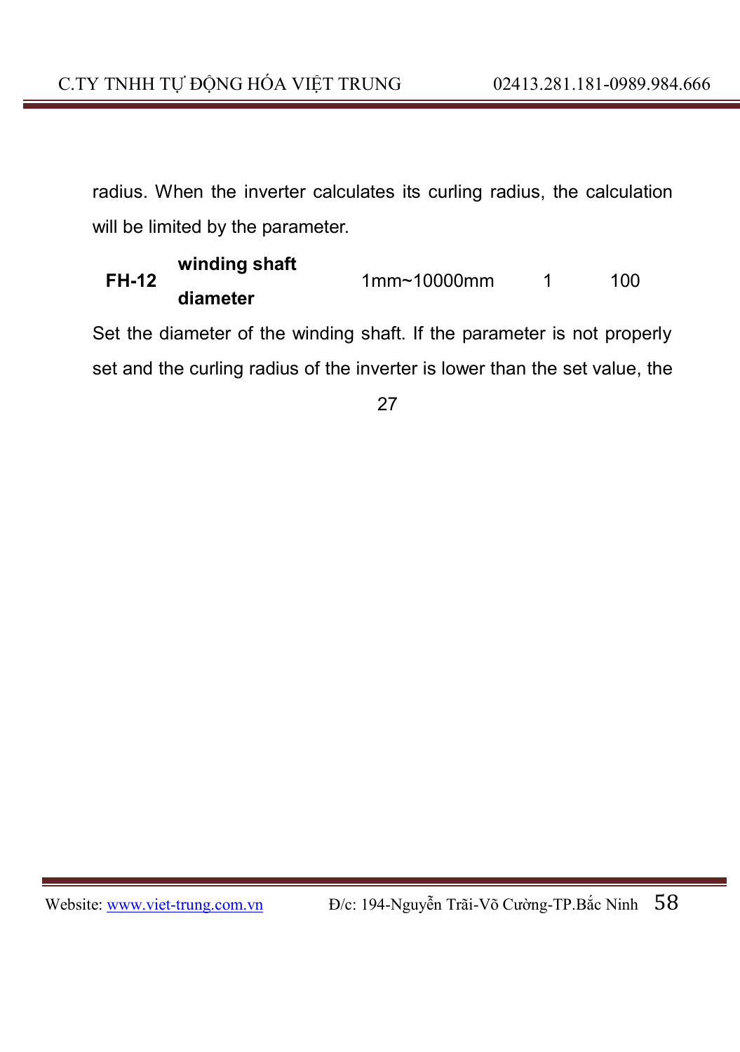radius. When the inverter calculates its curling radius, the calculation will be limited by the parameter.

| FH-12 | **winding shaft diameter** | 1mm~10000mm | 1 | 100 |
|---|---|---|---|---|

Set the diameter of the winding shaft. If the parameter is not properly set and the curling radius of the inverter is lower than the set value, the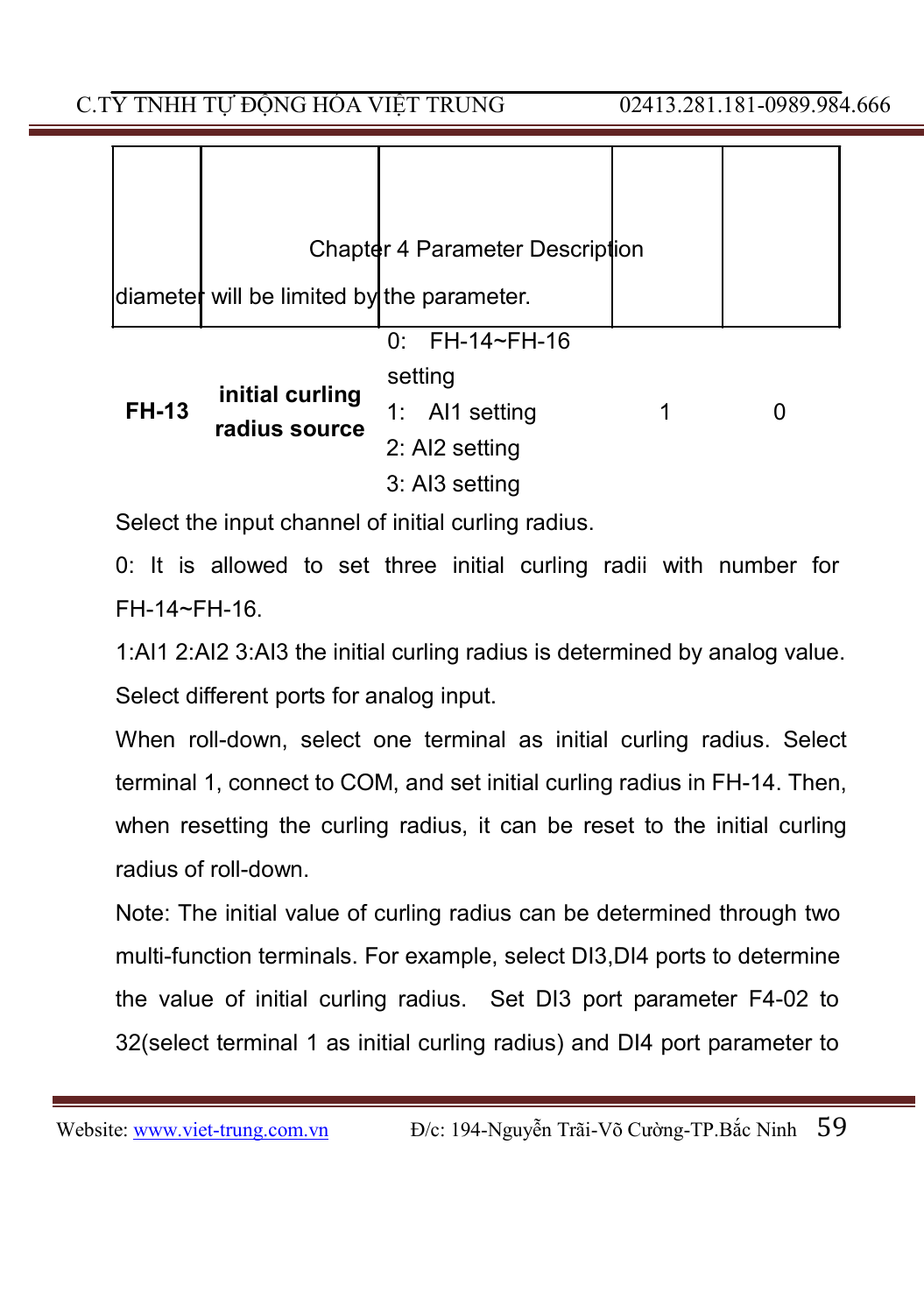| | | | | |
|---|---|---|---|---|
| | | Chapter 4 Parameter Description | | |
| diameter will be limited by the parameter. | | | | |
| **FH-13** | **initial curling radius source** | 0: FH-14~FH-16 setting<br>1: AI1 setting<br>2: AI2 setting<br>3: AI3 setting | 1 | 0 |

Select the input channel of initial curling radius.

0: It is allowed to set three initial curling radii with number for FH-14~FH-16.

1:AI1 2:AI2 3:AI3 the initial curling radius is determined by analog value. Select different ports for analog input.

When roll-down, select one terminal as initial curling radius. Select terminal 1, connect to COM, and set initial curling radius in FH-14. Then, when resetting the curling radius, it can be reset to the initial curling radius of roll-down.

Note: The initial value of curling radius can be determined through two multi-function terminals. For example, select DI3,DI4 ports to determine the value of initial curling radius. Set DI3 port parameter F4-02 to 32(select terminal 1 as initial curling radius) and DI4 port parameter to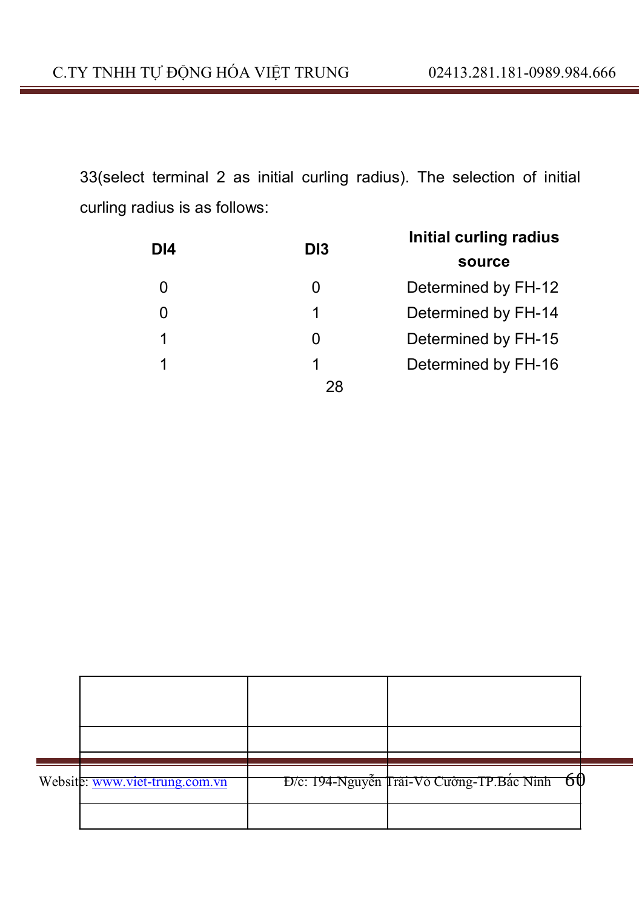33(select terminal 2 as initial curling radius). The selection of initial curling radius is as follows:

| DI4 | DI3 | Initial curling radius source |
|---|---|---|
| 0 | 0 | Determined by FH-12 |
| 0 | 1 | Determined by FH-14 |
| 1 | 0 | Determined by FH-15 |
| 1 | 1 | Determined by FH-16 |

28

| | | |
|---|---|---|
| | | |
| | | |
| | | |
| | | |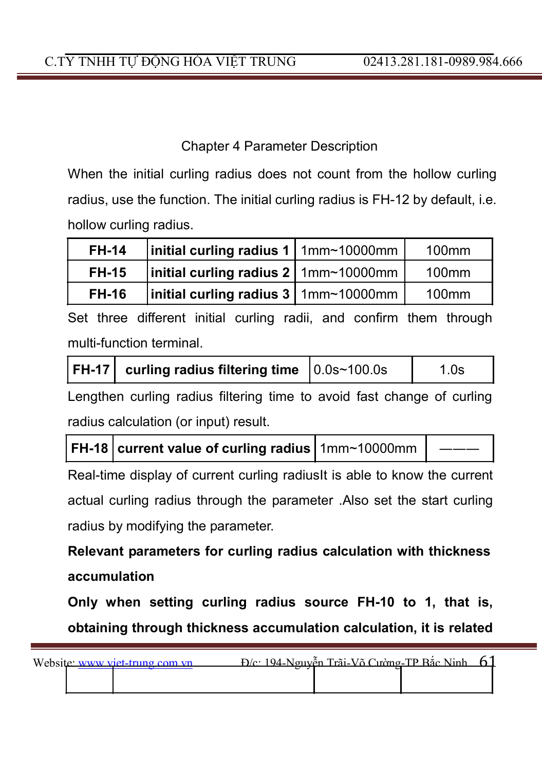Chapter 4 Parameter Description

When the initial curling radius does not count from the hollow curling radius, use the function. The initial curling radius is FH-12 by default, i.e. hollow curling radius.

| FH-14 | initial curling radius 1 | 1mm~10000mm | 100mm |
|---|---|---|---|
| FH-15 | initial curling radius 2 | 1mm~10000mm | 100mm |
| FH-16 | initial curling radius 3 | 1mm~10000mm | 100mm |

Set three different initial curling radii, and confirm them through multi-function terminal.

| FH-17 | curling radius filtering time | 0.0s~100.0s | 1.0s |
|---|---|---|---|

Lengthen curling radius filtering time to avoid fast change of curling radius calculation (or input) result.

| FH-18 | current value of curling radius | 1mm~10000mm | ——— |
|---|---|---|---|

Real-time display of current curling radiusIt is able to know the current actual curling radius through the parameter .Also set the start curling radius by modifying the parameter.

**Relevant parameters for curling radius calculation with thickness accumulation**

**Only when setting curling radius source FH-10 to 1, that is, obtaining through thickness accumulation calculation, it is related**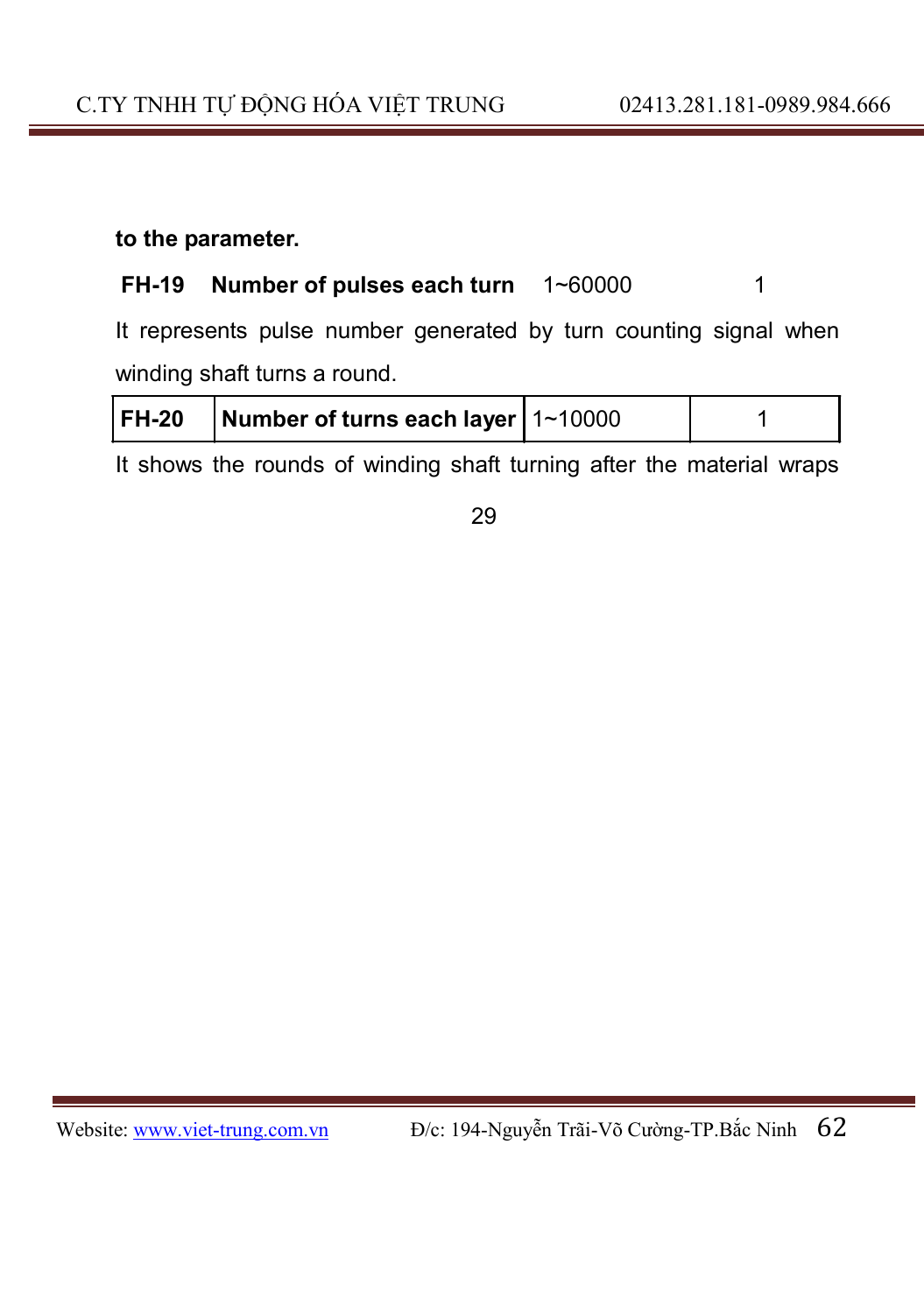**to the parameter.**

**FH-19 Number of pulses each turn** 1~60000 1

It represents pulse number generated by turn counting signal when winding shaft turns a round.

| FH-20 | Number of turns each layer | 1~10000 | 1 |
|---|---|---|---|

It shows the rounds of winding shaft turning after the material wraps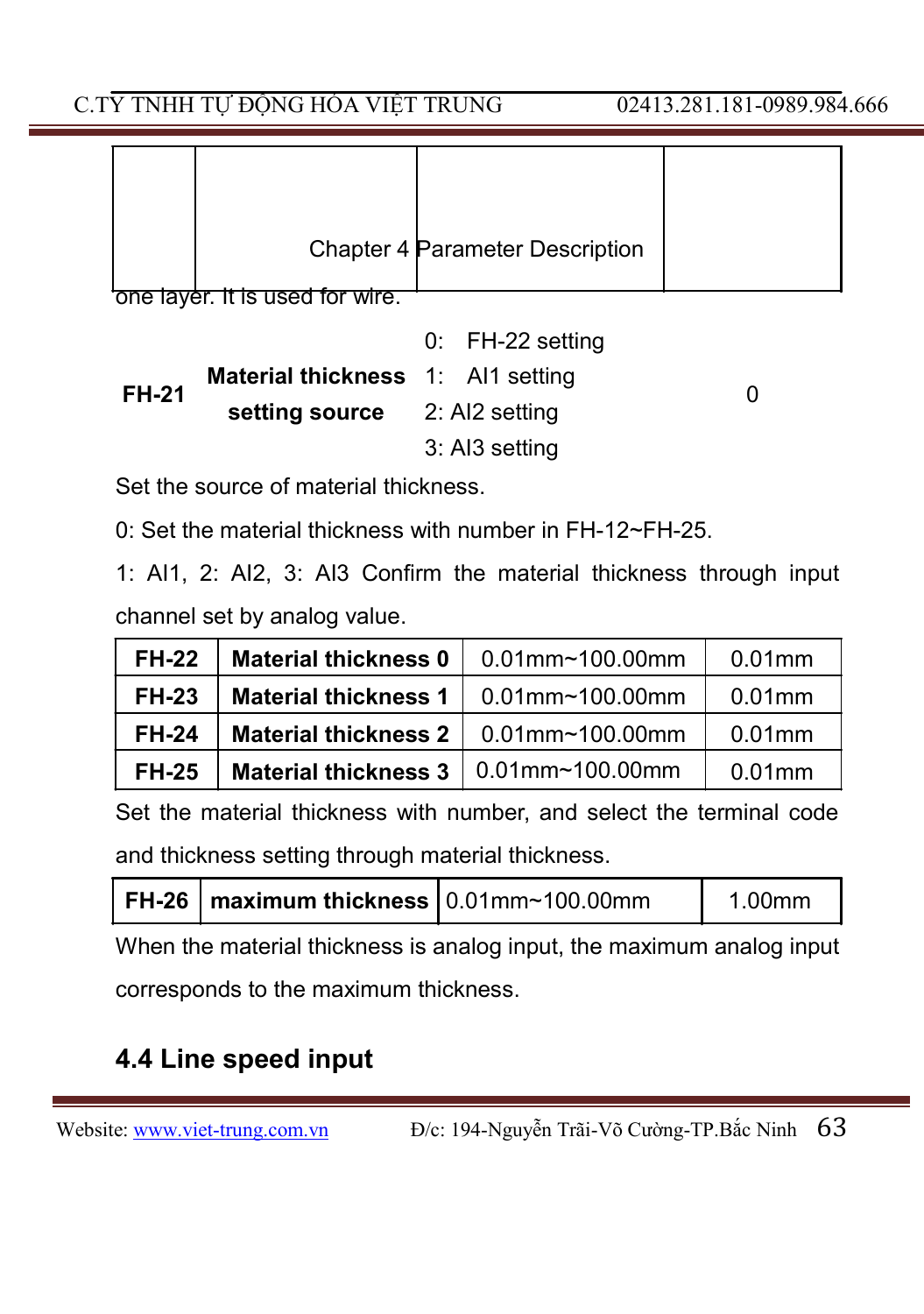one layer. It is used for wire.

| | | | |
|---|---|---|---|
| **FH-21** | **Material thickness setting source** | 0: FH-22 setting<br>1: AI1 setting<br>2: AI2 setting<br>3: AI3 setting | 0 |

Set the source of material thickness.

0: Set the material thickness with number in FH-12~FH-25.

1: AI1, 2: AI2, 3: AI3 Confirm the material thickness through input channel set by analog value.

| | | | |
|---|---|---|---|
| **FH-22** | **Material thickness 0** | 0.01mm~100.00mm | 0.01mm |
| **FH-23** | **Material thickness 1** | 0.01mm~100.00mm | 0.01mm |
| **FH-24** | **Material thickness 2** | 0.01mm~100.00mm | 0.01mm |
| **FH-25** | **Material thickness 3** | 0.01mm~100.00mm | 0.01mm |

Set the material thickness with number, and select the terminal code and thickness setting through material thickness.

| | | | |
|---|---|---|---|
| **FH-26** | **maximum thickness** | 0.01mm~100.00mm | 1.00mm |

When the material thickness is analog input, the maximum analog input corresponds to the maximum thickness.

## 4.4 Line speed input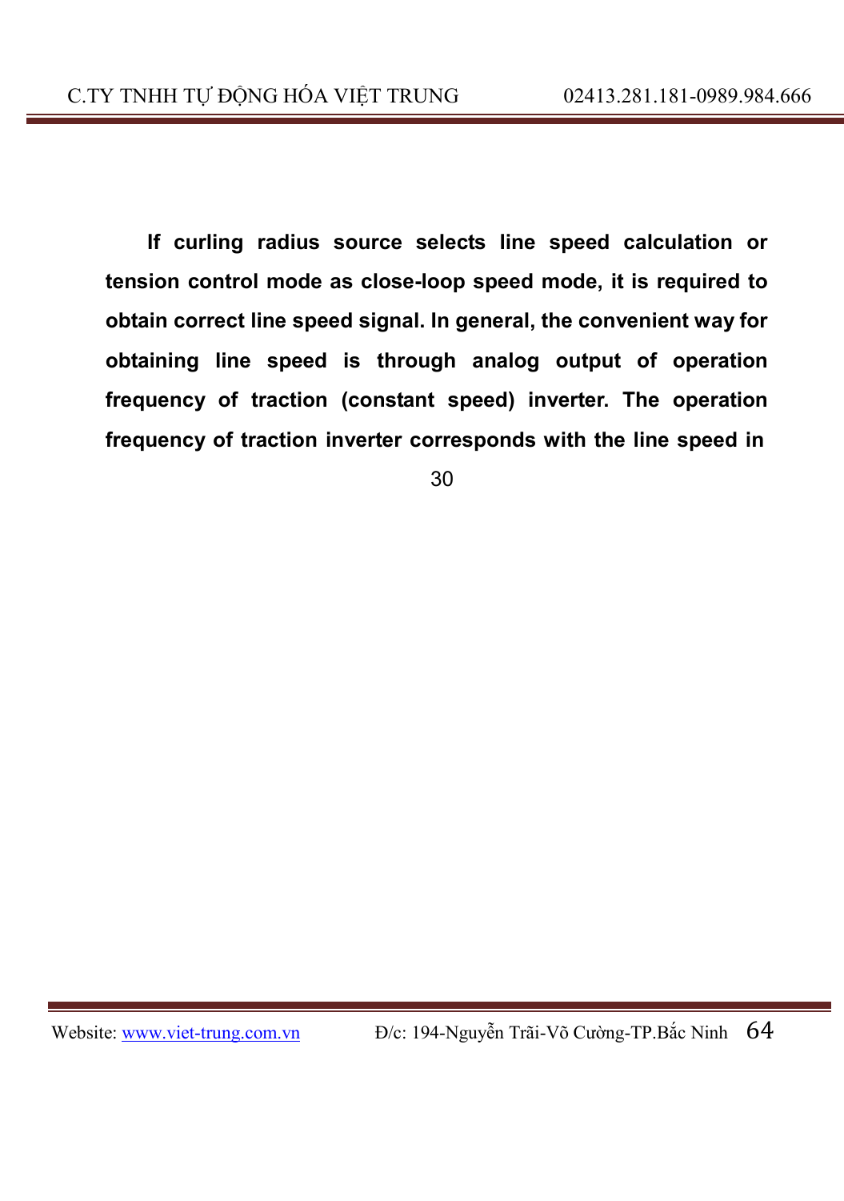**If curling radius source selects line speed calculation or tension control mode as close-loop speed mode, it is required to obtain correct line speed signal. In general, the convenient way for obtaining line speed is through analog output of operation frequency of traction (constant speed) inverter. The operation frequency of traction inverter corresponds with the line speed in**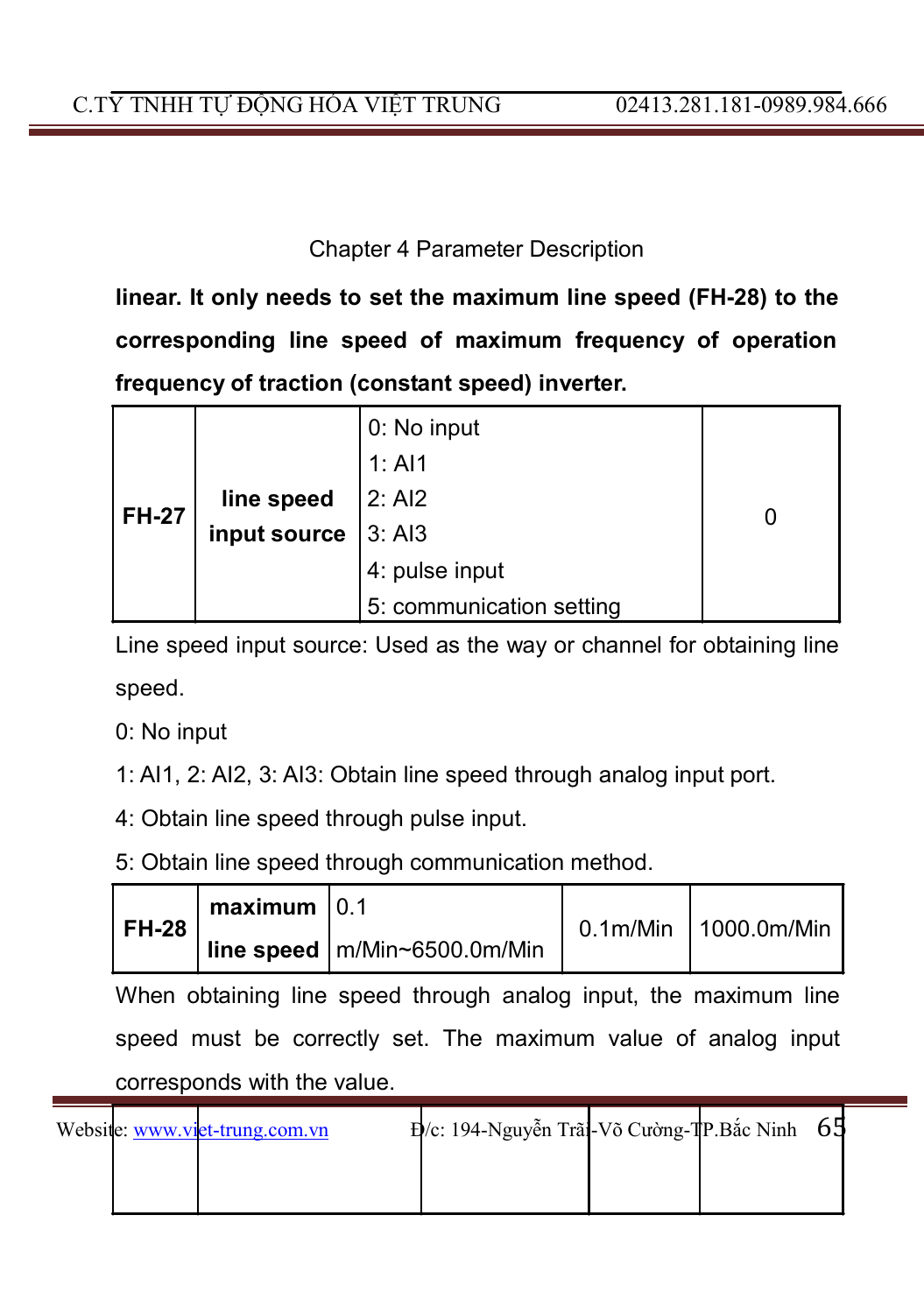Chapter 4 Parameter Description

**linear. It only needs to set the maximum line speed (FH-28) to the corresponding line speed of maximum frequency of operation frequency of traction (constant speed) inverter.**

| | | | |
|---|---|---|---|
| **FH-27** | **line speed input source** | 0: No input<br>1: AI1<br>2: AI2<br>3: AI3<br>4: pulse input<br>5: communication setting | 0 |

Line speed input source: Used as the way or channel for obtaining line speed.

0: No input

1: AI1, 2: AI2, 3: AI3: Obtain line speed through analog input port.

4: Obtain line speed through pulse input.

5: Obtain line speed through communication method.

| | | | | |
|---|---|---|---|---|
| **FH-28** | **maximum line speed** | 0.1 m/Min~6500.0m/Min | 0.1m/Min | 1000.0m/Min |

When obtaining line speed through analog input, the maximum line speed must be correctly set. The maximum value of analog input corresponds with the value.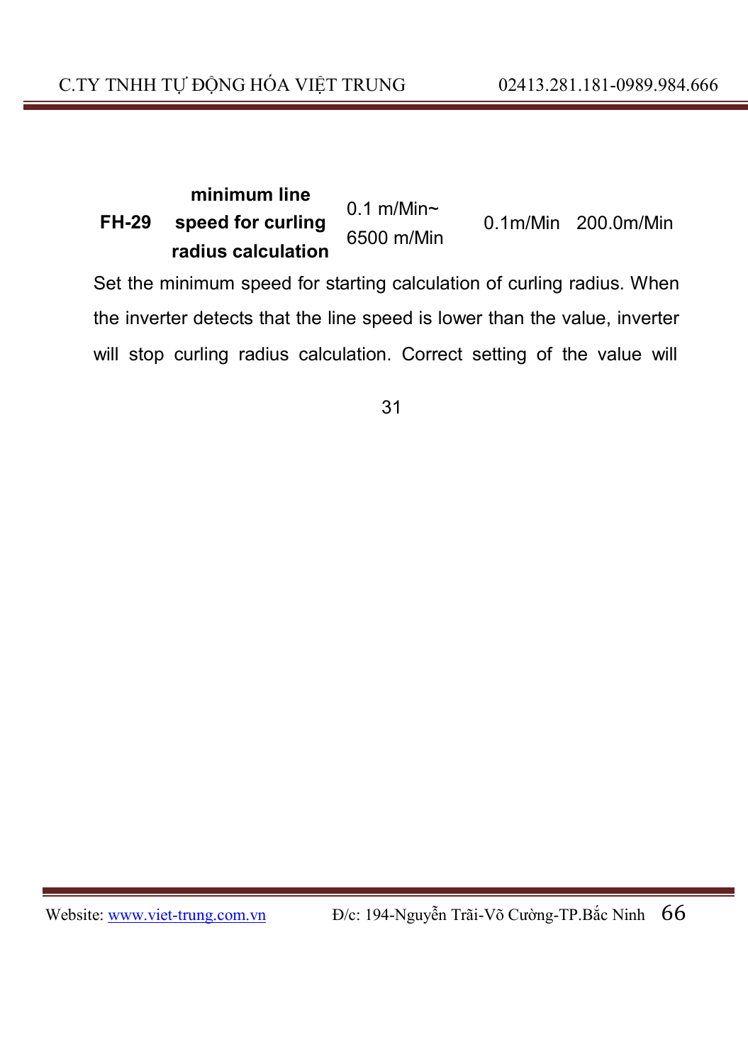| FH-29 | minimum line speed for curling radius calculation | 0.1 m/Min~ 6500 m/Min | 0.1m/Min | 200.0m/Min |
|---|---|---|---|---|

Set the minimum speed for starting calculation of curling radius. When the inverter detects that the line speed is lower than the value, inverter will stop curling radius calculation. Correct setting of the value will

31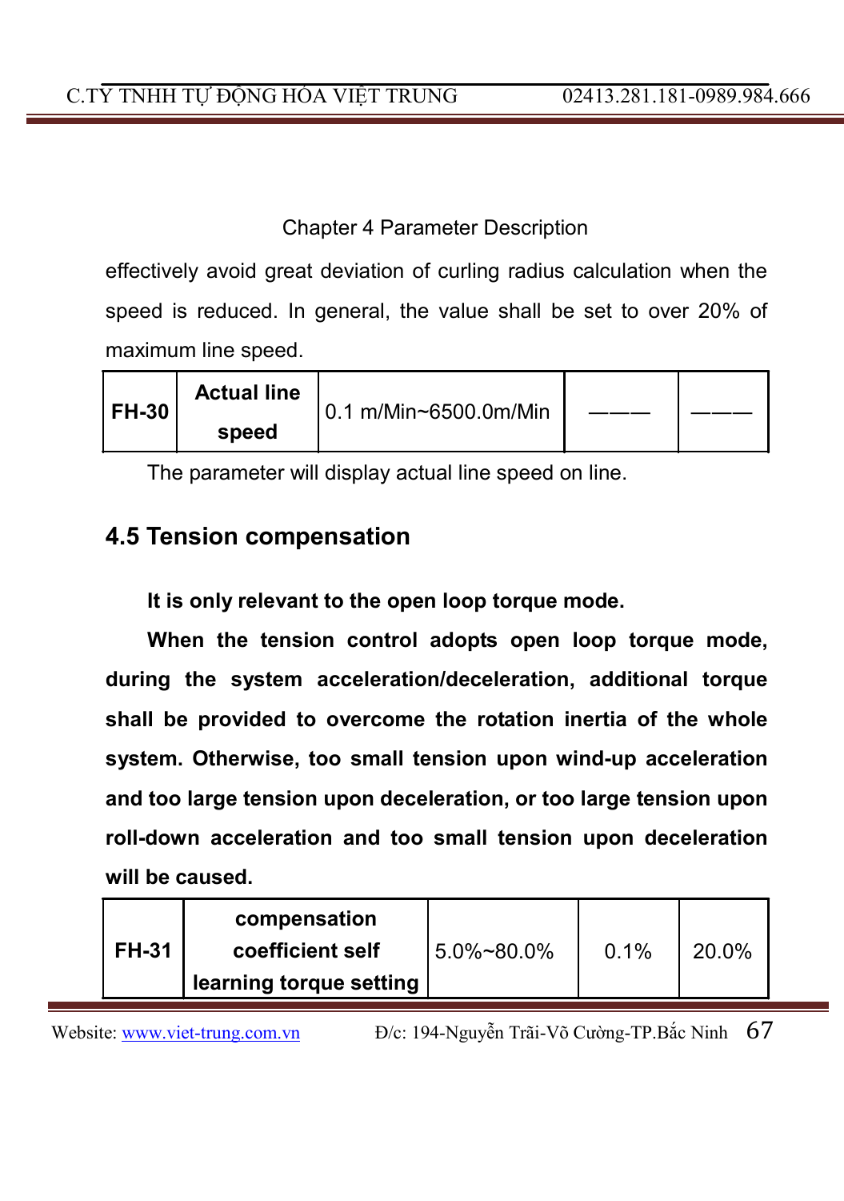effectively avoid great deviation of curling radius calculation when the speed is reduced. In general, the value shall be set to over 20% of maximum line speed.

| FH-30 | **Actual line speed** | 0.1 m/Min~6500.0m/Min | ——— | ——— |
|---|---|---|---|---|

The parameter will display actual line speed on line.

## 4.5 Tension compensation

**It is only relevant to the open loop torque mode.**

**When the tension control adopts open loop torque mode, during the system acceleration/deceleration, additional torque shall be provided to overcome the rotation inertia of the whole system. Otherwise, too small tension upon wind-up acceleration and too large tension upon deceleration, or too large tension upon roll-down acceleration and too small tension upon deceleration will be caused.**

| FH-31 | **compensation coefficient self learning torque setting** | 5.0%~80.0% | 0.1% | 20.0% |
|---|---|---|---|---|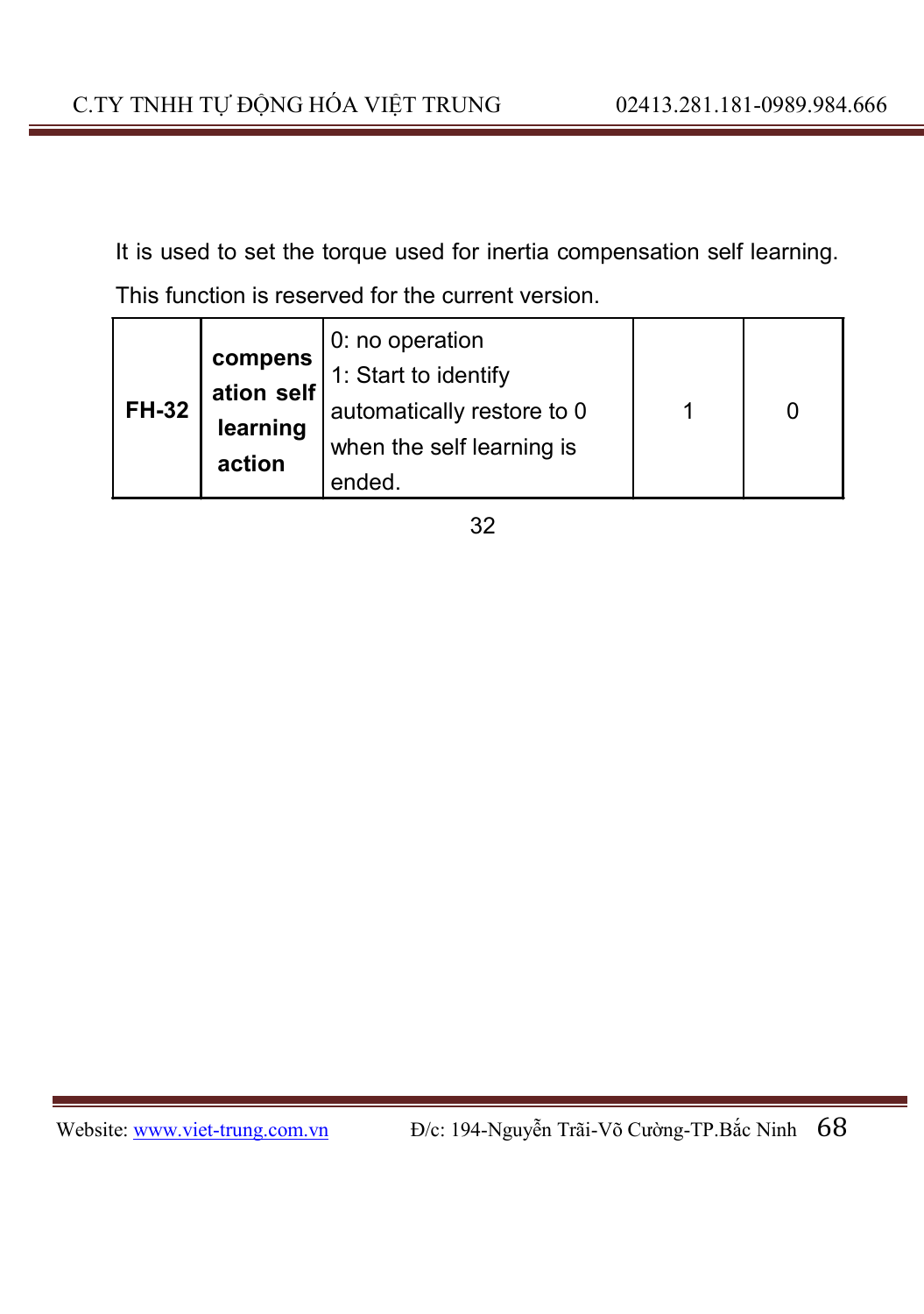It is used to set the torque used for inertia compensation self learning. This function is reserved for the current version.

| | | | | |
|---|---|---|---|---|
| **FH-32** | **compensation self learning action** | 0: no operation<br>1: Start to identify automatically restore to 0 when the self learning is ended. | 1 | 0 |

32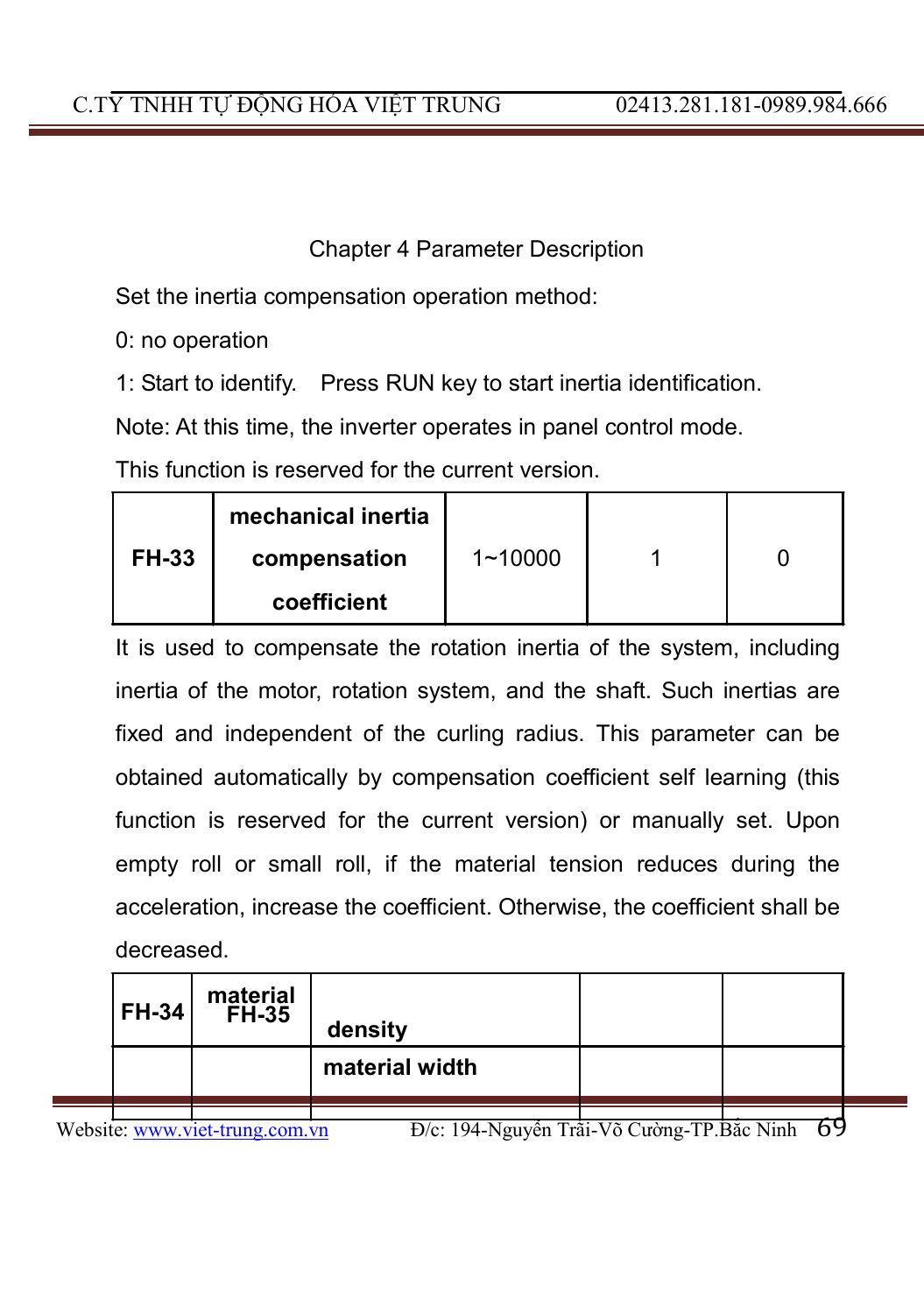Chapter 4 Parameter Description

Set the inertia compensation operation method:

0: no operation

1: Start to identify. Press RUN key to start inertia identification.

Note: At this time, the inverter operates in panel control mode.

This function is reserved for the current version.

| FH-33 | mechanical inertia compensation coefficient | 1~10000 | 1 | 0 |
|---|---|---|---|---|

It is used to compensate the rotation inertia of the system, including inertia of the motor, rotation system, and the shaft. Such inertias are fixed and independent of the curling radius. This parameter can be obtained automatically by compensation coefficient self learning (this function is reserved for the current version) or manually set. Upon empty roll or small roll, if the material tension reduces during the acceleration, increase the coefficient. Otherwise, the coefficient shall be decreased.

| FH-34 | material FH-35 | density | | |
|---|---|---|---|---|
| | | material width | | |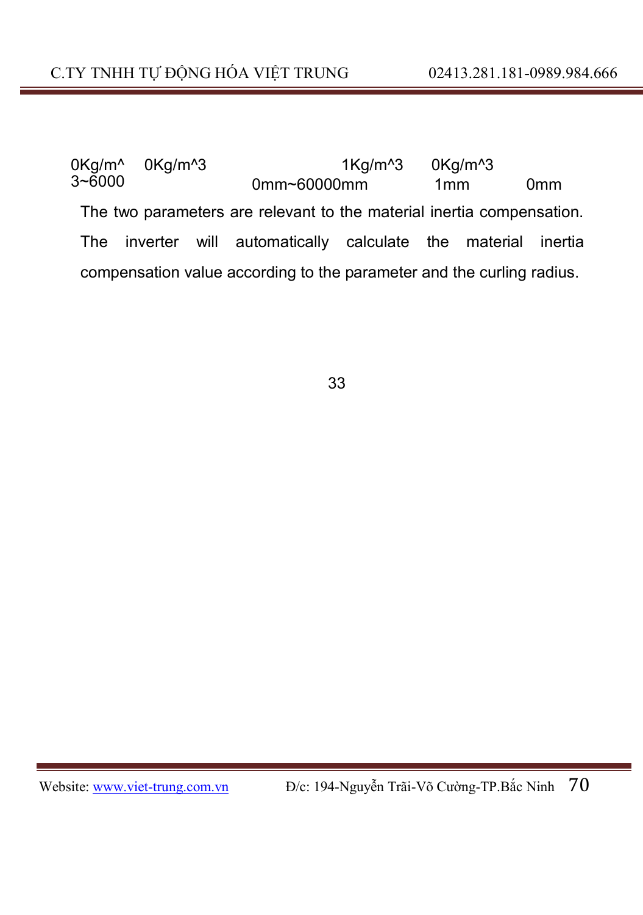| | | | | |
|---|---|---|---|---|
| 0Kg/m^3~6000 | 0Kg/m^3 | | 1Kg/m^3 | 0Kg/m^3 |
| | | 0mm~60000mm | 1mm | 0mm |

The two parameters are relevant to the material inertia compensation. The inverter will automatically calculate the material inertia compensation value according to the parameter and the curling radius.

33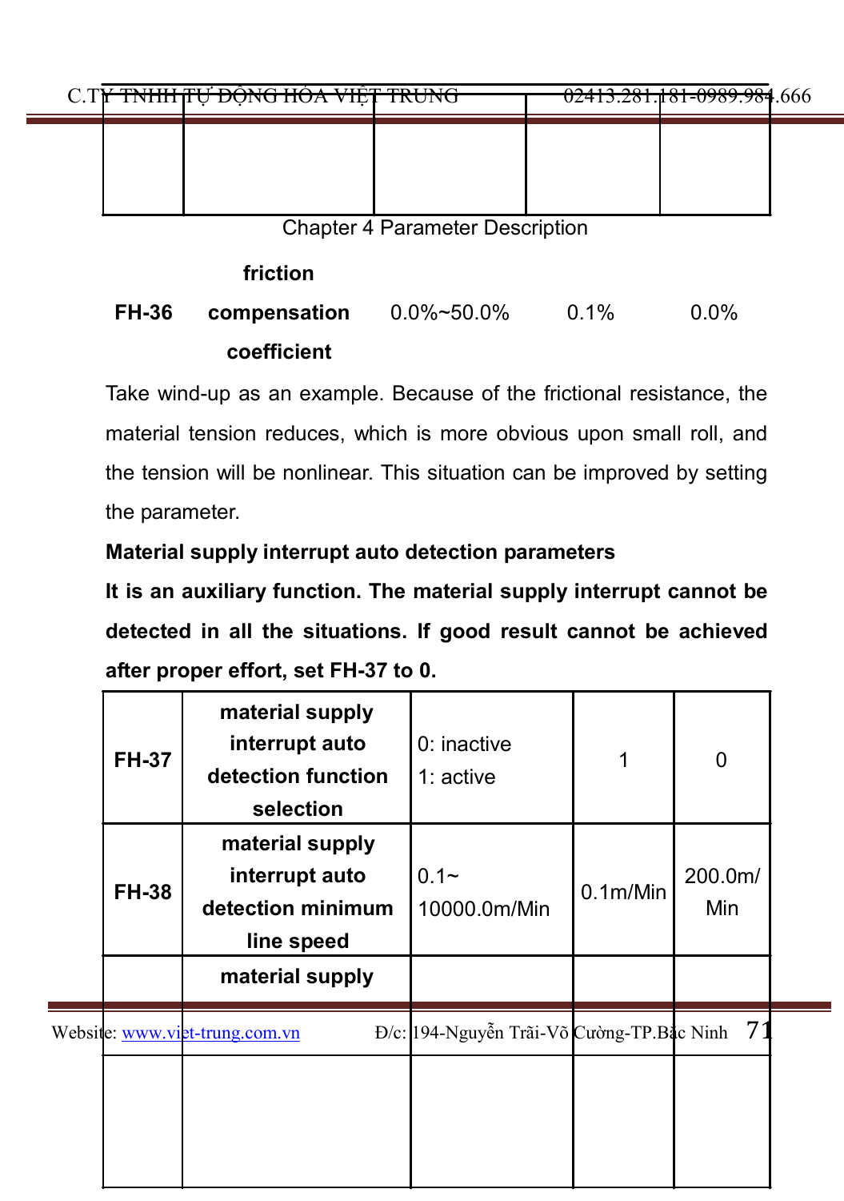Chapter 4 Parameter Description

| FH-36 | friction compensation coefficient | 0.0%~50.0% | 0.1% | 0.0% |
|---|---|---|---|---|

Take wind-up as an example. Because of the frictional resistance, the material tension reduces, which is more obvious upon small roll, and the tension will be nonlinear. This situation can be improved by setting the parameter.

**Material supply interrupt auto detection parameters**

**It is an auxiliary function. The material supply interrupt cannot be detected in all the situations. If good result cannot be achieved after proper effort, set FH-37 to 0.**

| FH-37 | material supply interrupt auto detection function selection | 0: inactive<br>1: active | 1 | 0 |
|---|---|---|---|---|
| FH-38 | material supply interrupt auto detection minimum line speed | 0.1~ 10000.0m/Min | 0.1m/Min | 200.0m/ Min |
| | material supply | | | |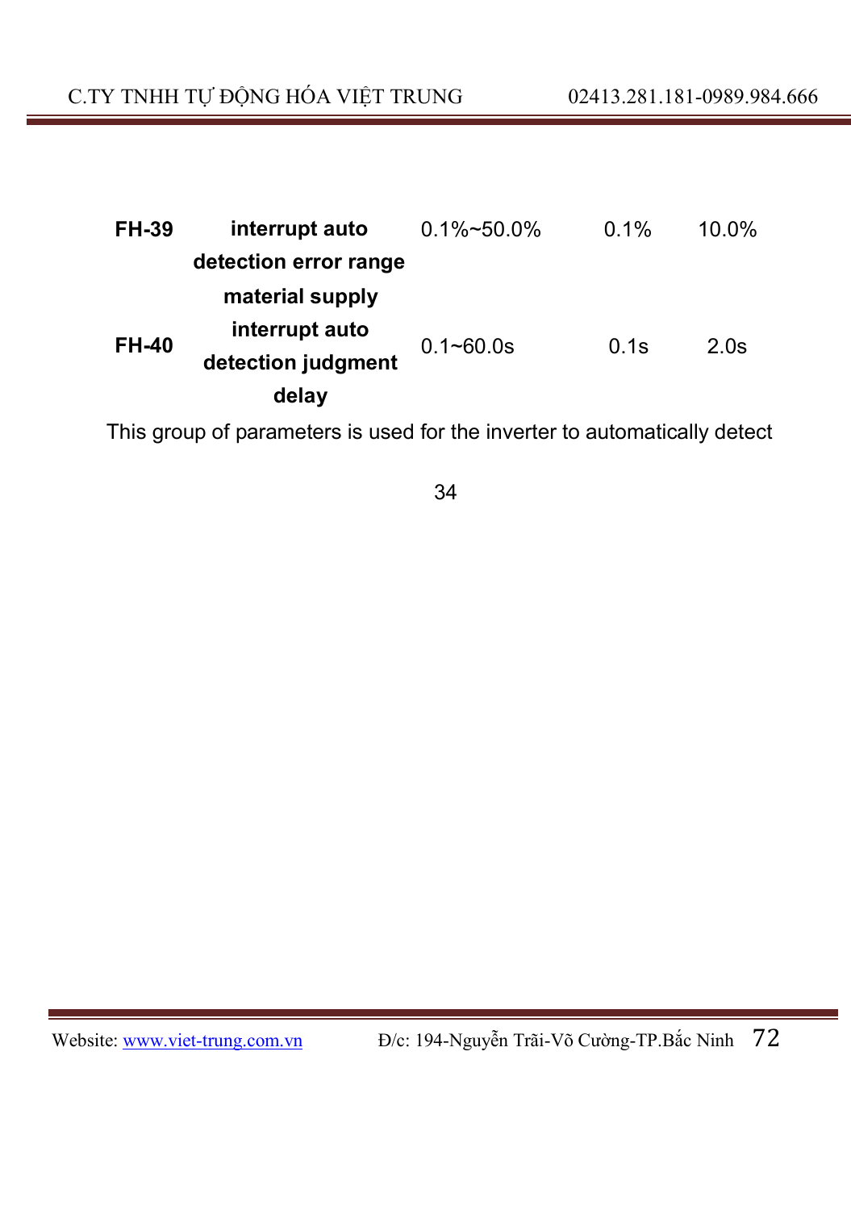| | | | | |
|---|---|---|---|---|
| **FH-39** | **interrupt auto detection error range** | 0.1%~50.0% | 0.1% | 10.0% |
| **FH-40** | **material supply interrupt auto detection judgment delay** | 0.1~60.0s | 0.1s | 2.0s |

This group of parameters is used for the inverter to automatically detect

34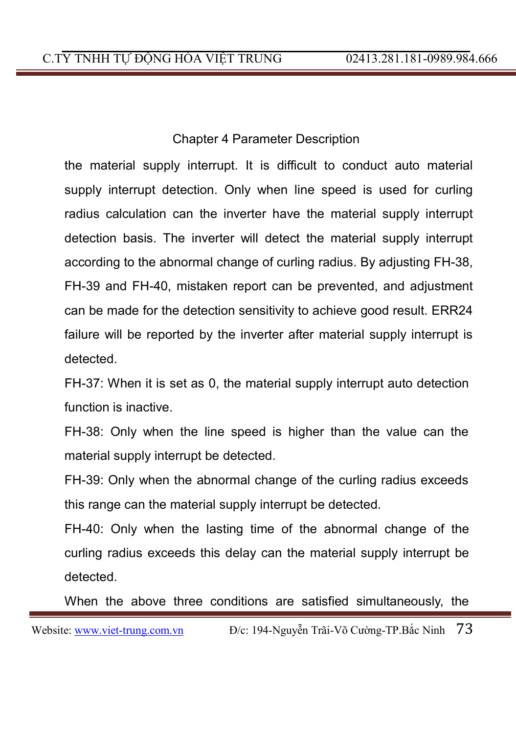the material supply interrupt. It is difficult to conduct auto material supply interrupt detection. Only when line speed is used for curling radius calculation can the inverter have the material supply interrupt detection basis. The inverter will detect the material supply interrupt according to the abnormal change of curling radius. By adjusting FH-38, FH-39 and FH-40, mistaken report can be prevented, and adjustment can be made for the detection sensitivity to achieve good result. ERR24 failure will be reported by the inverter after material supply interrupt is detected.

FH-37: When it is set as 0, the material supply interrupt auto detection function is inactive.

FH-38: Only when the line speed is higher than the value can the material supply interrupt be detected.

FH-39: Only when the abnormal change of the curling radius exceeds this range can the material supply interrupt be detected.

FH-40: Only when the lasting time of the abnormal change of the curling radius exceeds this delay can the material supply interrupt be detected.

When the above three conditions are satisfied simultaneously, the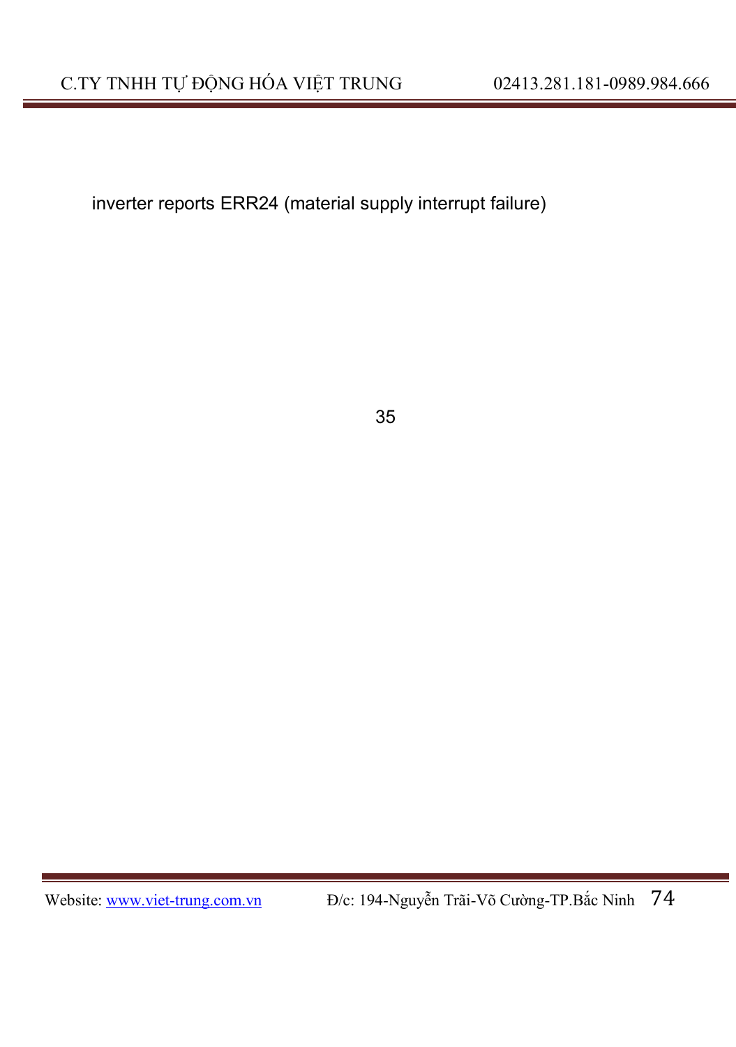inverter reports ERR24 (material supply interrupt failure)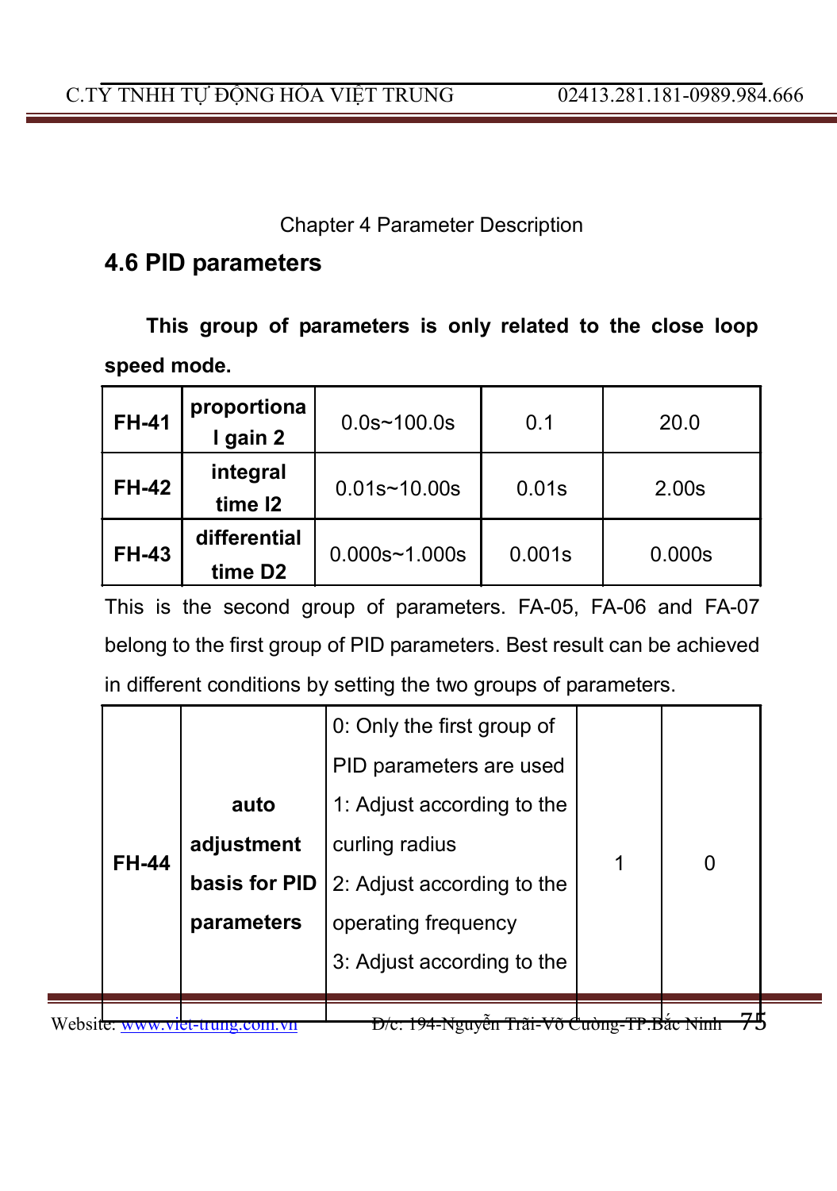Chapter 4 Parameter Description

## 4.6 PID parameters

**This group of parameters is only related to the close loop speed mode.**

| | | | | |
|---|---|---|---|---|
| **FH-41** | **proportional gain 2** | 0.0s~100.0s | 0.1 | 20.0 |
| **FH-42** | **integral time I2** | 0.01s~10.00s | 0.01s | 2.00s |
| **FH-43** | **differential time D2** | 0.000s~1.000s | 0.001s | 0.000s |

This is the second group of parameters. FA-05, FA-06 and FA-07 belong to the first group of PID parameters. Best result can be achieved in different conditions by setting the two groups of parameters.

| | | | | |
|---|---|---|---|---|
| **FH-44** | **auto adjustment basis for PID parameters** | 0: Only the first group of PID parameters are used<br>1: Adjust according to the curling radius<br>2: Adjust according to the operating frequency<br>3: Adjust according to the | 1 | 0 |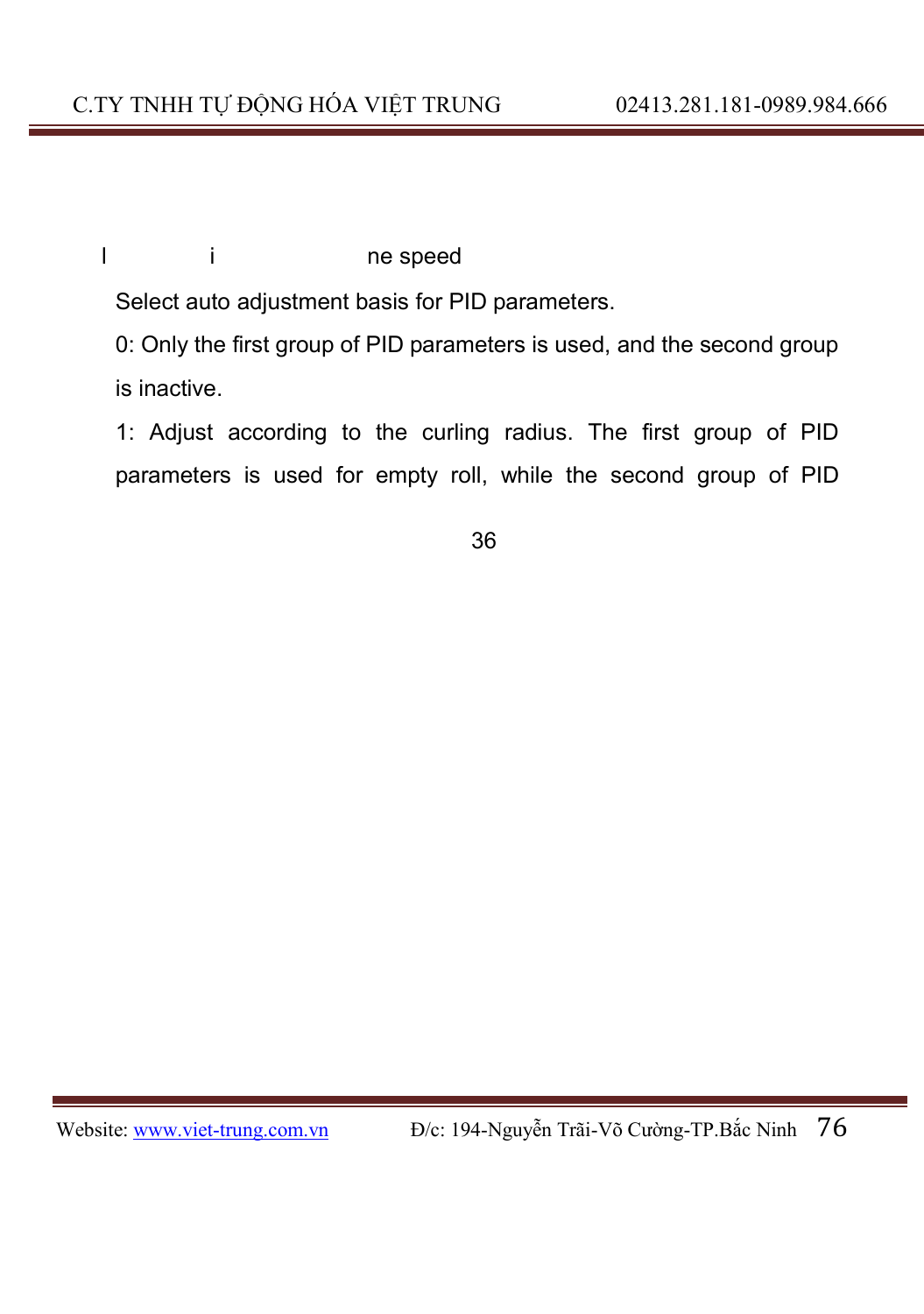l i ne speed

Select auto adjustment basis for PID parameters.

0: Only the first group of PID parameters is used, and the second group is inactive.

1: Adjust according to the curling radius. The first group of PID parameters is used for empty roll, while the second group of PID

36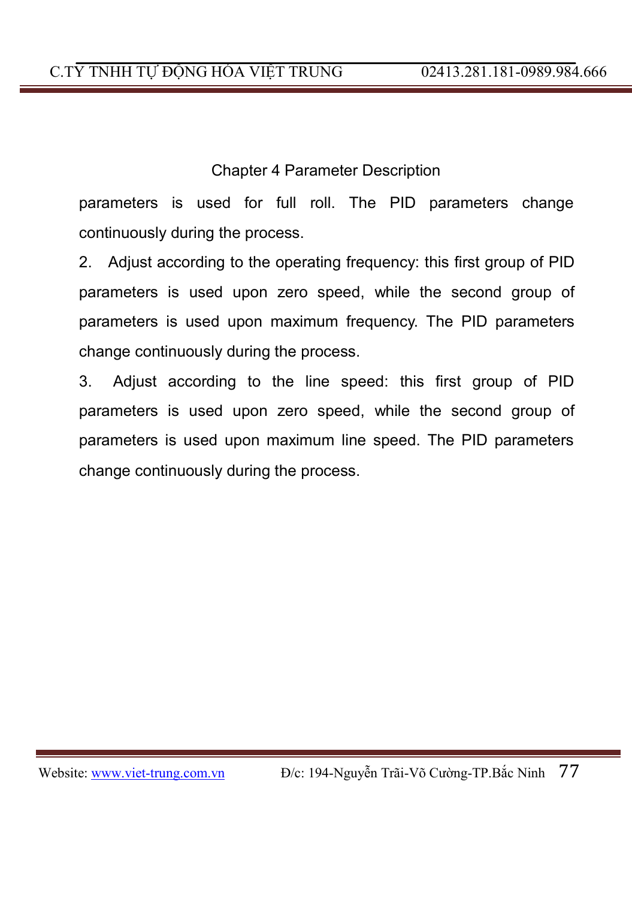parameters is used for full roll. The PID parameters change continuously during the process.

2. Adjust according to the operating frequency: this first group of PID parameters is used upon zero speed, while the second group of parameters is used upon maximum frequency. The PID parameters change continuously during the process.

3. Adjust according to the line speed: this first group of PID parameters is used upon zero speed, while the second group of parameters is used upon maximum line speed. The PID parameters change continuously during the process.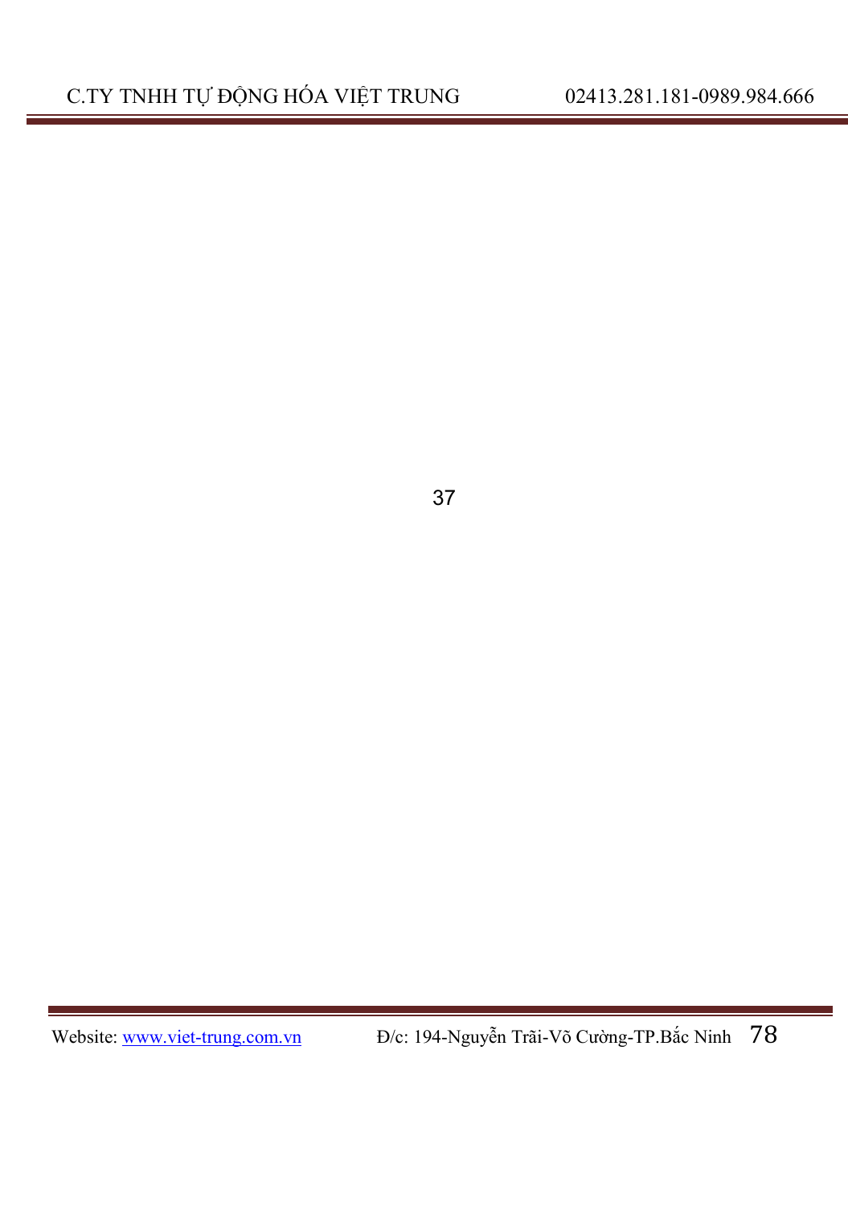37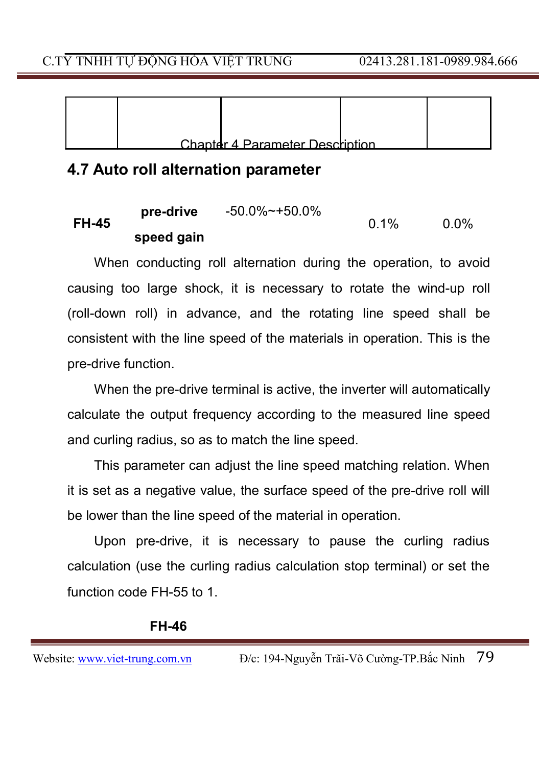## 4.7 Auto roll alternation parameter

| | | | | |
|---|---|---|---|---|
| FH-45 | pre-drive speed gain | -50.0%~+50.0% | 0.1% | 0.0% |

When conducting roll alternation during the operation, to avoid causing too large shock, it is necessary to rotate the wind-up roll (roll-down roll) in advance, and the rotating line speed shall be consistent with the line speed of the materials in operation. This is the pre-drive function.

When the pre-drive terminal is active, the inverter will automatically calculate the output frequency according to the measured line speed and curling radius, so as to match the line speed.

This parameter can adjust the line speed matching relation. When it is set as a negative value, the surface speed of the pre-drive roll will be lower than the line speed of the material in operation.

Upon pre-drive, it is necessary to pause the curling radius calculation (use the curling radius calculation stop terminal) or set the function code FH-55 to 1.

**FH-46**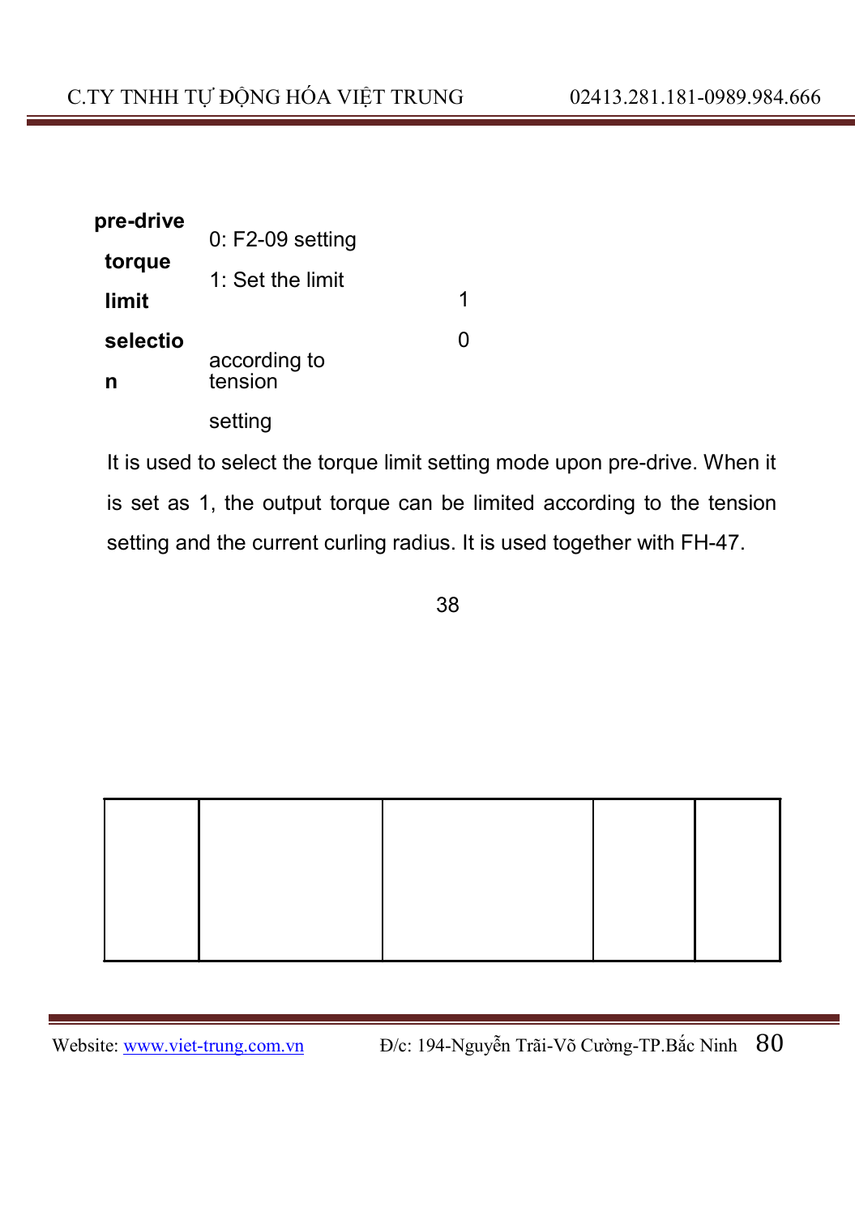| | | | |
|---|---|---|---|
| **pre-drive torque limit selection** | 0: F2-09 setting<br>1: Set the limit according to tension setting | 1<br>0 | |

It is used to select the torque limit setting mode upon pre-drive. When it is set as 1, the output torque can be limited according to the tension setting and the current curling radius. It is used together with FH-47.

38

| | | | | |
|---|---|---|---|---|
| | | | | |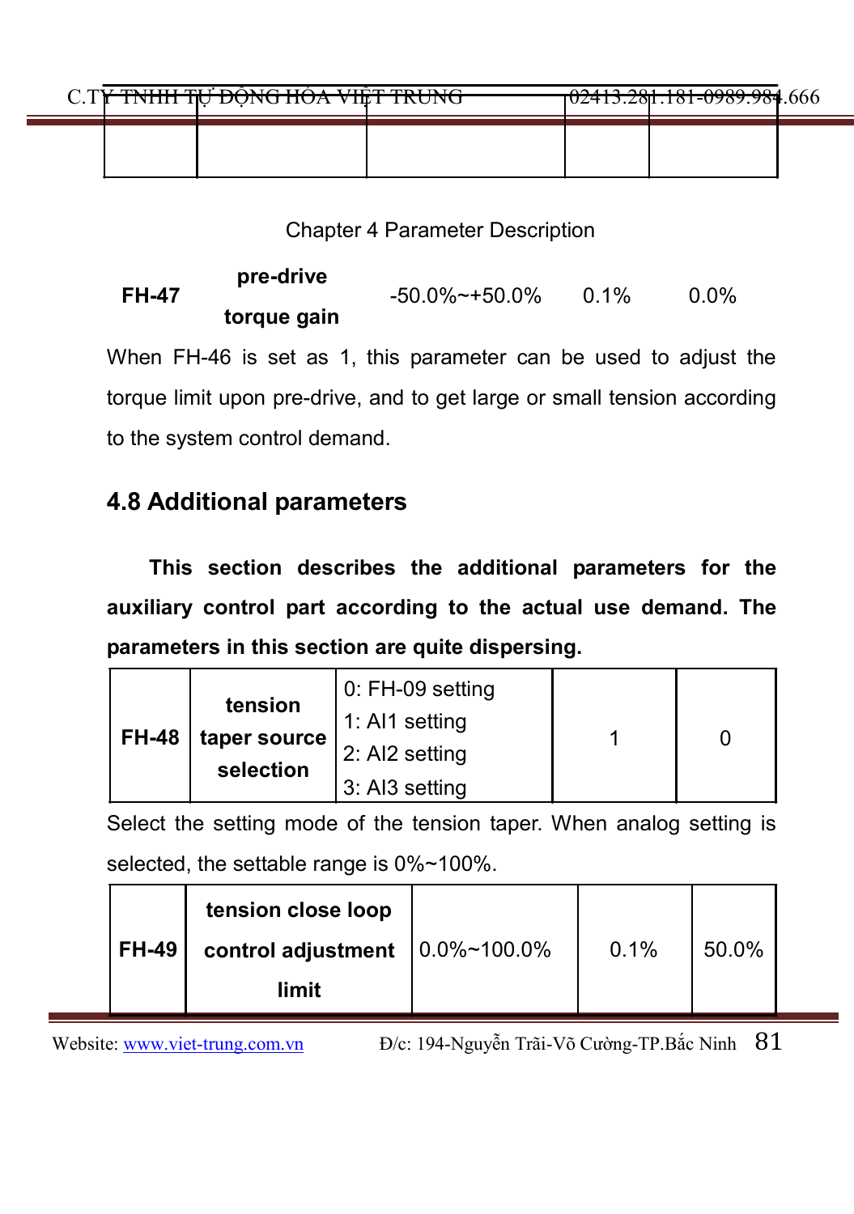Chapter 4 Parameter Description

| FH-47 | pre-drive torque gain | -50.0%~+50.0% | 0.1% | 0.0% |
|---|---|---|---|---|

When FH-46 is set as 1, this parameter can be used to adjust the torque limit upon pre-drive, and to get large or small tension according to the system control demand.

## 4.8 Additional parameters

**This section describes the additional parameters for the auxiliary control part according to the actual use demand. The parameters in this section are quite dispersing.**

| FH-48 | tension taper source selection | 0: FH-09 setting<br>1: AI1 setting<br>2: AI2 setting<br>3: AI3 setting | 1 | 0 |
|---|---|---|---|---|

Select the setting mode of the tension taper. When analog setting is selected, the settable range is 0%~100%.

| FH-49 | tension close loop control adjustment limit | 0.0%~100.0% | 0.1% | 50.0% |
|---|---|---|---|---|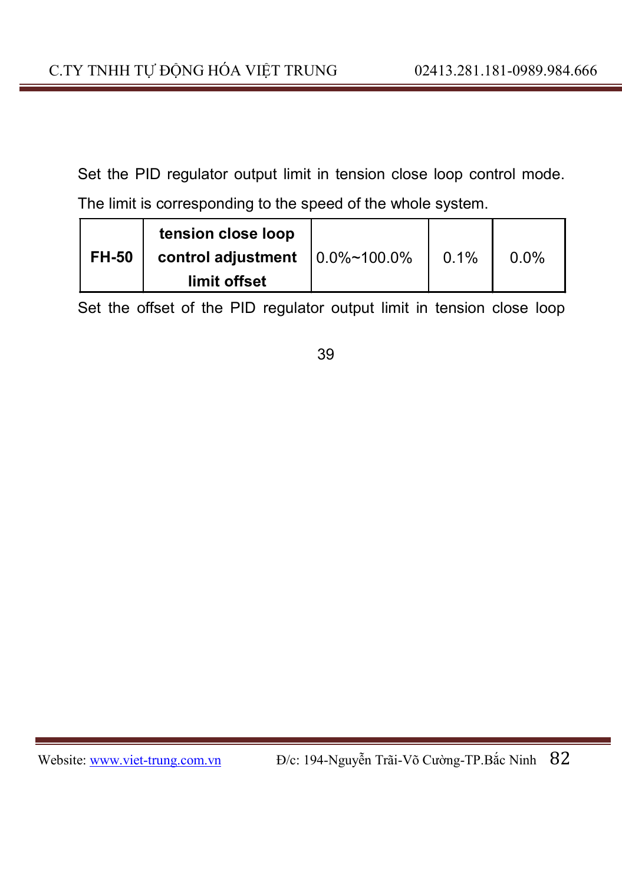Set the PID regulator output limit in tension close loop control mode. The limit is corresponding to the speed of the whole system.

| **FH-50** | **tension close loop control adjustment limit offset** | 0.0%~100.0% | 0.1% | 0.0% |
|---|---|---|---|---|

Set the offset of the PID regulator output limit in tension close loop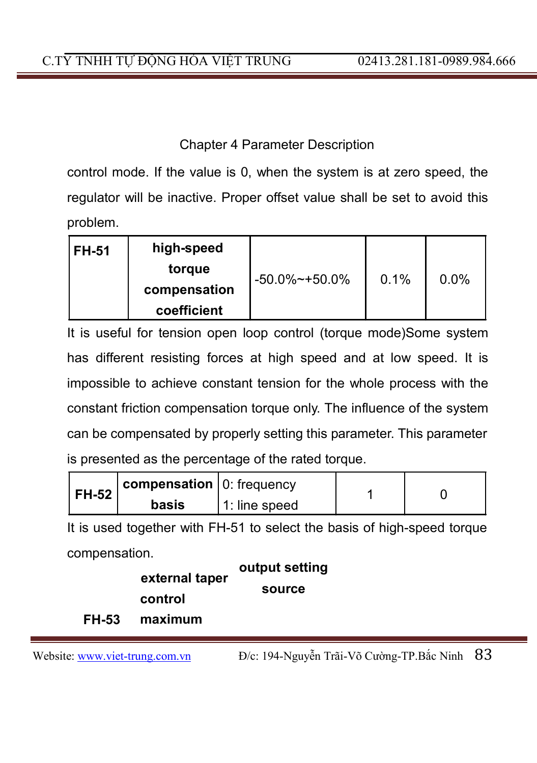Chapter 4 Parameter Description

control mode. If the value is 0, when the system is at zero speed, the regulator will be inactive. Proper offset value shall be set to avoid this problem.

| FH-51 | high-speed torque compensation coefficient | -50.0%~+50.0% | 0.1% | 0.0% |
|---|---|---|---|---|

It is useful for tension open loop control (torque mode)Some system has different resisting forces at high speed and at low speed. It is impossible to achieve constant tension for the whole process with the constant friction compensation torque only. The influence of the system can be compensated by properly setting this parameter. This parameter is presented as the percentage of the rated torque.

| FH-52 | compensation basis | 0: frequency<br>1: line speed | 1 | 0 |
|---|---|---|---|---|

It is used together with FH-51 to select the basis of high-speed torque compensation.

| FH-53 | external taper control maximum | output setting source | | |
|---|---|---|---|---|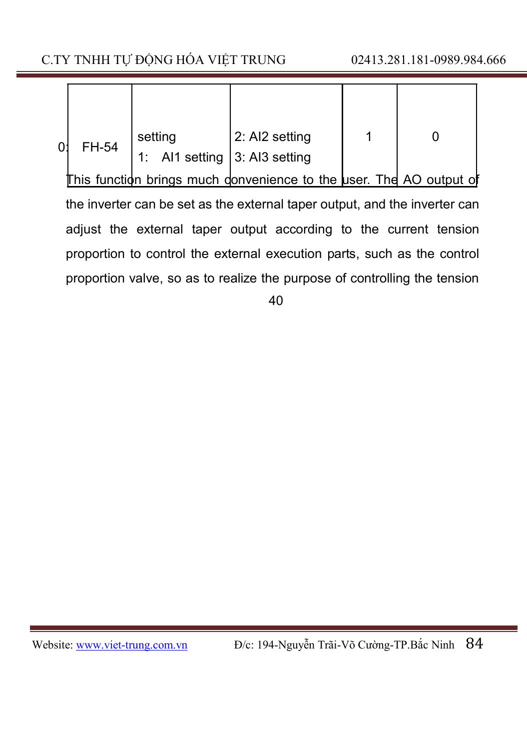| FH-54 | setting<br>1: AI1 setting | 2: AI2 setting<br>3: AI3 setting | 1 | 0 |
|---|---|---|---|---|

This function brings much convenience to the user. The AO output of the inverter can be set as the external taper output, and the inverter can adjust the external taper output according to the current tension proportion to control the external execution parts, such as the control proportion valve, so as to realize the purpose of controlling the tension

40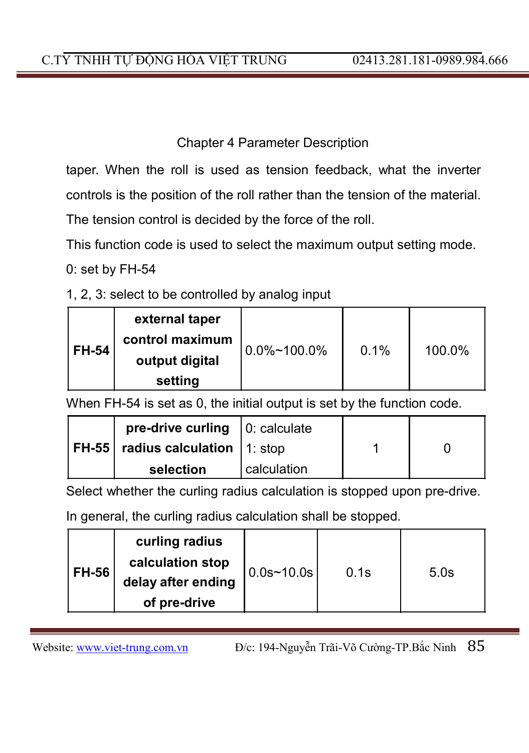taper. When the roll is used as tension feedback, what the inverter controls is the position of the roll rather than the tension of the material. The tension control is decided by the force of the roll.

This function code is used to select the maximum output setting mode.

0: set by FH-54

1, 2, 3: select to be controlled by analog input

| **FH-54** | **external taper control maximum output digital setting** | 0.0%~100.0% | 0.1% | 100.0% |
|---|---|---|---|---|

When FH-54 is set as 0, the initial output is set by the function code.

| **FH-55** | **pre-drive curling radius calculation selection** | 0: calculate<br>1: stop calculation | 1 | 0 |
|---|---|---|---|---|

Select whether the curling radius calculation is stopped upon pre-drive.

In general, the curling radius calculation shall be stopped.

| **FH-56** | **curling radius calculation stop delay after ending of pre-drive** | 0.0s~10.0s | 0.1s | 5.0s |
|---|---|---|---|---|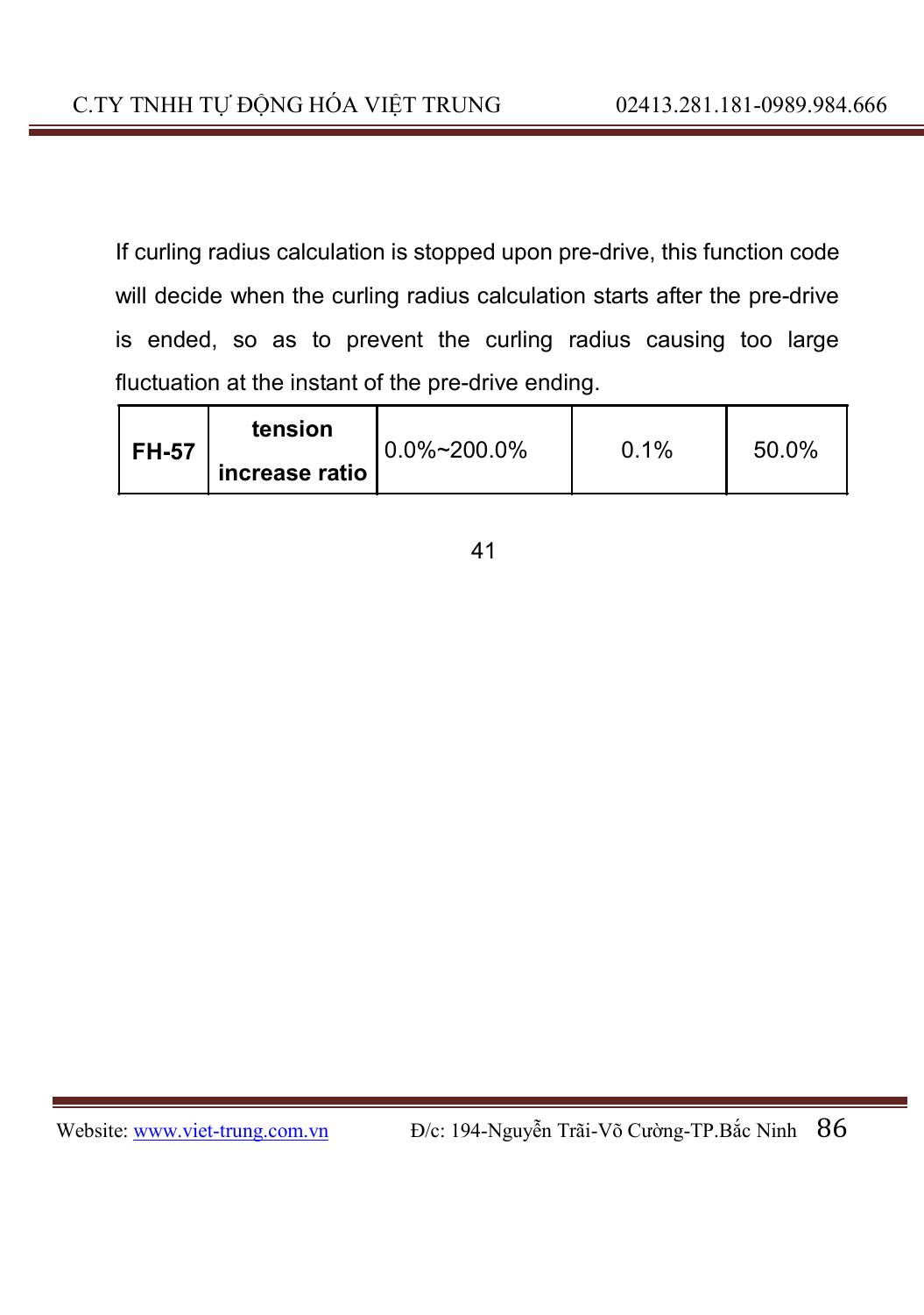If curling radius calculation is stopped upon pre-drive, this function code will decide when the curling radius calculation starts after the pre-drive is ended, so as to prevent the curling radius causing too large fluctuation at the instant of the pre-drive ending.

| **FH-57** | **tension increase ratio** | 0.0%~200.0% | 0.1% | 50.0% |
|---|---|---|---|---|

41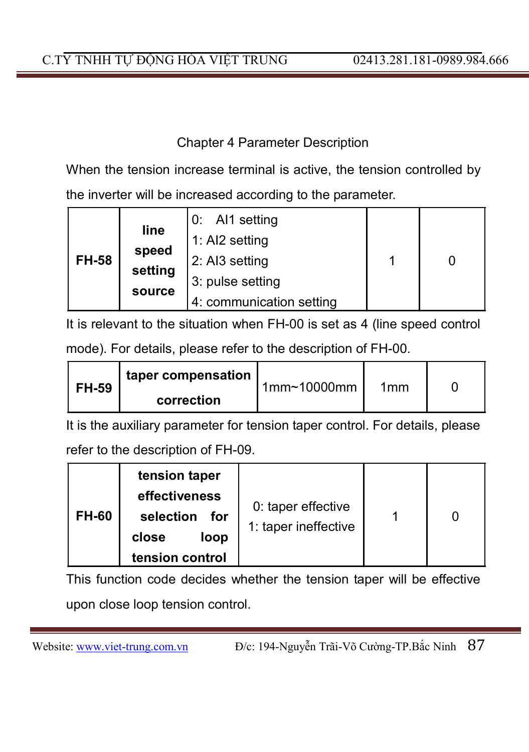Chapter 4 Parameter Description

When the tension increase terminal is active, the tension controlled by the inverter will be increased according to the parameter.

| | | | | |
|---|---|---|---|---|
| **FH-58** | **line speed setting source** | 0: AI1 setting<br>1: AI2 setting<br>2: AI3 setting<br>3: pulse setting<br>4: communication setting | 1 | 0 |

It is relevant to the situation when FH-00 is set as 4 (line speed control mode). For details, please refer to the description of FH-00.

| | | | | |
|---|---|---|---|---|
| **FH-59** | **taper compensation correction** | 1mm~10000mm | 1mm | 0 |

It is the auxiliary parameter for tension taper control. For details, please refer to the description of FH-09.

| | | | | |
|---|---|---|---|---|
| **FH-60** | **tension taper effectiveness selection for close loop tension control** | 0: taper effective<br>1: taper ineffective | 1 | 0 |

This function code decides whether the tension taper will be effective upon close loop tension control.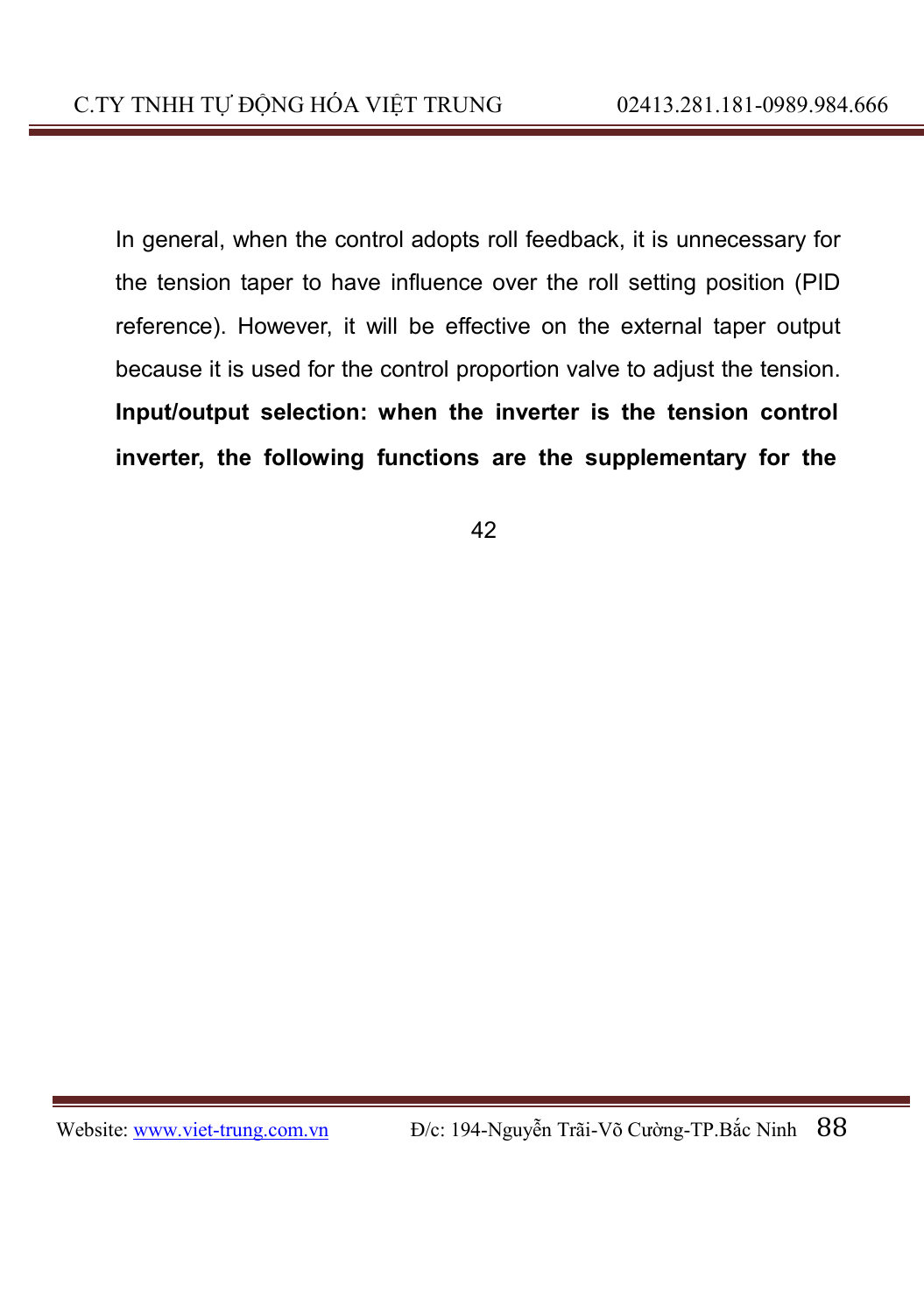In general, when the control adopts roll feedback, it is unnecessary for the tension taper to have influence over the roll setting position (PID reference). However, it will be effective on the external taper output because it is used for the control proportion valve to adjust the tension.

**Input/output selection: when the inverter is the tension control inverter, the following functions are the supplementary for the**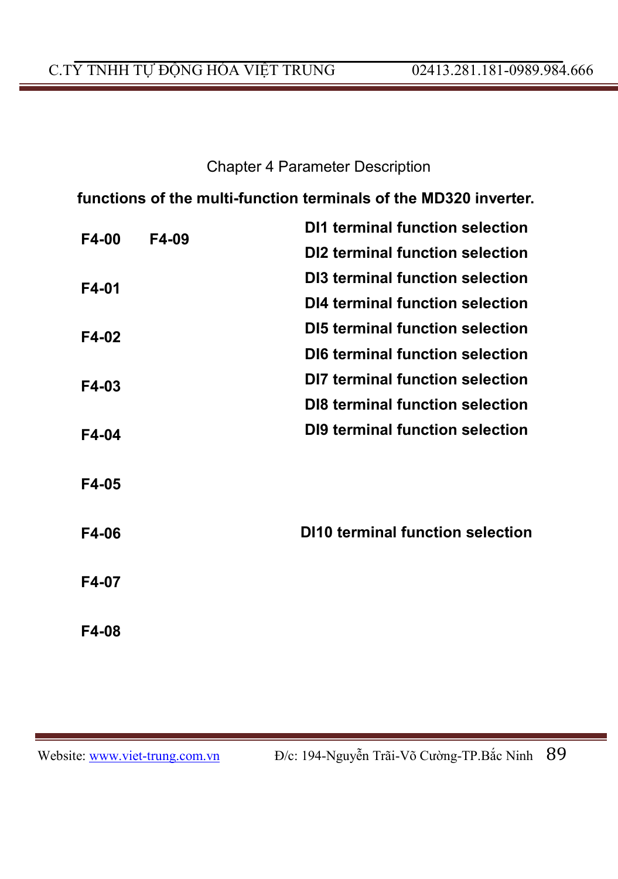Chapter 4 Parameter Description

**functions of the multi-function terminals of the MD320 inverter.**

| | | |
|---|---|---|
| **F4-00** | **F4-09** | **DI1 terminal function selection** |
| | | **DI2 terminal function selection** |
| **F4-01** | | **DI3 terminal function selection** |
| | | **DI4 terminal function selection** |
| **F4-02** | | **DI5 terminal function selection** |
| | | **DI6 terminal function selection** |
| **F4-03** | | **DI7 terminal function selection** |
| | | **DI8 terminal function selection** |
| **F4-04** | | **DI9 terminal function selection** |
| **F4-05** | | |
| **F4-06** | | **DI10 terminal function selection** |
| **F4-07** | | |
| **F4-08** | | |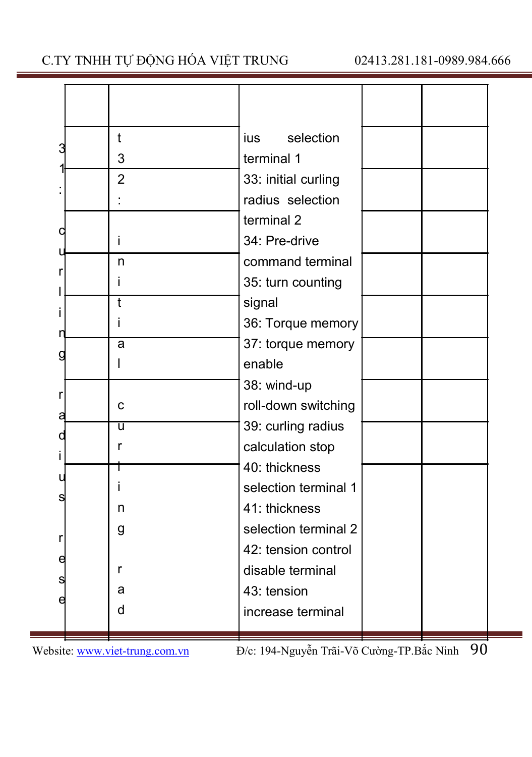| | | | | |
|---|---|---|---|---|
| 31: curling radius rese | t 32: initial curling rad | ius selection terminal 1<br>33: initial curling radius selection terminal 2<br>34: Pre-drive command terminal<br>35: turn counting signal<br>36: Torque memory<br>37: torque memory enable<br>38: wind-up roll-down switching<br>39: curling radius calculation stop<br>40: thickness selection terminal 1<br>41: thickness selection terminal 2<br>42: tension control disable terminal<br>43: tension increase terminal | | |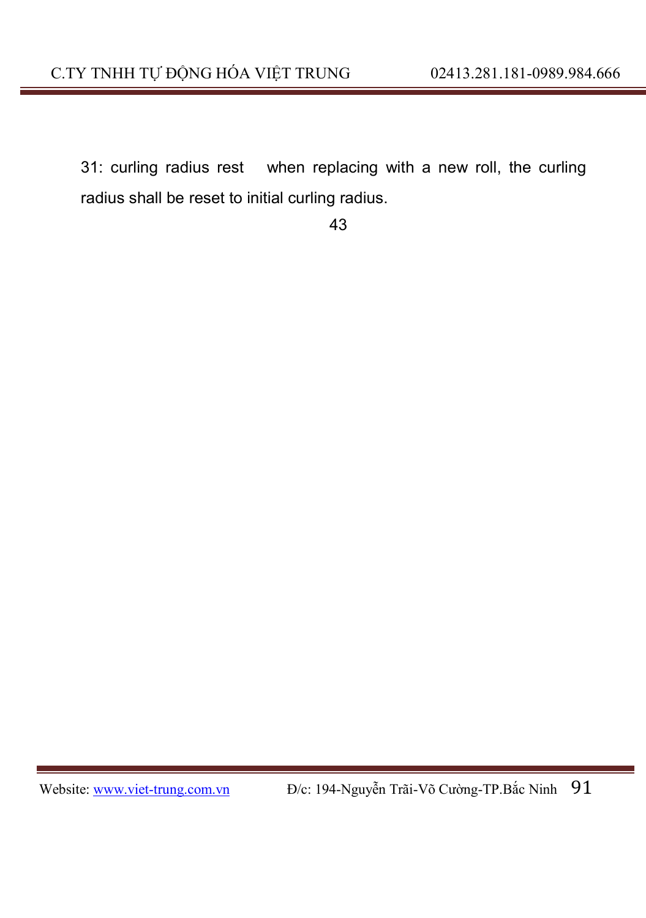31: curling radius rest when replacing with a new roll, the curling radius shall be reset to initial curling radius.

43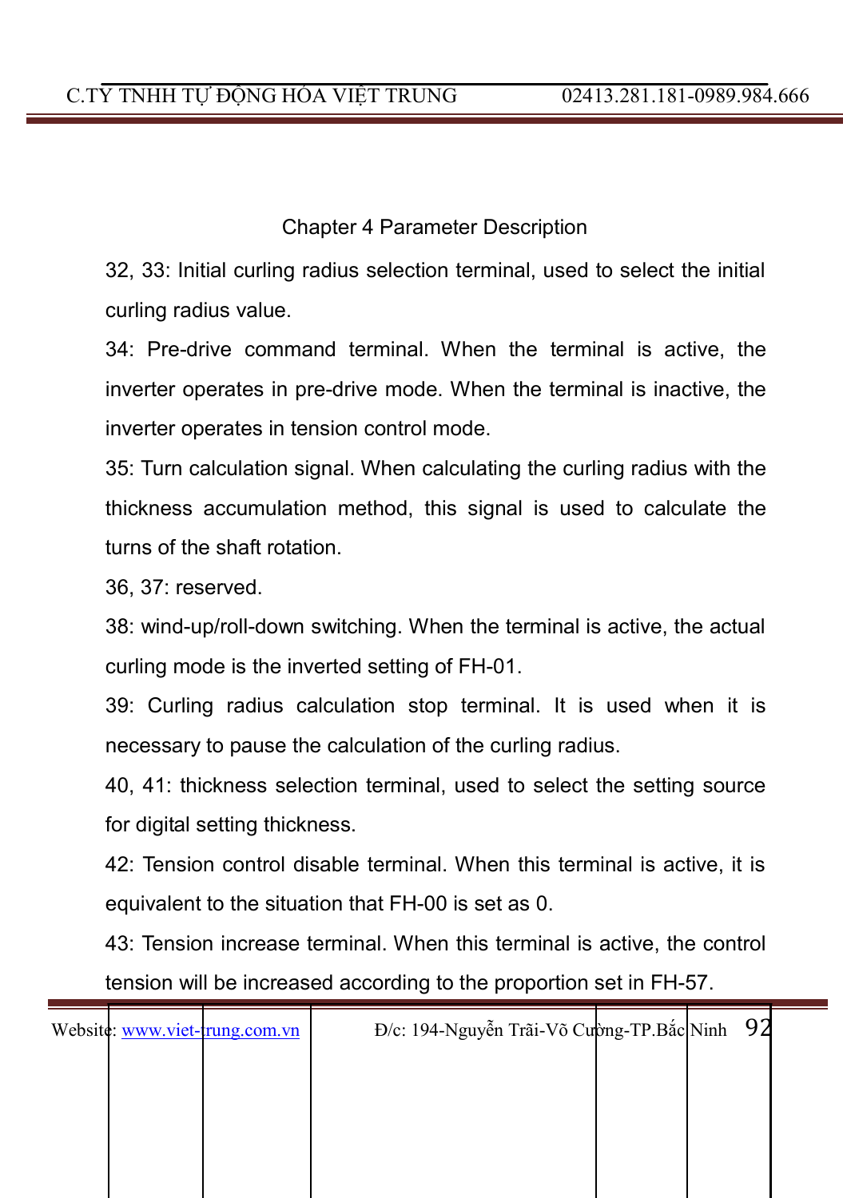Chapter 4 Parameter Description

32, 33: Initial curling radius selection terminal, used to select the initial curling radius value.

34: Pre-drive command terminal. When the terminal is active, the inverter operates in pre-drive mode. When the terminal is inactive, the inverter operates in tension control mode.

35: Turn calculation signal. When calculating the curling radius with the thickness accumulation method, this signal is used to calculate the turns of the shaft rotation.

36, 37: reserved.

38: wind-up/roll-down switching. When the terminal is active, the actual curling mode is the inverted setting of FH-01.

39: Curling radius calculation stop terminal. It is used when it is necessary to pause the calculation of the curling radius.

40, 41: thickness selection terminal, used to select the setting source for digital setting thickness.

42: Tension control disable terminal. When this terminal is active, it is equivalent to the situation that FH-00 is set as 0.

43: Tension increase terminal. When this terminal is active, the control tension will be increased according to the proportion set in FH-57.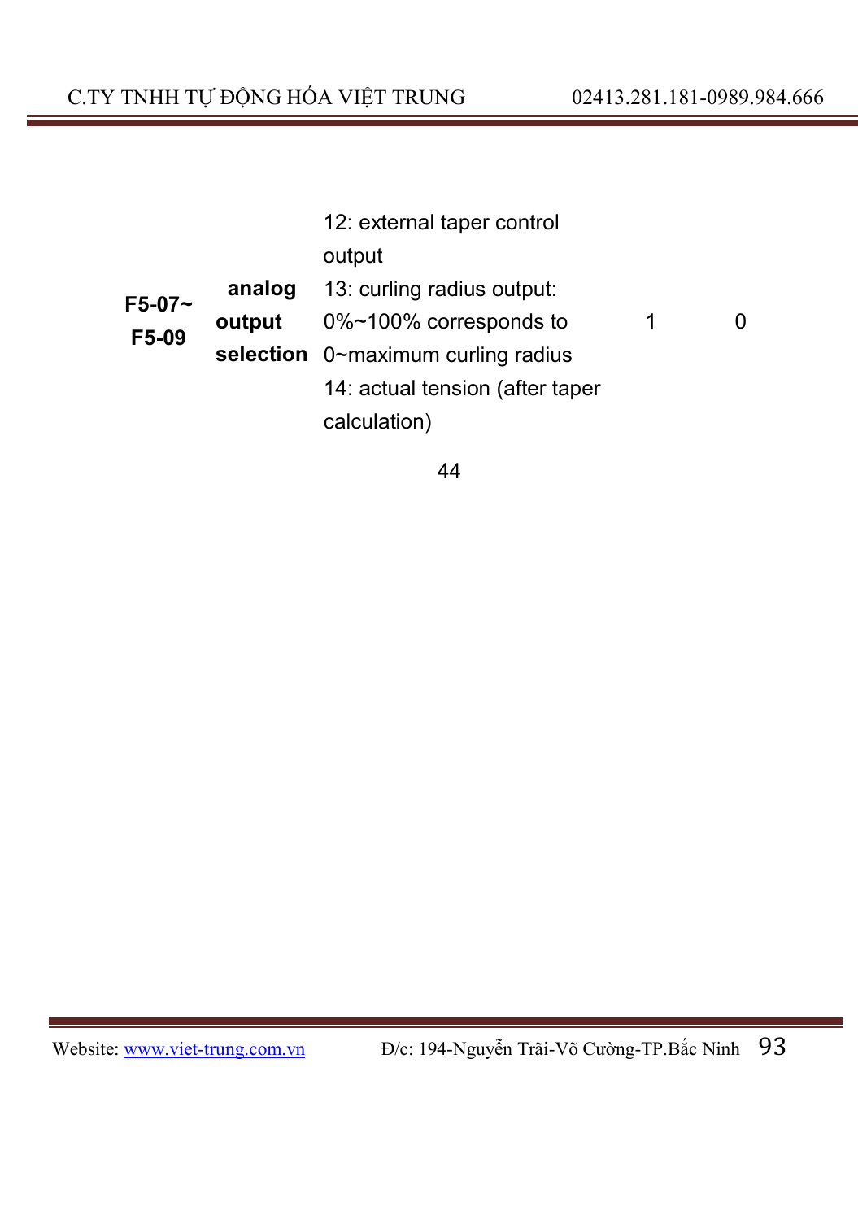| | | | | |
|---|---|---|---|---|
| **F5-07~ F5-09** | **analog output selection** | 12: external taper control output<br>13: curling radius output: 0%~100% corresponds to 0~maximum curling radius<br>14: actual tension (after taper calculation) | 1 | 0 |

44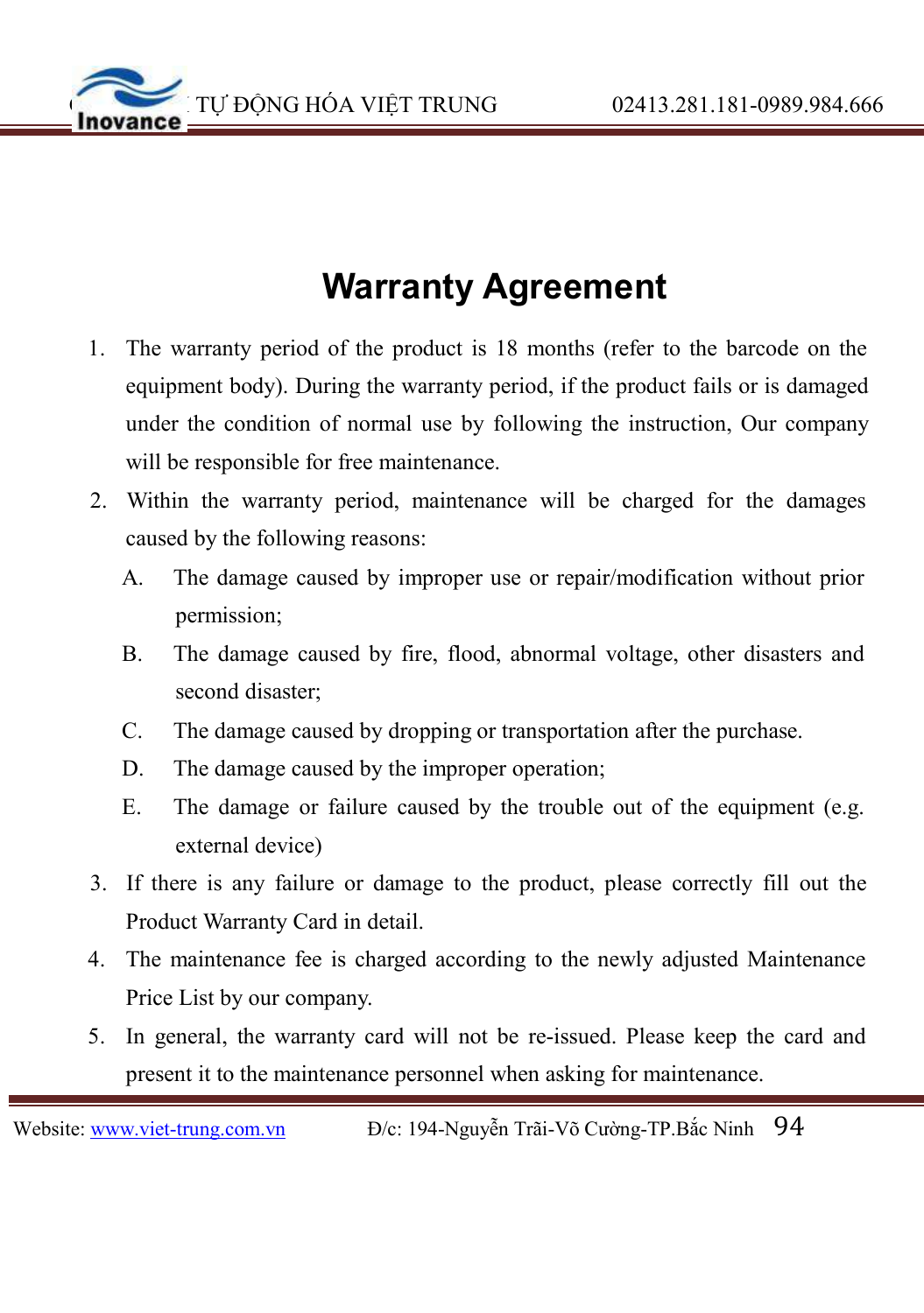# Warranty Agreement

1. The warranty period of the product is 18 months (refer to the barcode on the equipment body). During the warranty period, if the product fails or is damaged under the condition of normal use by following the instruction, Our company will be responsible for free maintenance.
2. Within the warranty period, maintenance will be charged for the damages caused by the following reasons:
   - A. The damage caused by improper use or repair/modification without prior permission;
   - B. The damage caused by fire, flood, abnormal voltage, other disasters and second disaster;
   - C. The damage caused by dropping or transportation after the purchase.
   - D. The damage caused by the improper operation;
   - E. The damage or failure caused by the trouble out of the equipment (e.g. external device)
3. If there is any failure or damage to the product, please correctly fill out the Product Warranty Card in detail.
4. The maintenance fee is charged according to the newly adjusted Maintenance Price List by our company.
5. In general, the warranty card will not be re-issued. Please keep the card and present it to the maintenance personnel when asking for maintenance.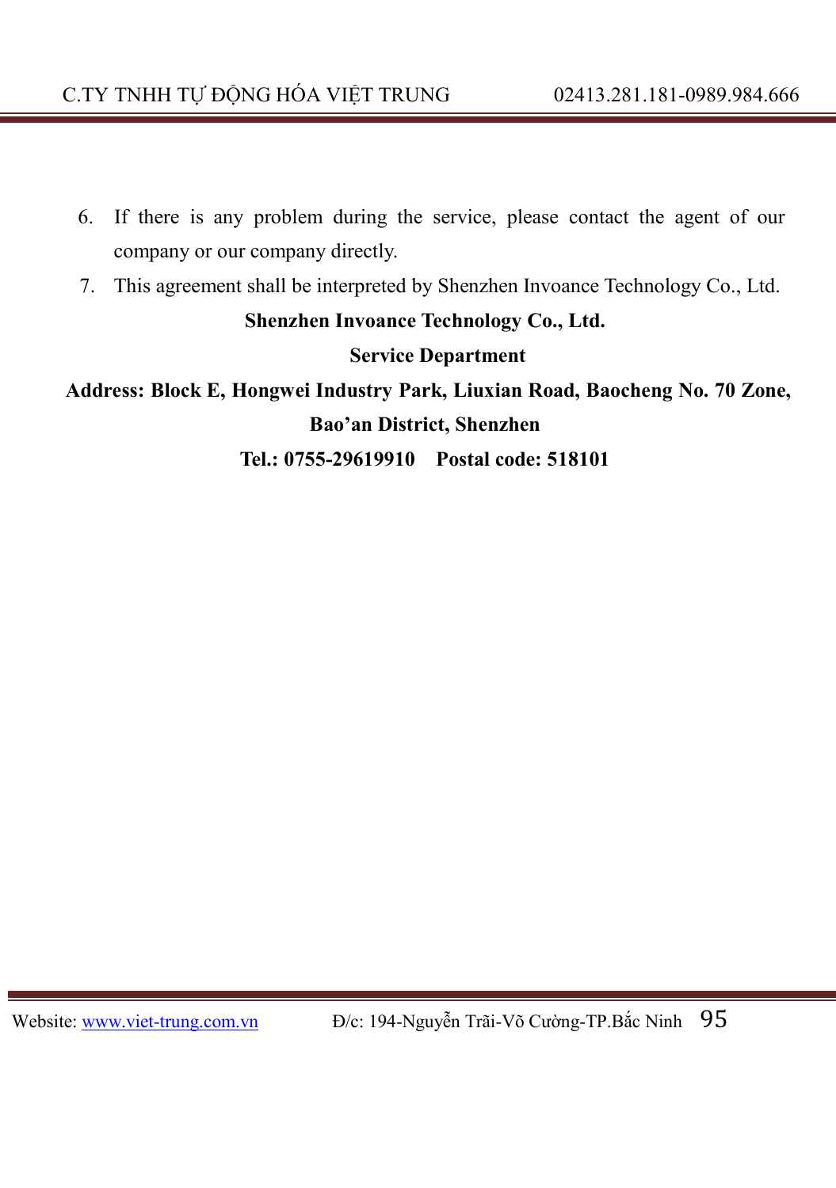6. If there is any problem during the service, please contact the agent of our company or our company directly.
7. This agreement shall be interpreted by Shenzhen Invoance Technology Co., Ltd.

**Shenzhen Invoance Technology Co., Ltd.**

**Service Department**

**Address: Block E, Hongwei Industry Park, Liuxian Road, Baocheng No. 70 Zone, Bao'an District, Shenzhen**

**Tel.: 0755-29619910 Postal code: 518101**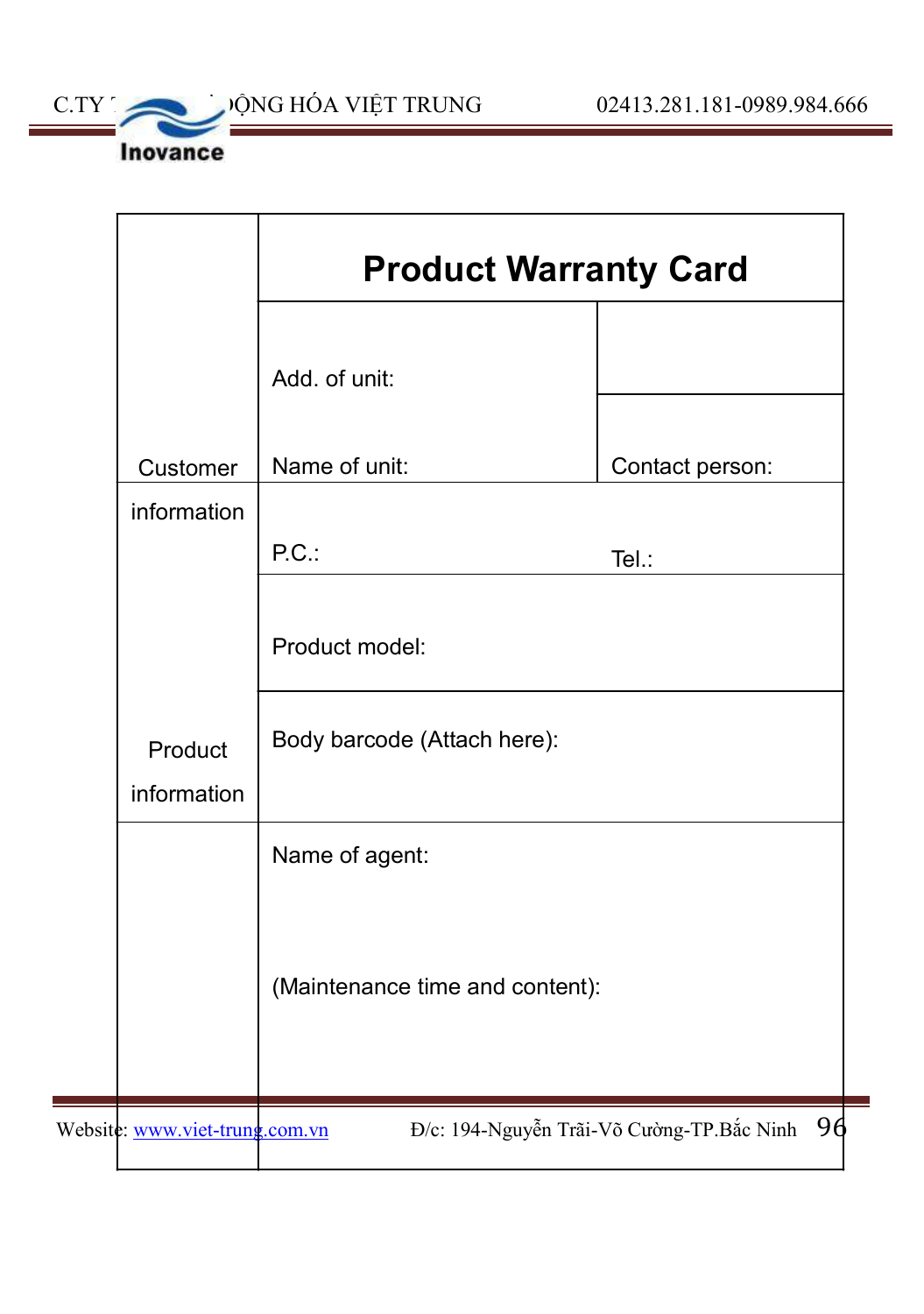| | Product Warranty Card | |
|---|---|---|
| Customer information | Add. of unit: | |
| | Name of unit: | Contact person: |
| | P.C.: | Tel.: |
| Product information | Product model: | |
| | Body barcode (Attach here): | |
| | Name of agent: | |
| | (Maintenance time and content): | |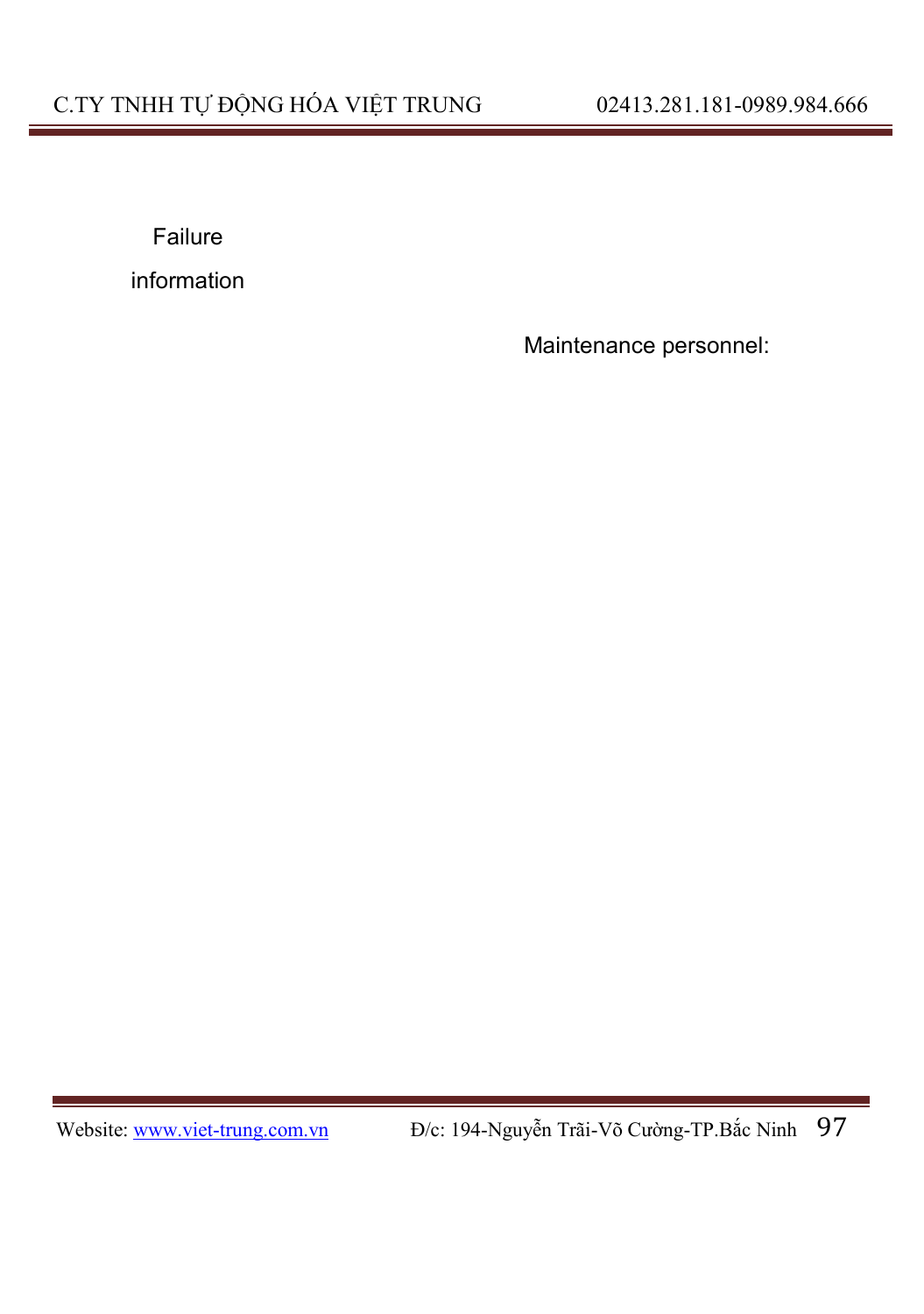Failure information

Maintenance personnel: